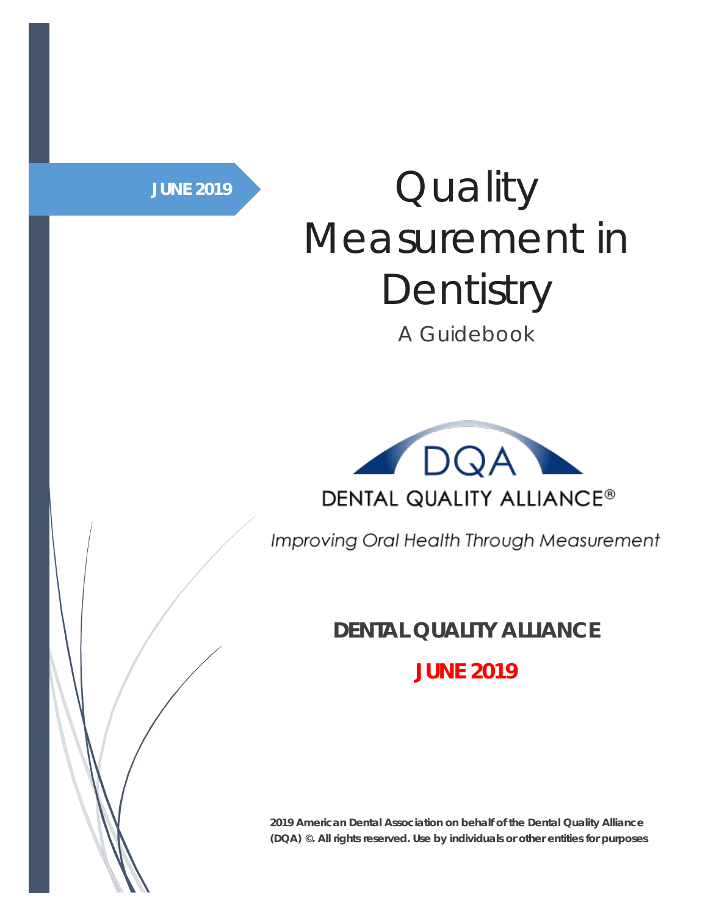JUNE 2019

# Quality Measurement in Dentistry

## A Guidebook

DQA

DENTAL QUALITY ALLIANCE®

*Improving Oral Health Through Measurement*

**DENTAL QUALITY ALLIANCE**

**JUNE 2019**

**2019 American Dental Association on behalf of the Dental Quality Alliance (DQA) ©. All rights reserved. Use by individuals or other entities for purposes**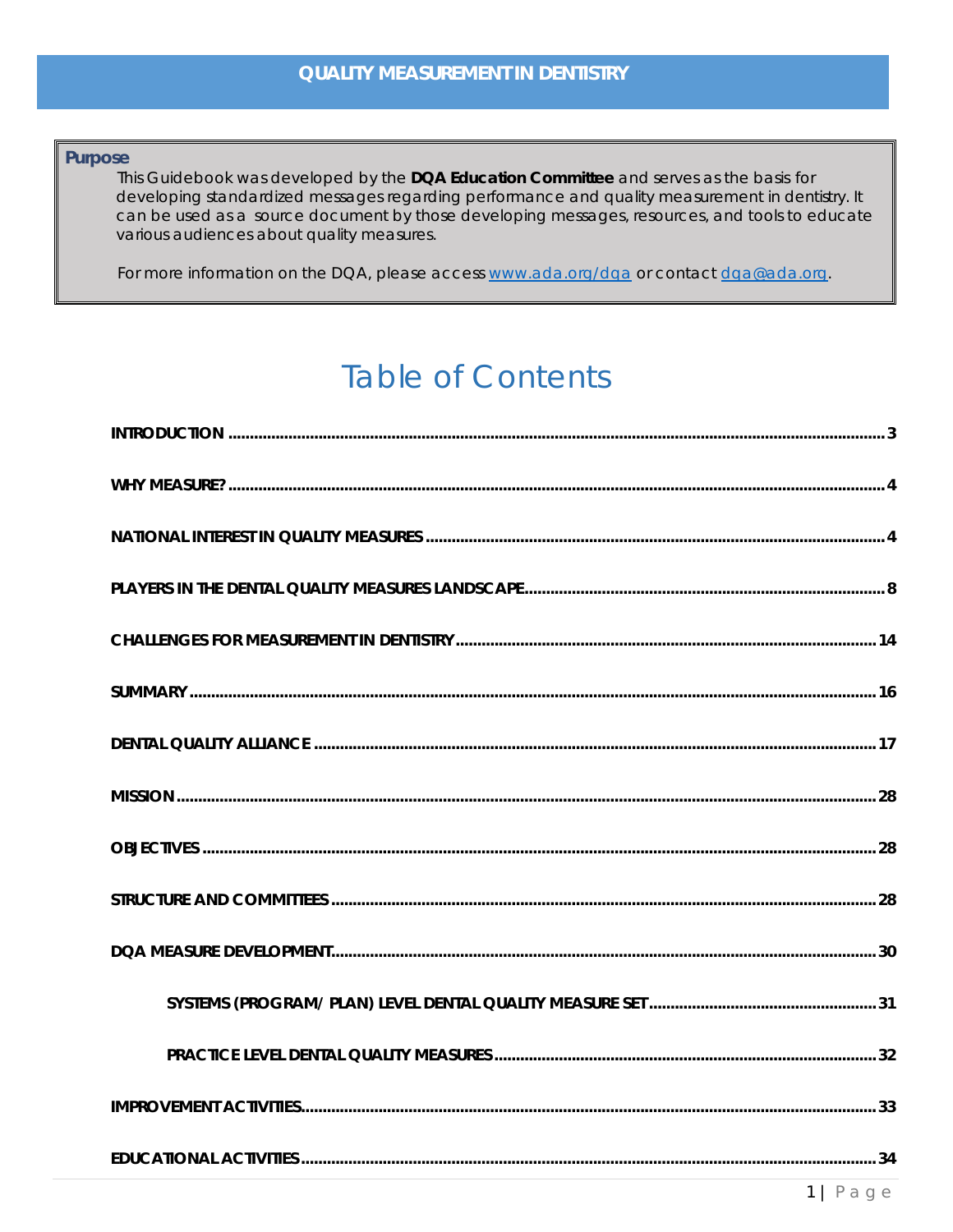# QUALITY MEASUREMENT IN DENTISTRY

**Purpose**

This Guidebook was developed by the **DQA Education Committee** and serves as the basis for developing standardized messages regarding performance and quality measurement in dentistry. It can be used as a source document by those developing messages, resources, and tools to educate various audiences about quality measures.

For more information on the DQA, please access www.ada.org/dqa or contact dqa@ada.org.

# Table of Contents

**INTRODUCTION** ..... 3

**WHY MEASURE?** ..... 4

**NATIONAL INTEREST IN QUALITY MEASURES** ..... 4

**PLAYERS IN THE DENTAL QUALITY MEASURES LANDSCAPE** ..... 8

**CHALLENGES FOR MEASUREMENT IN DENTISTRY** ..... 14

**SUMMARY** ..... 16

**DENTAL QUALITY ALLIANCE** ..... 17

**MISSION** ..... 28

**OBJECTIVES** ..... 28

**STRUCTURE AND COMMITTEES** ..... 28

**DQA MEASURE DEVELOPMENT** ..... 30

- **SYSTEMS (PROGRAM/ PLAN) LEVEL DENTAL QUALITY MEASURE SET** ..... 31
- **PRACTICE LEVEL DENTAL QUALITY MEASURES** ..... 32

**IMPROVEMENT ACTIVITIES** ..... 33

**EDUCATIONAL ACTIVITIES** ..... 34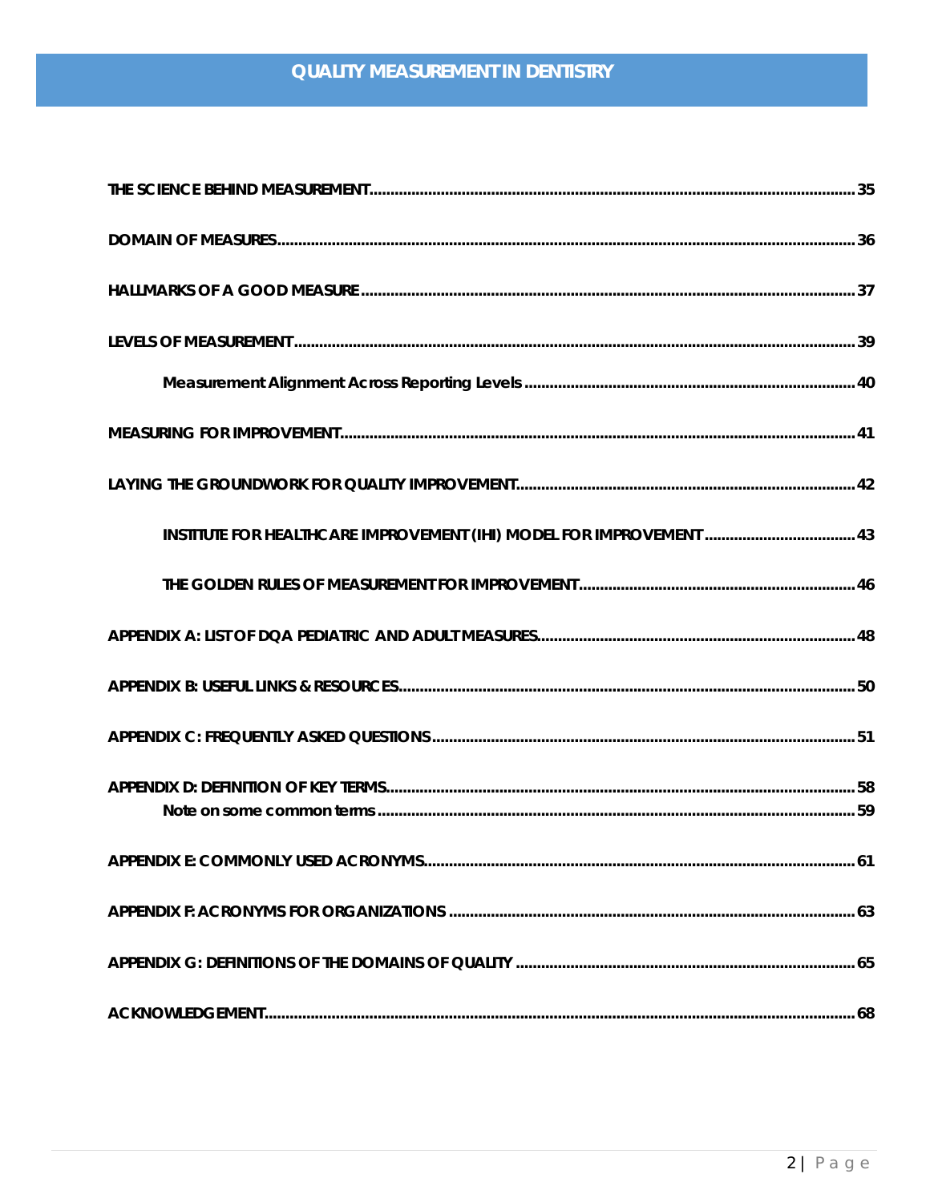# QUALITY MEASUREMENT IN DENTISTRY

THE SCIENCE BEHIND MEASUREMENT .................................................. 35

DOMAIN OF MEASURES .................................................. 36

HALLMARKS OF A GOOD MEASURE .................................................. 37

LEVELS OF MEASUREMENT .................................................. 39

- Measurement Alignment Across Reporting Levels .................................................. 40

MEASURING FOR IMPROVEMENT .................................................. 41

LAYING THE GROUNDWORK FOR QUALITY IMPROVEMENT .................................................. 42

- INSTITUTE FOR HEALTHCARE IMPROVEMENT (IHI) MODEL FOR IMPROVEMENT .................................................. 43

- THE GOLDEN RULES OF MEASUREMENT FOR IMPROVEMENT .................................................. 46

APPENDIX A: LIST OF DQA PEDIATRIC AND ADULT MEASURES .................................................. 48

APPENDIX B: USEFUL LINKS & RESOURCES .................................................. 50

APPENDIX C: FREQUENTLY ASKED QUESTIONS .................................................. 51

APPENDIX D: DEFINITION OF KEY TERMS .................................................. 58

- Note on some common terms .................................................. 59

APPENDIX E: COMMONLY USED ACRONYMS .................................................. 61

APPENDIX F: ACRONYMS FOR ORGANIZATIONS .................................................. 63

APPENDIX G: DEFINITIONS OF THE DOMAINS OF QUALITY .................................................. 65

ACKNOWLEDGEMENT .................................................. 68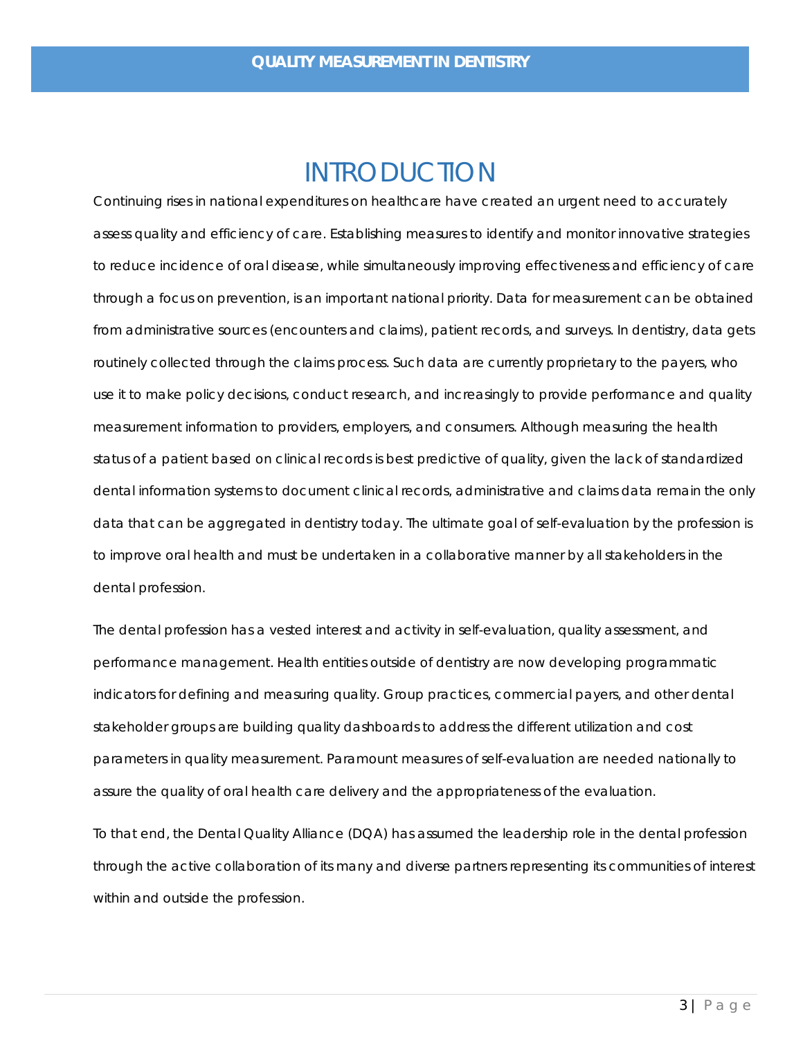# INTRODUCTION

Continuing rises in national expenditures on healthcare have created an urgent need to accurately assess quality and efficiency of care. Establishing measures to identify and monitor innovative strategies to reduce incidence of oral disease, while simultaneously improving effectiveness and efficiency of care through a focus on prevention, is an important national priority. Data for measurement can be obtained from administrative sources (encounters and claims), patient records, and surveys. In dentistry, data gets routinely collected through the claims process. Such data are currently proprietary to the payers, who use it to make policy decisions, conduct research, and increasingly to provide performance and quality measurement information to providers, employers, and consumers. Although measuring the health status of a patient based on clinical records is best predictive of quality, given the lack of standardized dental information systems to document clinical records, administrative and claims data remain the only data that can be aggregated in dentistry today. The ultimate goal of self-evaluation by the profession is to improve oral health and must be undertaken in a collaborative manner by all stakeholders in the dental profession.

The dental profession has a vested interest and activity in self-evaluation, quality assessment, and performance management. Health entities outside of dentistry are now developing programmatic indicators for defining and measuring quality. Group practices, commercial payers, and other dental stakeholder groups are building quality dashboards to address the different utilization and cost parameters in quality measurement. Paramount measures of self-evaluation are needed nationally to assure the quality of oral health care delivery and the appropriateness of the evaluation.

To that end, the Dental Quality Alliance (DQA) has assumed the leadership role in the dental profession through the active collaboration of its many and diverse partners representing its communities of interest within and outside the profession.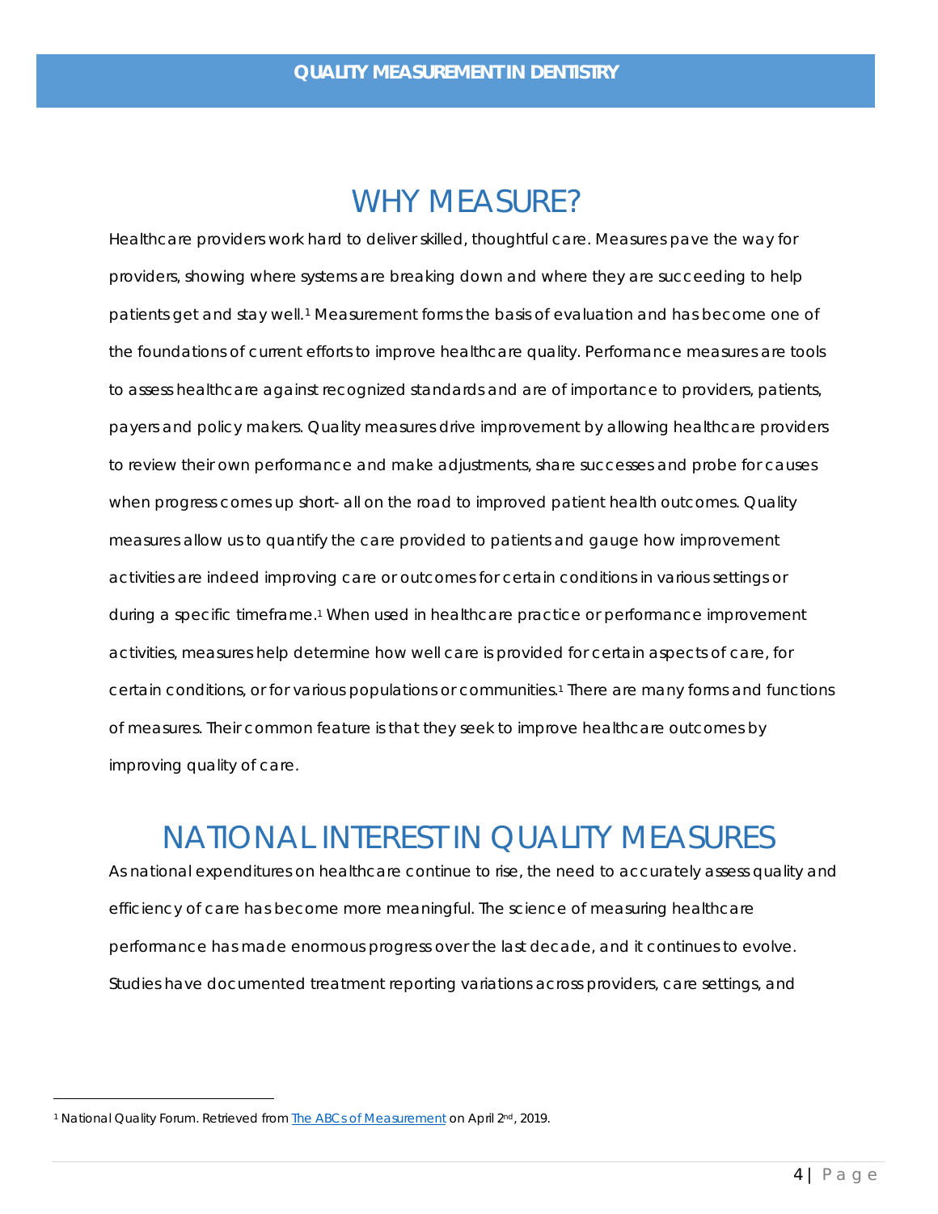# WHY MEASURE?

Healthcare providers work hard to deliver skilled, thoughtful care. Measures pave the way for providers, showing where systems are breaking down and where they are succeeding to help patients get and stay well.[1] Measurement forms the basis of evaluation and has become one of the foundations of current efforts to improve healthcare quality. Performance measures are tools to assess healthcare against recognized standards and are of importance to providers, patients, payers and policy makers. Quality measures drive improvement by allowing healthcare providers to review their own performance and make adjustments, share successes and probe for causes when progress comes up short- all on the road to improved patient health outcomes. Quality measures allow us to quantify the care provided to patients and gauge how improvement activities are indeed improving care or outcomes for certain conditions in various settings or during a specific timeframe.[1] When used in healthcare practice or performance improvement activities, measures help determine how well care is provided for certain aspects of care, for certain conditions, or for various populations or communities.[1] There are many forms and functions of measures. Their common feature is that they seek to improve healthcare outcomes by improving quality of care.

# NATIONAL INTEREST IN QUALITY MEASURES

As national expenditures on healthcare continue to rise, the need to accurately assess quality and efficiency of care has become more meaningful. The science of measuring healthcare performance has made enormous progress over the last decade, and it continues to evolve. Studies have documented treatment reporting variations across providers, care settings, and

---

[1] National Quality Forum. Retrieved from The ABCs of Measurement on April 2nd, 2019.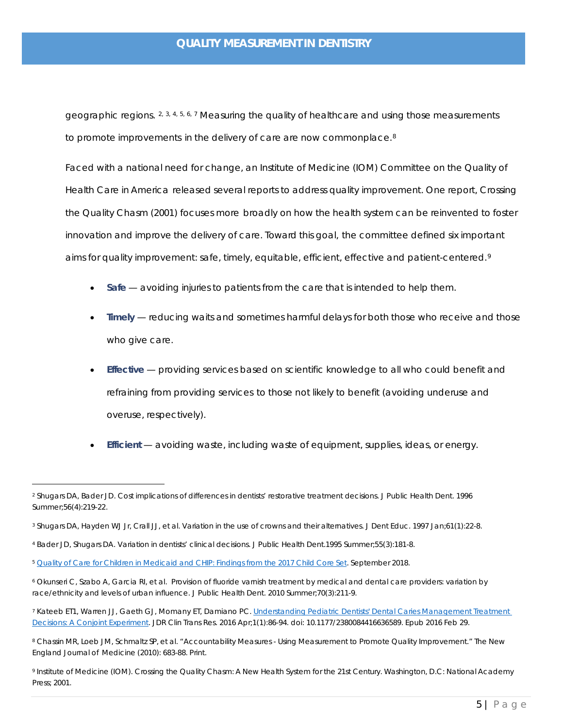geographic regions. [2, 3, 4, 5, 6, 7] Measuring the quality of healthcare and using those measurements to promote improvements in the delivery of care are now commonplace.[8]

Faced with a national need for change, an Institute of Medicine (IOM) Committee on the Quality of Health Care in America released several reports to address quality improvement. One report, Crossing the Quality Chasm (2001) focuses more broadly on how the health system can be reinvented to foster innovation and improve the delivery of care. Toward this goal, the committee defined six important aims for quality improvement: safe, timely, equitable, efficient, effective and patient-centered.[9]

- **Safe** — avoiding injuries to patients from the care that is intended to help them.
- **Timely** — reducing waits and sometimes harmful delays for both those who receive and those who give care.
- **Effective** — providing services based on scientific knowledge to all who could benefit and refraining from providing services to those not likely to benefit (avoiding underuse and overuse, respectively).
- **Efficient** — avoiding waste, including waste of equipment, supplies, ideas, or energy.

---

[2] Shugars DA, Bader JD. Cost implications of differences in dentists' restorative treatment decisions. J Public Health Dent. 1996 Summer;56(4):219-22.

[3] Shugars DA, Hayden WJ Jr, Crall JJ, et al. Variation in the use of crowns and their alternatives. J Dent Educ. 1997 Jan;61(1):22-8.

[4] Bader JD, Shugars DA. Variation in dentists' clinical decisions. J Public Health Dent.1995 Summer;55(3):181-8.

[5] Quality of Care for Children in Medicaid and CHIP: Findings from the 2017 Child Core Set. September 2018.

[6] Okunseri C, Szabo A, Garcia RI, et al. Provision of fluoride varnish treatment by medical and dental care providers: variation by race/ethnicity and levels of urban influence. J Public Health Dent. 2010 Summer;70(3):211-9.

[7] Kateeb ET1, Warren JJ, Gaeth GJ, Momany ET, Damiano PC. Understanding Pediatric Dentists' Dental Caries Management Treatment Decisions: A Conjoint Experiment. JDR Clin Trans Res. 2016 Apr;1(1):86-94. doi: 10.1177/2380084416636589. Epub 2016 Feb 29.

[8] Chassin MR, Loeb JM, Schmaltz SP, et al. "Accountability Measures - Using Measurement to Promote Quality Improvement." The New England Journal of Medicine (2010): 683-88. Print.

[9] Institute of Medicine (IOM). Crossing the Quality Chasm: A New Health System for the 21st Century. Washington, D.C: National Academy Press; 2001.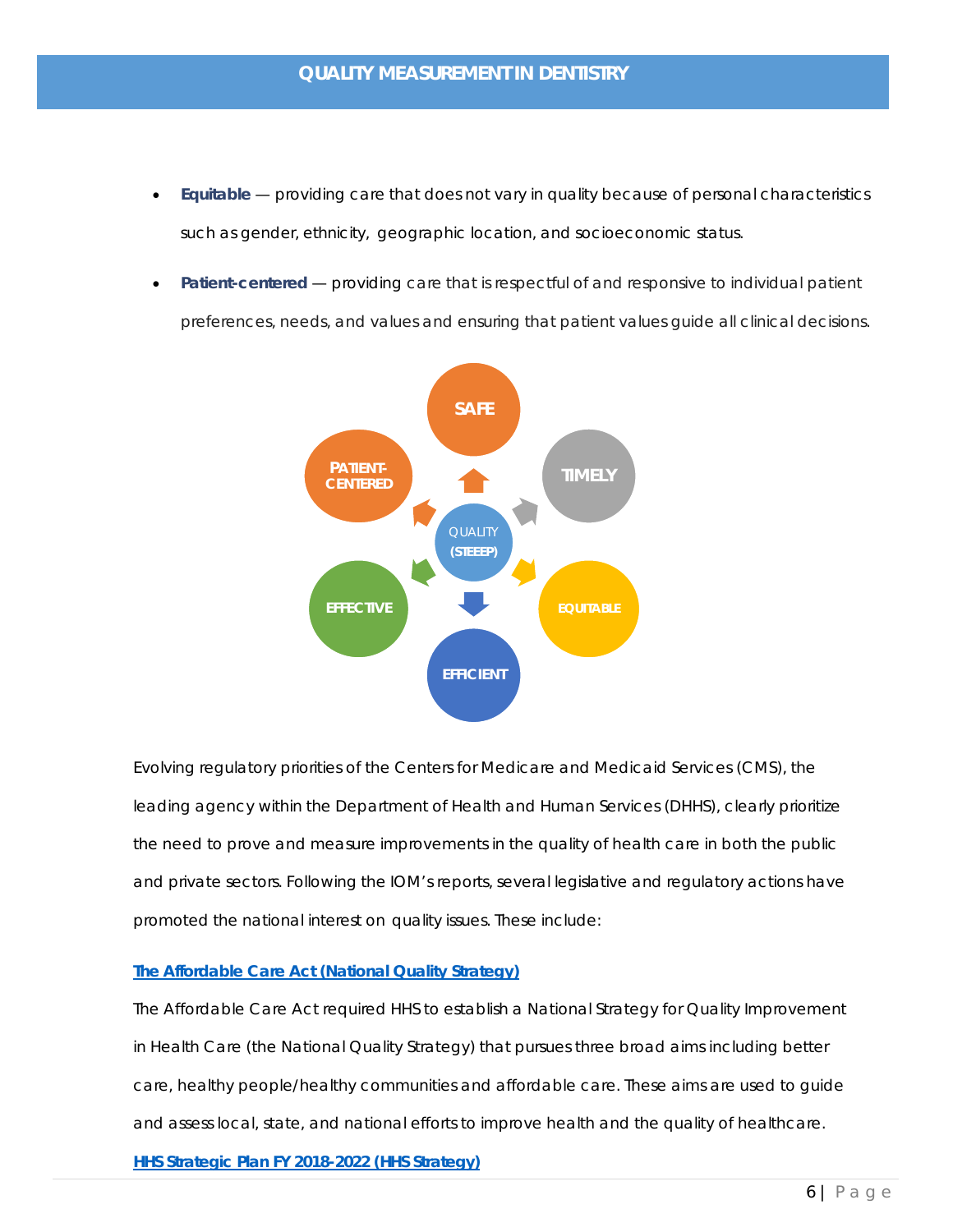- **Equitable** — providing care that does not vary in quality because of personal characteristics such as gender, ethnicity, geographic location, and socioeconomic status.
- **Patient-centered** — providing care that is respectful of and responsive to individual patient preferences, needs, and values and ensuring that patient values guide all clinical decisions.

SAFE

PATIENT-CENTERED

TIMELY

QUALITY (STEEEP)

EFFECTIVE

EQUITABLE

EFFICIENT

Evolving regulatory priorities of the Centers for Medicare and Medicaid Services (CMS), the leading agency within the Department of Health and Human Services (DHHS), clearly prioritize the need to prove and measure improvements in the quality of health care in both the public and private sectors. Following the IOM's reports, several legislative and regulatory actions have promoted the national interest on quality issues. These include:

**The Affordable Care Act (National Quality Strategy)**

The Affordable Care Act required HHS to establish a National Strategy for Quality Improvement in Health Care (the National Quality Strategy) that pursues three broad aims including better care, healthy people/healthy communities and affordable care. These aims are used to guide and assess local, state, and national efforts to improve health and the quality of healthcare.

**HHS Strategic Plan FY 2018-2022 (HHS Strategy)**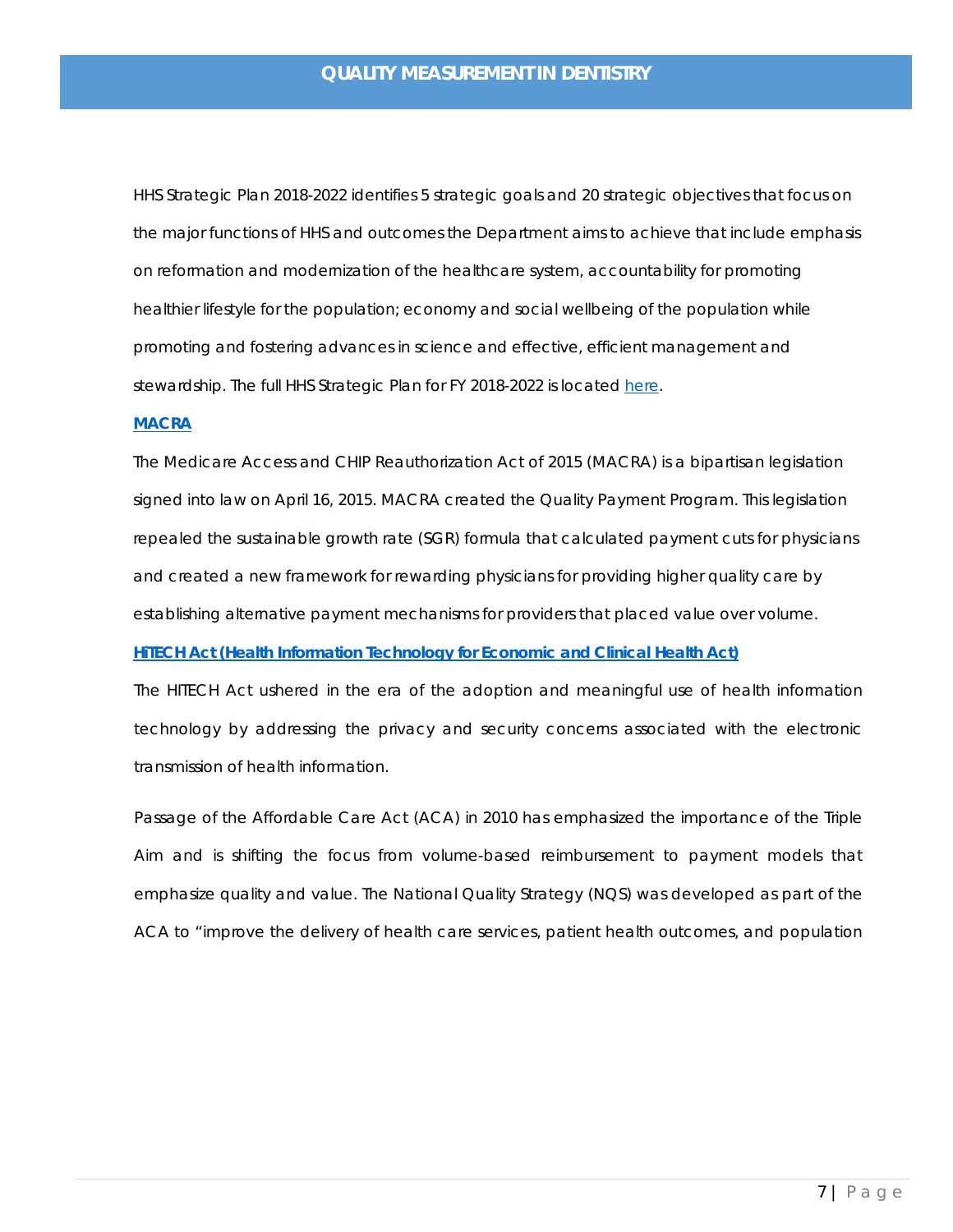HHS Strategic Plan 2018-2022 identifies 5 strategic goals and 20 strategic objectives that focus on the major functions of HHS and outcomes the Department aims to achieve that include emphasis on reformation and modernization of the healthcare system, accountability for promoting healthier lifestyle for the population; economy and social wellbeing of the population while promoting and fostering advances in science and effective, efficient management and stewardship. The full HHS Strategic Plan for FY 2018-2022 is located [here](#).

**[MACRA](#)**

The Medicare Access and CHIP Reauthorization Act of 2015 (MACRA) is a bipartisan legislation signed into law on April 16, 2015. MACRA created the Quality Payment Program. This legislation repealed the sustainable growth rate (SGR) formula that calculated payment cuts for physicians and created a new framework for rewarding physicians for providing higher quality care by establishing alternative payment mechanisms for providers that placed value over volume.

**[HITECH Act (Health Information Technology for Economic and Clinical Health Act)](#)**

The HITECH Act ushered in the era of the adoption and meaningful use of health information technology by addressing the privacy and security concerns associated with the electronic transmission of health information.

Passage of the Affordable Care Act (ACA) in 2010 has emphasized the importance of the Triple Aim and is shifting the focus from volume-based reimbursement to payment models that emphasize quality and value. The National Quality Strategy (NQS) was developed as part of the ACA to "improve the delivery of health care services, patient health outcomes, and population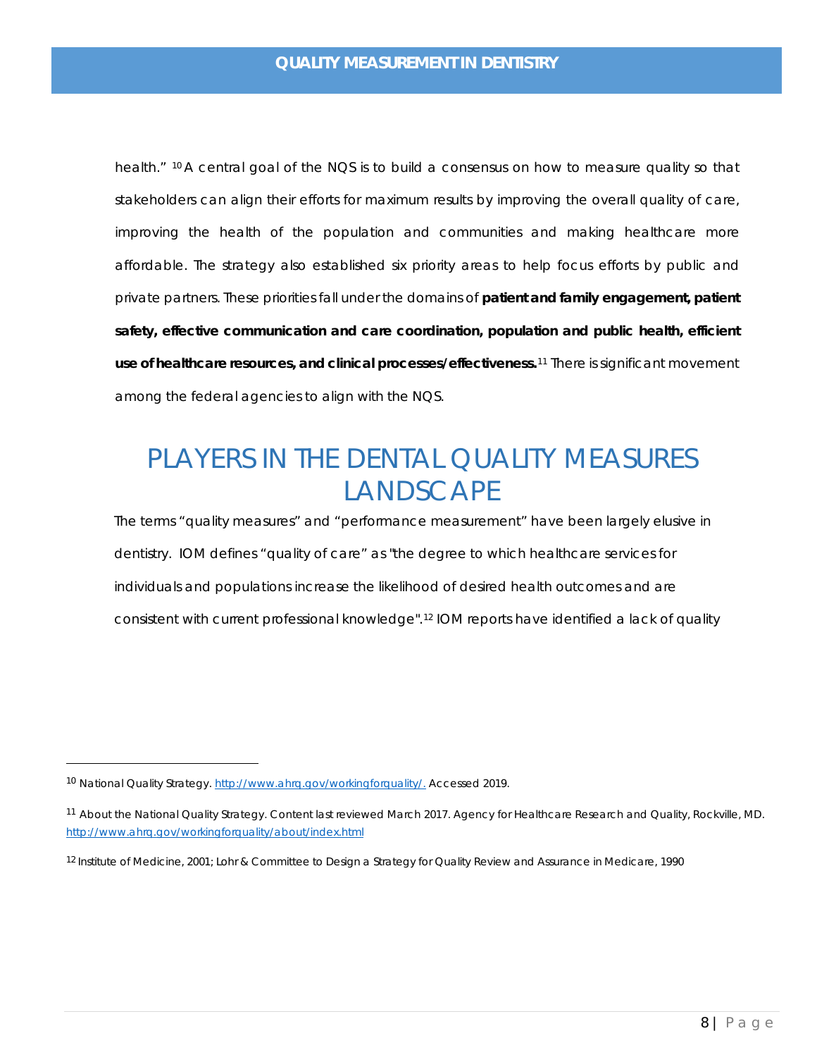health." [10] A central goal of the NQS is to build a consensus on how to measure quality so that stakeholders can align their efforts for maximum results by improving the overall quality of care, improving the health of the population and communities and making healthcare more affordable. The strategy also established six priority areas to help focus efforts by public and private partners. These priorities fall under the domains of **patient and family engagement, patient safety, effective communication and care coordination, population and public health, efficient use of healthcare resources, and clinical processes/effectiveness.**[11] There is significant movement among the federal agencies to align with the NQS.

# PLAYERS IN THE DENTAL QUALITY MEASURES LANDSCAPE

The terms "quality measures" and "performance measurement" have been largely elusive in dentistry. IOM defines "quality of care" as "the degree to which healthcare services for individuals and populations increase the likelihood of desired health outcomes and are consistent with current professional knowledge".[12] IOM reports have identified a lack of quality

---

[10] National Quality Strategy. http://www.ahrq.gov/workingforquality/. Accessed 2019.

[11] About the National Quality Strategy. Content last reviewed March 2017. Agency for Healthcare Research and Quality, Rockville, MD. http://www.ahrq.gov/workingforquality/about/index.html

[12] Institute of Medicine, 2001; Lohr & Committee to Design a Strategy for Quality Review and Assurance in Medicare, 1990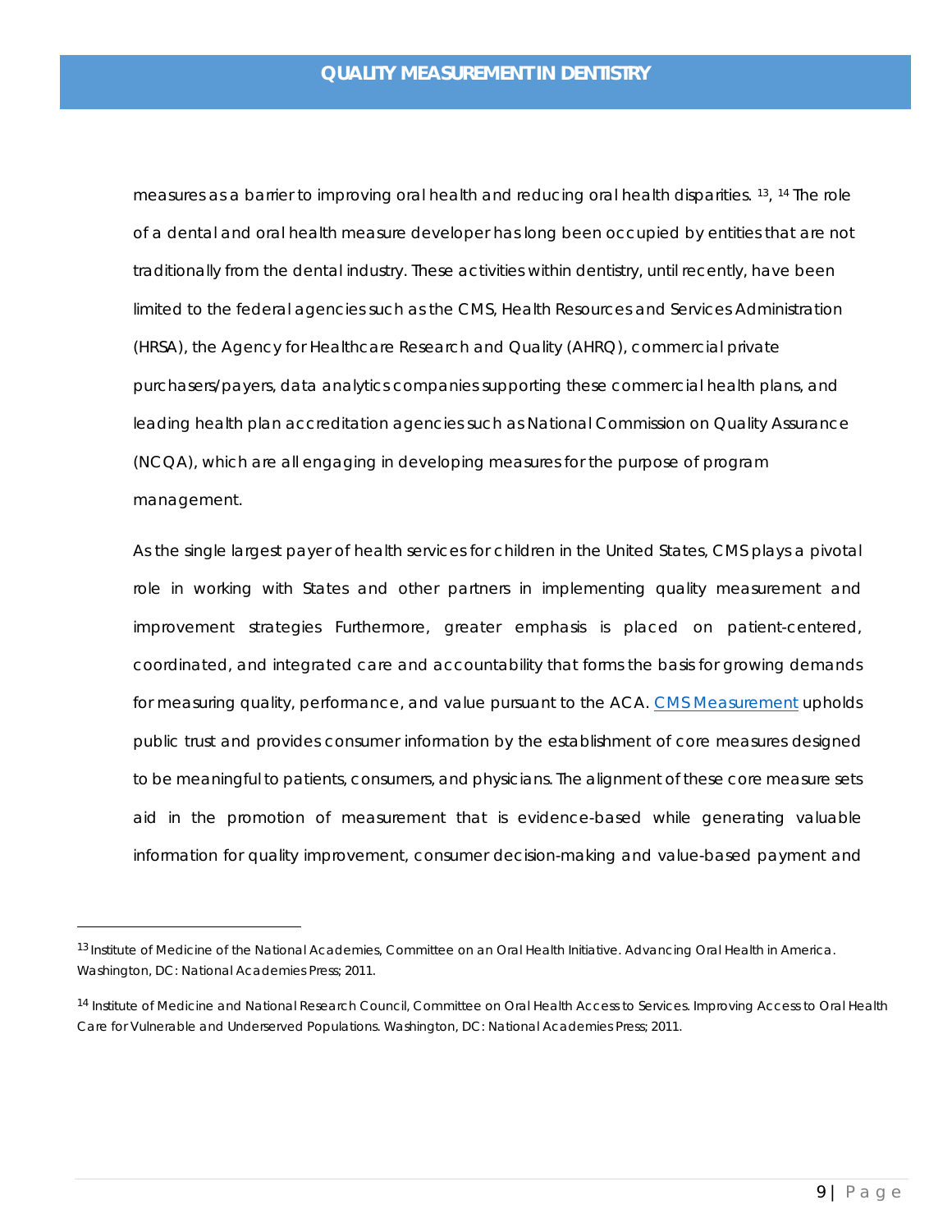measures as a barrier to improving oral health and reducing oral health disparities. [13], [14] The role of a dental and oral health measure developer has long been occupied by entities that are not traditionally from the dental industry. These activities within dentistry, until recently, have been limited to the federal agencies such as the CMS, Health Resources and Services Administration (HRSA), the Agency for Healthcare Research and Quality (AHRQ), commercial private purchasers/payers, data analytics companies supporting these commercial health plans, and leading health plan accreditation agencies such as National Commission on Quality Assurance (NCQA), which are all engaging in developing measures for the purpose of program management.

As the single largest payer of health services for children in the United States, CMS plays a pivotal role in working with States and other partners in implementing quality measurement and improvement strategies Furthermore, greater emphasis is placed on patient-centered, coordinated, and integrated care and accountability that forms the basis for growing demands for measuring quality, performance, and value pursuant to the ACA. CMS Measurement upholds public trust and provides consumer information by the establishment of core measures designed to be meaningful to patients, consumers, and physicians. The alignment of these core measure sets aid in the promotion of measurement that is evidence-based while generating valuable information for quality improvement, consumer decision-making and value-based payment and

---

[13] Institute of Medicine of the National Academies, Committee on an Oral Health Initiative. Advancing Oral Health in America. Washington, DC: National Academies Press; 2011.

[14] Institute of Medicine and National Research Council, Committee on Oral Health Access to Services. Improving Access to Oral Health Care for Vulnerable and Underserved Populations. Washington, DC: National Academies Press; 2011.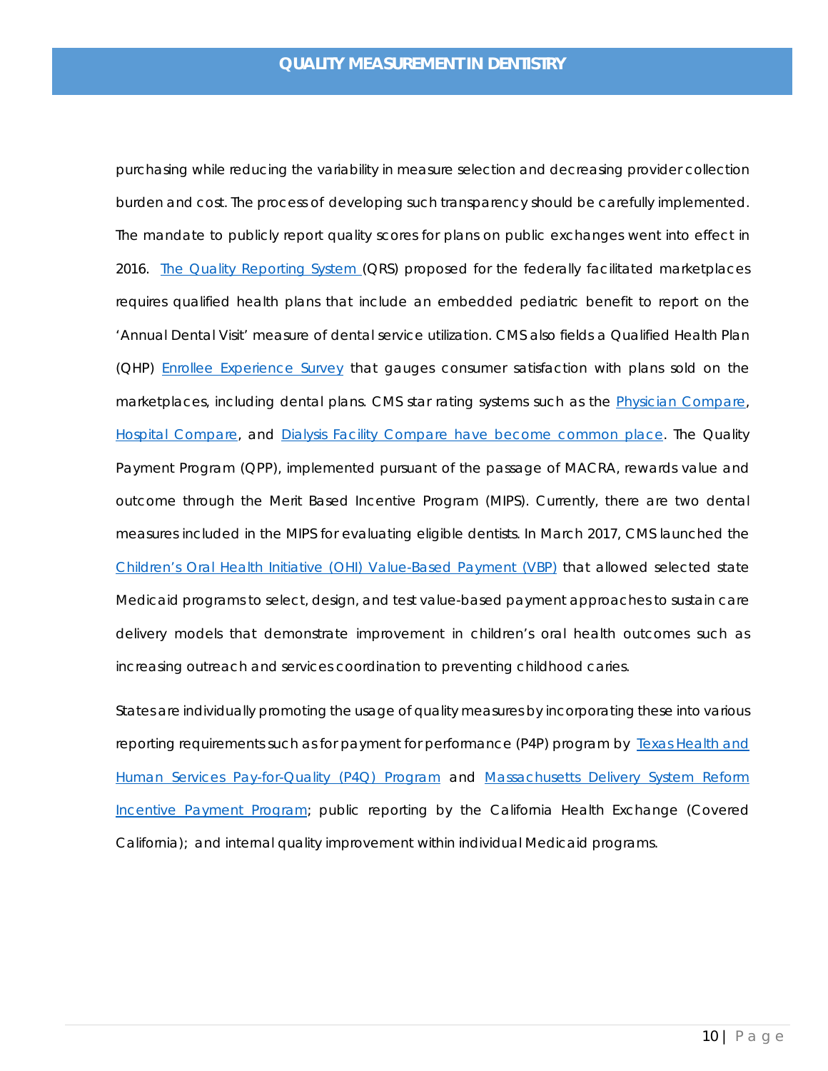purchasing while reducing the variability in measure selection and decreasing provider collection burden and cost. The process of developing such transparency should be carefully implemented. The mandate to publicly report quality scores for plans on public exchanges went into effect in 2016. The Quality Reporting System (QRS) proposed for the federally facilitated marketplaces requires qualified health plans that include an embedded pediatric benefit to report on the 'Annual Dental Visit' measure of dental service utilization. CMS also fields a Qualified Health Plan (QHP) Enrollee Experience Survey that gauges consumer satisfaction with plans sold on the marketplaces, including dental plans. CMS star rating systems such as the Physician Compare, Hospital Compare, and Dialysis Facility Compare have become common place. The Quality Payment Program (QPP), implemented pursuant of the passage of MACRA, rewards value and outcome through the Merit Based Incentive Program (MIPS). Currently, there are two dental measures included in the MIPS for evaluating eligible dentists. In March 2017, CMS launched the Children's Oral Health Initiative (OHI) Value-Based Payment (VBP) that allowed selected state Medicaid programs to select, design, and test value-based payment approaches to sustain care delivery models that demonstrate improvement in children's oral health outcomes such as increasing outreach and services coordination to preventing childhood caries.

States are individually promoting the usage of quality measures by incorporating these into various reporting requirements such as for payment for performance (P4P) program by Texas Health and Human Services Pay-for-Quality (P4Q) Program and Massachusetts Delivery System Reform Incentive Payment Program; public reporting by the California Health Exchange (Covered California); and internal quality improvement within individual Medicaid programs.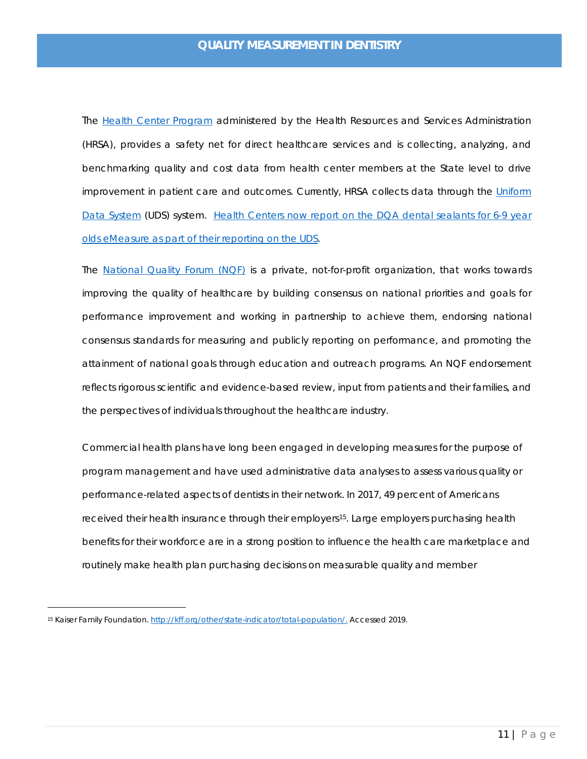## QUALITY MEASUREMENT IN DENTISTRY

The [Health Center Program](#) administered by the Health Resources and Services Administration (HRSA), provides a safety net for direct healthcare services and is collecting, analyzing, and benchmarking quality and cost data from health center members at the State level to drive improvement in patient care and outcomes. Currently, HRSA collects data through the [Uniform Data System](#) (UDS) system. [Health Centers now report on the DQA dental sealants for 6-9 year olds eMeasure as part of their reporting on the UDS](#).

The [National Quality Forum (NQF)](#) is a private, not-for-profit organization, that works towards improving the quality of healthcare by building consensus on national priorities and goals for performance improvement and working in partnership to achieve them, endorsing national consensus standards for measuring and publicly reporting on performance, and promoting the attainment of national goals through education and outreach programs. An NQF endorsement reflects rigorous scientific and evidence-based review, input from patients and their families, and the perspectives of individuals throughout the healthcare industry.

Commercial health plans have long been engaged in developing measures for the purpose of program management and have used administrative data analyses to assess various quality or performance-related aspects of dentists in their network. In 2017, 49 percent of Americans received their health insurance through their employers[15]. Large employers purchasing health benefits for their workforce are in a strong position to influence the health care marketplace and routinely make health plan purchasing decisions on measurable quality and member

[15] Kaiser Family Foundation. http://kff.org/other/state-indicator/total-population/. Accessed 2019.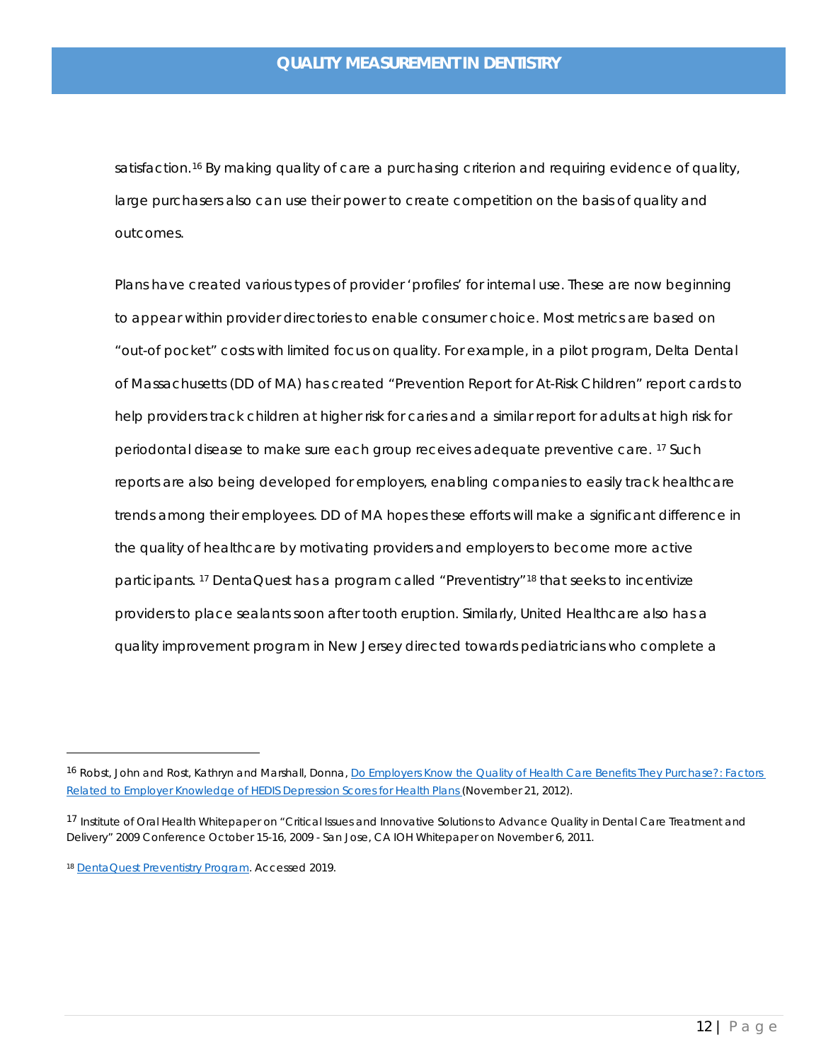satisfaction.[16] By making quality of care a purchasing criterion and requiring evidence of quality, large purchasers also can use their power to create competition on the basis of quality and outcomes.

Plans have created various types of provider 'profiles' for internal use. These are now beginning to appear within provider directories to enable consumer choice. Most metrics are based on "out-of pocket" costs with limited focus on quality. For example, in a pilot program, Delta Dental of Massachusetts (DD of MA) has created "Prevention Report for At-Risk Children" report cards to help providers track children at higher risk for caries and a similar report for adults at high risk for periodontal disease to make sure each group receives adequate preventive care. [17] Such reports are also being developed for employers, enabling companies to easily track healthcare trends among their employees. DD of MA hopes these efforts will make a significant difference in the quality of healthcare by motivating providers and employers to become more active participants. [17] DentaQuest has a program called "Preventistry"[18] that seeks to incentivize providers to place sealants soon after tooth eruption. Similarly, United Healthcare also has a quality improvement program in New Jersey directed towards pediatricians who complete a

---

[16] Robst, John and Rost, Kathryn and Marshall, Donna, Do Employers Know the Quality of Health Care Benefits They Purchase?: Factors Related to Employer Knowledge of HEDIS Depression Scores for Health Plans (November 21, 2012).

[17] Institute of Oral Health Whitepaper on "Critical Issues and Innovative Solutions to Advance Quality in Dental Care Treatment and Delivery" 2009 Conference October 15-16, 2009 - San Jose, CA IOH Whitepaper on November 6, 2011.

[18] DentaQuest Preventistry Program. Accessed 2019.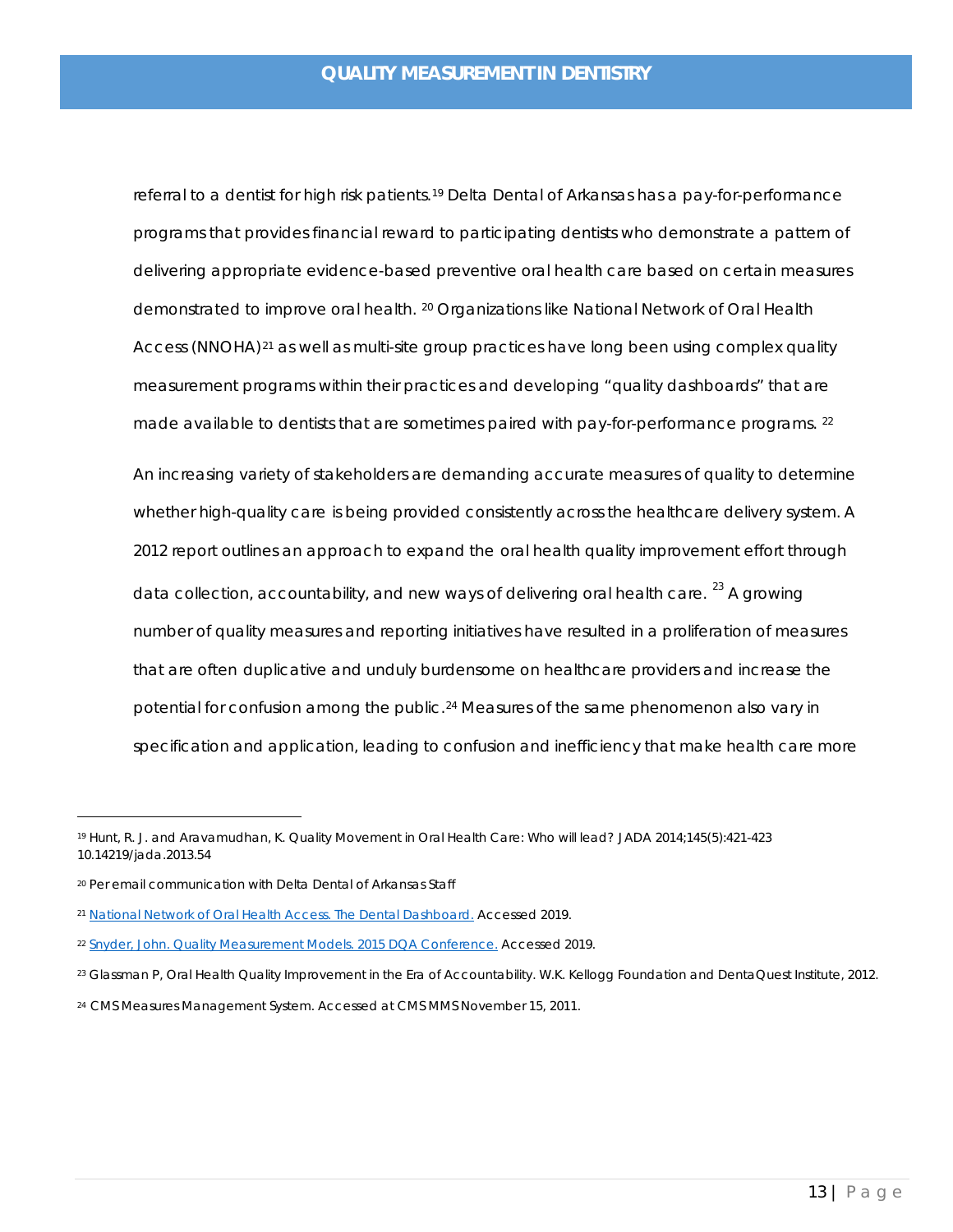referral to a dentist for high risk patients.[19] Delta Dental of Arkansas has a pay-for-performance programs that provides financial reward to participating dentists who demonstrate a pattern of delivering appropriate evidence-based preventive oral health care based on certain measures demonstrated to improve oral health. [20] Organizations like National Network of Oral Health Access (NNOHA)[21] as well as multi-site group practices have long been using complex quality measurement programs within their practices and developing "quality dashboards" that are made available to dentists that are sometimes paired with pay-for-performance programs. [22]

An increasing variety of stakeholders are demanding accurate measures of quality to determine whether high-quality care is being provided consistently across the healthcare delivery system. A 2012 report outlines an approach to expand the oral health quality improvement effort through data collection, accountability, and new ways of delivering oral health care. [23] A growing number of quality measures and reporting initiatives have resulted in a proliferation of measures that are often duplicative and unduly burdensome on healthcare providers and increase the potential for confusion among the public.[24] Measures of the same phenomenon also vary in specification and application, leading to confusion and inefficiency that make health care more

---

[19] Hunt, R. J. and Aravamudhan, K. Quality Movement in Oral Health Care: Who will lead? JADA 2014;145(5):421-423 10.14219/jada.2013.54

[20] Per email communication with Delta Dental of Arkansas Staff

[21] National Network of Oral Health Access. The Dental Dashboard. Accessed 2019.

[22] Snyder, John. Quality Measurement Models. 2015 DQA Conference. Accessed 2019.

[23] Glassman P, Oral Health Quality Improvement in the Era of Accountability. W.K. Kellogg Foundation and DentaQuest Institute, 2012.

[24] CMS Measures Management System. Accessed at CMS MMS November 15, 2011.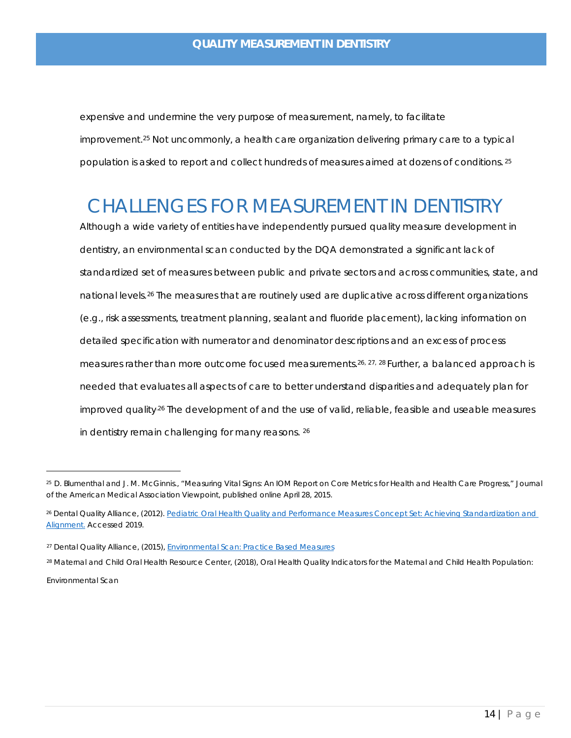expensive and undermine the very purpose of measurement, namely, to facilitate improvement.[25] Not uncommonly, a health care organization delivering primary care to a typical population is asked to report and collect hundreds of measures aimed at dozens of conditions.[25]

# CHALLENGES FOR MEASUREMENT IN DENTISTRY

Although a wide variety of entities have independently pursued quality measure development in dentistry, an environmental scan conducted by the DQA demonstrated a significant lack of standardized set of measures between public and private sectors and across communities, state, and national levels.[26] The measures that are routinely used are duplicative across different organizations (e.g., risk assessments, treatment planning, sealant and fluoride placement), lacking information on detailed specification with numerator and denominator descriptions and an excess of process measures rather than more outcome focused measurements.[26, 27, 28] Further, a balanced approach is needed that evaluates all aspects of care to better understand disparities and adequately plan for improved quality.[26] The development of and the use of valid, reliable, feasible and useable measures in dentistry remain challenging for many reasons.[26]

---

[25] D. Blumenthal and J. M. McGinnis., "Measuring Vital Signs: An IOM Report on Core Metrics for Health and Health Care Progress," Journal of the American Medical Association Viewpoint, published online April 28, 2015.

[26] Dental Quality Alliance, (2012). Pediatric Oral Health Quality and Performance Measures Concept Set: Achieving Standardization and Alignment. Accessed 2019.

[27] Dental Quality Alliance, (2015), Environmental Scan: Practice Based Measures

[28] Maternal and Child Oral Health Resource Center, (2018), Oral Health Quality Indicators for the Maternal and Child Health Population: Environmental Scan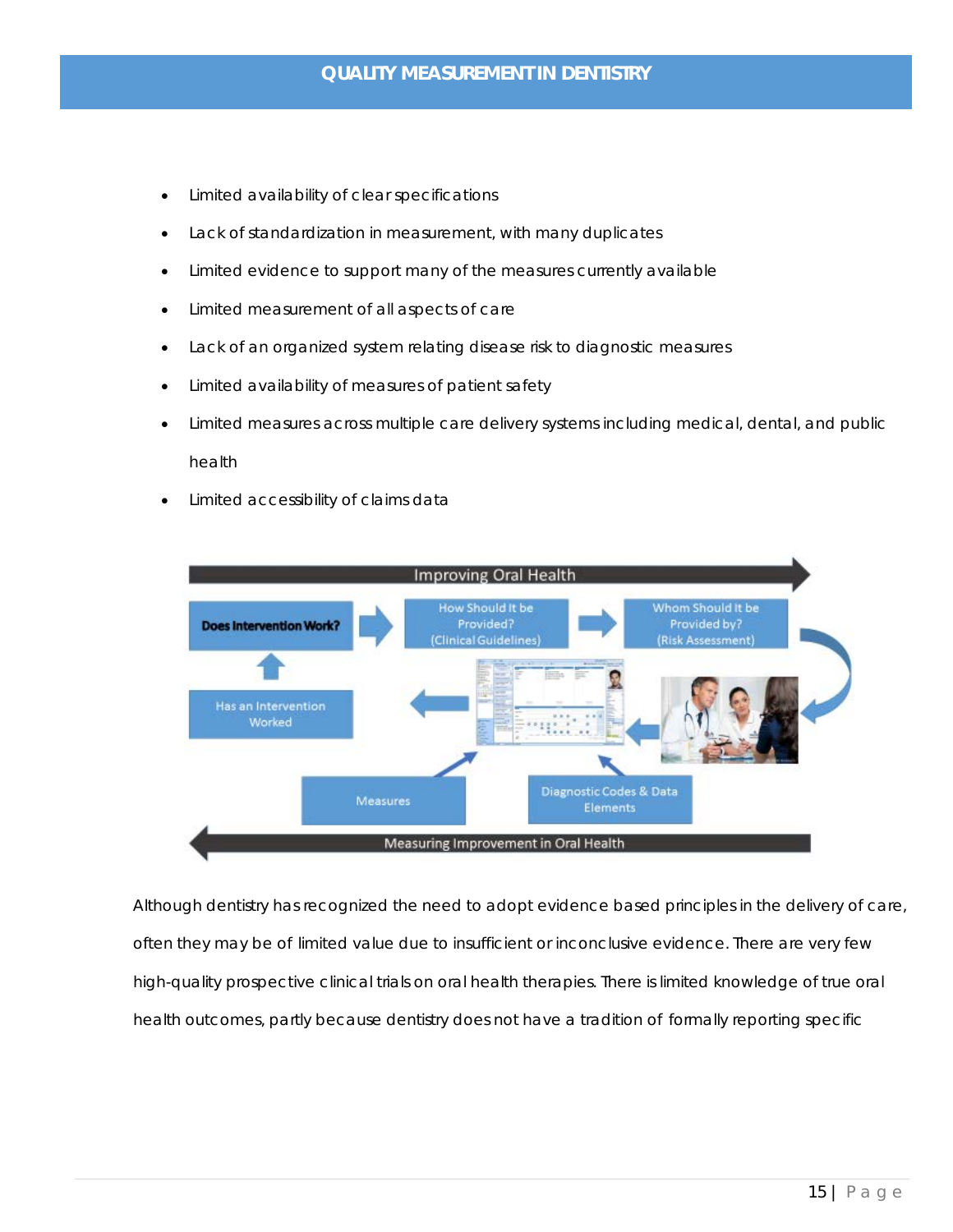- Limited availability of clear specifications
- Lack of standardization in measurement, with many duplicates
- Limited evidence to support many of the measures currently available
- Limited measurement of all aspects of care
- Lack of an organized system relating disease risk to diagnostic measures
- Limited availability of measures of patient safety
- Limited measures across multiple care delivery systems including medical, dental, and public health
- Limited accessibility of claims data

Although dentistry has recognized the need to adopt evidence based principles in the delivery of care, often they may be of limited value due to insufficient or inconclusive evidence. There are very few high-quality prospective clinical trials on oral health therapies. There is limited knowledge of true oral health outcomes, partly because dentistry does not have a tradition of formally reporting specific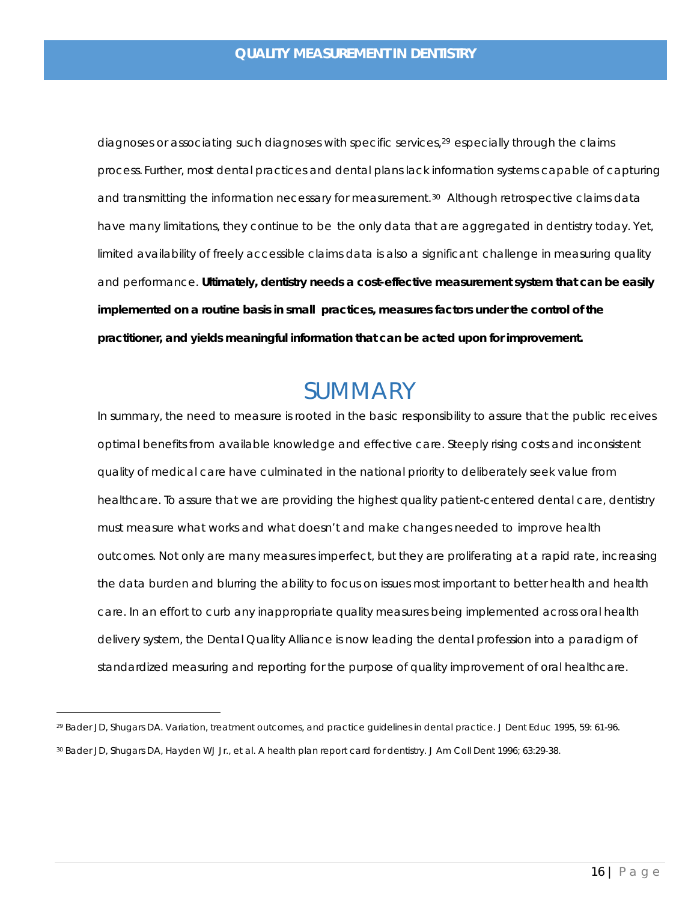diagnoses or associating such diagnoses with specific services,[29] especially through the claims process. Further, most dental practices and dental plans lack information systems capable of capturing and transmitting the information necessary for measurement.[30] Although retrospective claims data have many limitations, they continue to be the only data that are aggregated in dentistry today. Yet, limited availability of freely accessible claims data is also a significant challenge in measuring quality and performance. **Ultimately, dentistry needs a cost-effective measurement system that can be easily implemented on a routine basis in small practices, measures factors under the control of the practitioner, and yields meaningful information that can be acted upon for improvement.**

# SUMMARY

In summary, the need to measure is rooted in the basic responsibility to assure that the public receives optimal benefits from available knowledge and effective care. Steeply rising costs and inconsistent quality of medical care have culminated in the national priority to deliberately seek value from healthcare. To assure that we are providing the highest quality patient-centered dental care, dentistry must measure what works and what doesn't and make changes needed to improve health outcomes. Not only are many measures imperfect, but they are proliferating at a rapid rate, increasing the data burden and blurring the ability to focus on issues most important to better health and health care. In an effort to curb any inappropriate quality measures being implemented across oral health delivery system, the Dental Quality Alliance is now leading the dental profession into a paradigm of standardized measuring and reporting for the purpose of quality improvement of oral healthcare.

---

[29] Bader JD, Shugars DA. Variation, treatment outcomes, and practice guidelines in dental practice. J Dent Educ 1995, 59: 61-96.

[30] Bader JD, Shugars DA, Hayden WJ Jr., et al. A health plan report card for dentistry. J Am Coll Dent 1996; 63:29-38.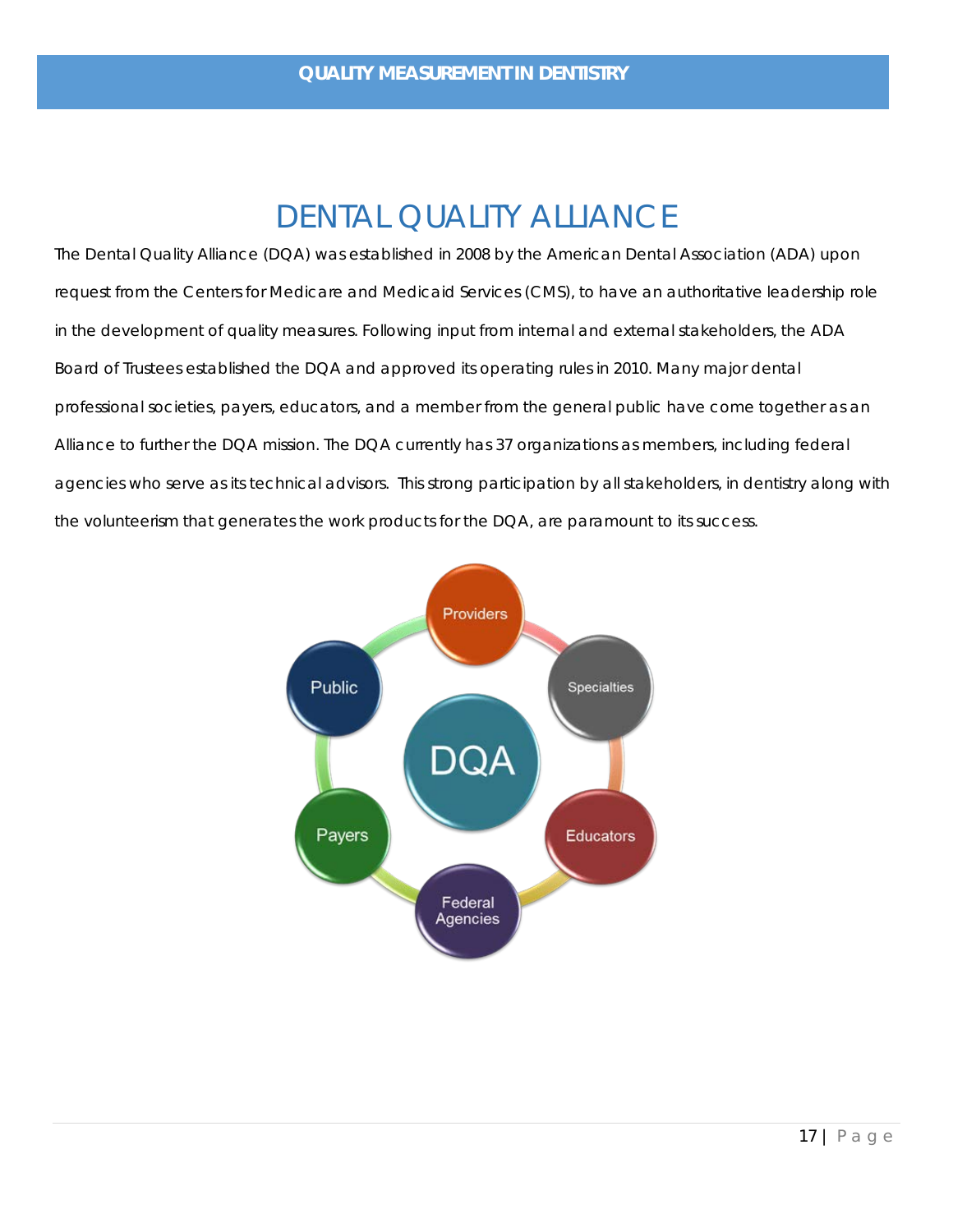# DENTAL QUALITY ALLIANCE

The Dental Quality Alliance (DQA) was established in 2008 by the American Dental Association (ADA) upon request from the Centers for Medicare and Medicaid Services (CMS), to have an authoritative leadership role in the development of quality measures. Following input from internal and external stakeholders, the ADA Board of Trustees established the DQA and approved its operating rules in 2010. Many major dental professional societies, payers, educators, and a member from the general public have come together as an Alliance to further the DQA mission. The DQA currently has 37 organizations as members, including federal agencies who serve as its technical advisors. This strong participation by all stakeholders, in dentistry along with the volunteerism that generates the work products for the DQA, are paramount to its success.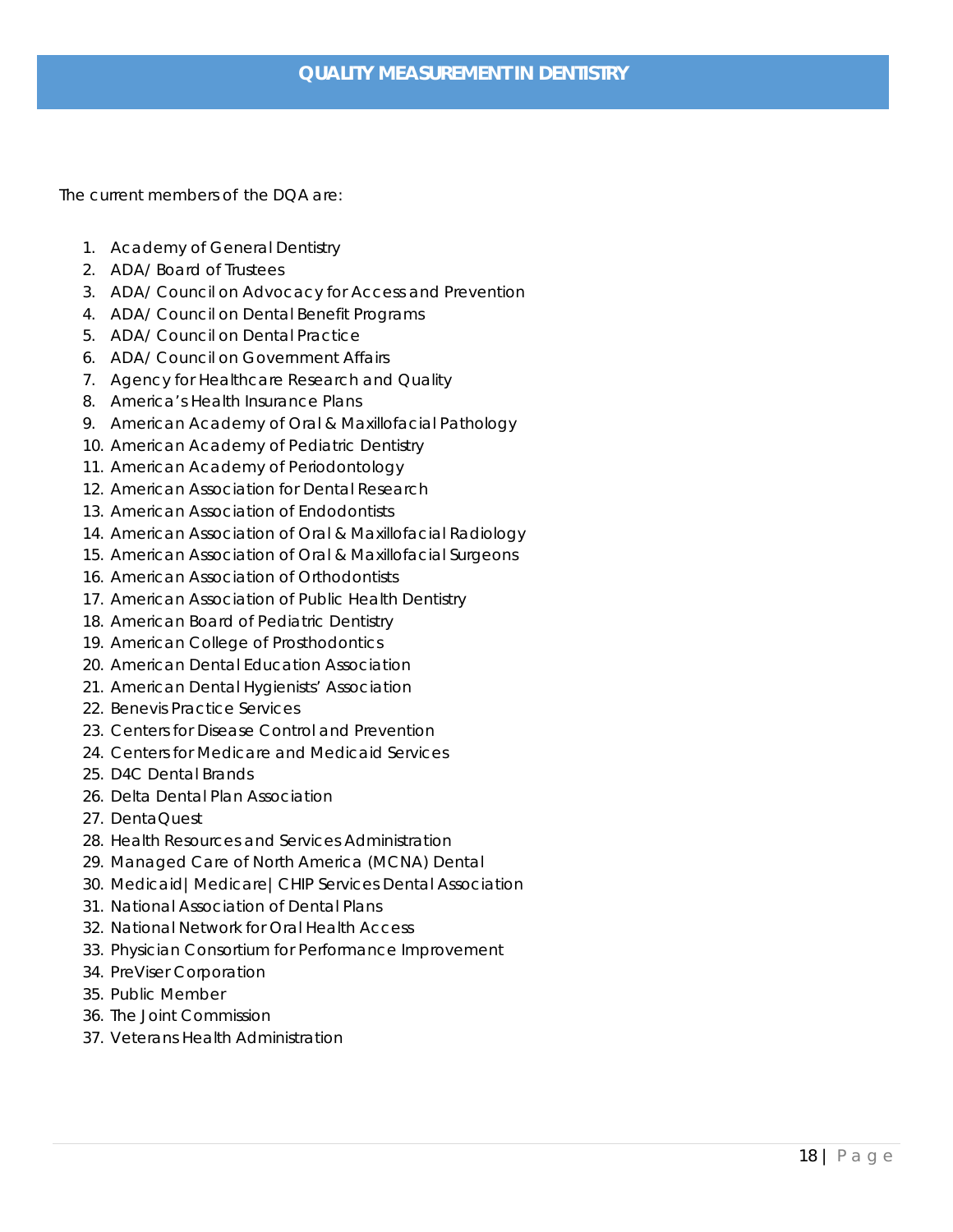The current members of the DQA are:

1. Academy of General Dentistry
2. ADA/ Board of Trustees
3. ADA/ Council on Advocacy for Access and Prevention
4. ADA/ Council on Dental Benefit Programs
5. ADA/ Council on Dental Practice
6. ADA/ Council on Government Affairs
7. Agency for Healthcare Research and Quality
8. America's Health Insurance Plans
9. American Academy of Oral & Maxillofacial Pathology
10. American Academy of Pediatric Dentistry
11. American Academy of Periodontology
12. American Association for Dental Research
13. American Association of Endodontists
14. American Association of Oral & Maxillofacial Radiology
15. American Association of Oral & Maxillofacial Surgeons
16. American Association of Orthodontists
17. American Association of Public Health Dentistry
18. American Board of Pediatric Dentistry
19. American College of Prosthodontics
20. American Dental Education Association
21. American Dental Hygienists' Association
22. Benevis Practice Services
23. Centers for Disease Control and Prevention
24. Centers for Medicare and Medicaid Services
25. D4C Dental Brands
26. Delta Dental Plan Association
27. DentaQuest
28. Health Resources and Services Administration
29. Managed Care of North America (MCNA) Dental
30. Medicaid| Medicare| CHIP Services Dental Association
31. National Association of Dental Plans
32. National Network for Oral Health Access
33. Physician Consortium for Performance Improvement
34. PreViser Corporation
35. Public Member
36. The Joint Commission
37. Veterans Health Administration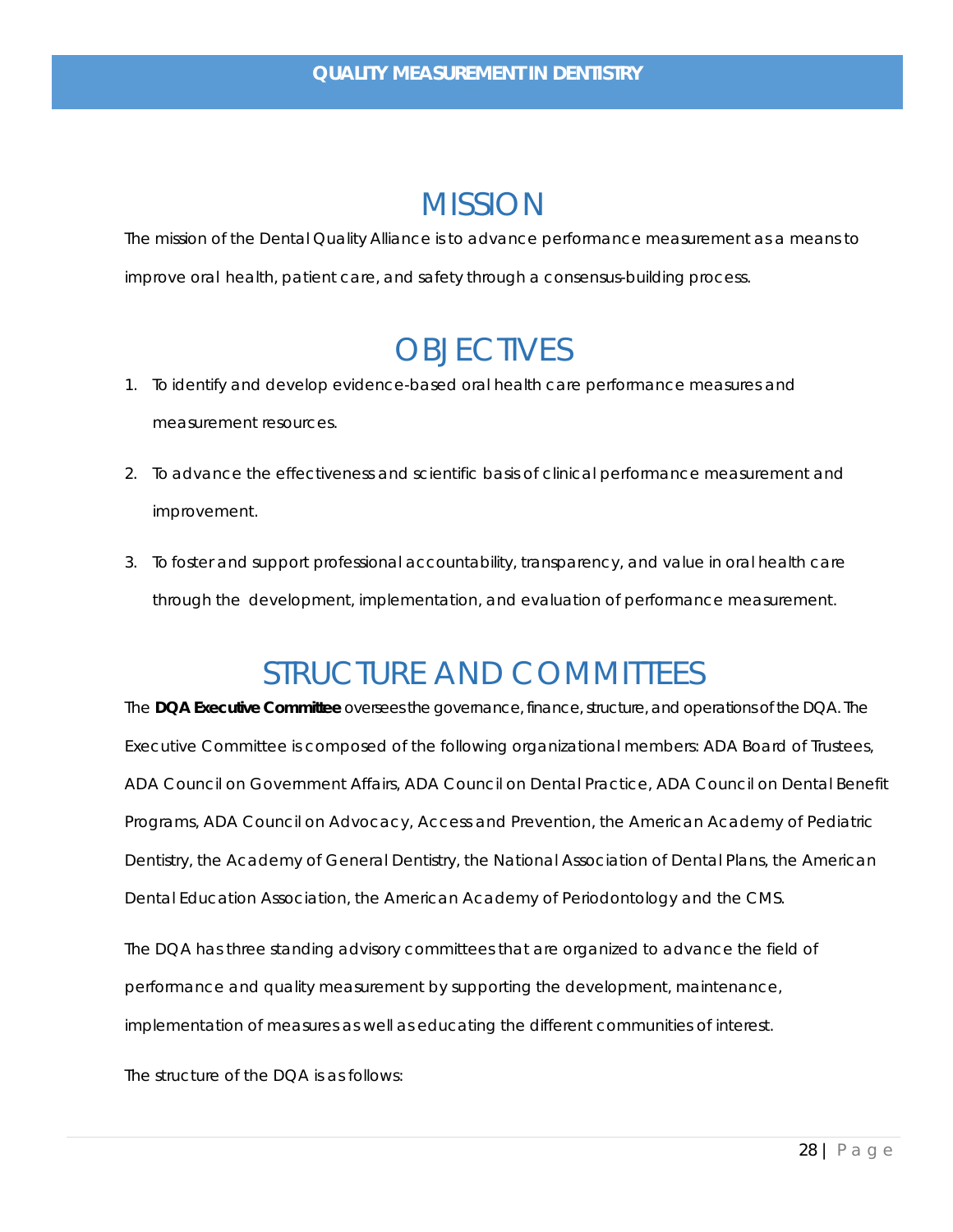# MISSION

The mission of the Dental Quality Alliance is to advance performance measurement as a means to improve oral health, patient care, and safety through a consensus-building process.

# OBJECTIVES

1. To identify and develop evidence-based oral health care performance measures and measurement resources.
2. To advance the effectiveness and scientific basis of clinical performance measurement and improvement.
3. To foster and support professional accountability, transparency, and value in oral health care through the development, implementation, and evaluation of performance measurement.

# STRUCTURE AND COMMITTEES

The **DQA Executive Committee** oversees the governance, finance, structure, and operations of the DQA. The Executive Committee is composed of the following organizational members: ADA Board of Trustees, ADA Council on Government Affairs, ADA Council on Dental Practice, ADA Council on Dental Benefit Programs, ADA Council on Advocacy, Access and Prevention, the American Academy of Pediatric Dentistry, the Academy of General Dentistry, the National Association of Dental Plans, the American Dental Education Association, the American Academy of Periodontology and the CMS.

The DQA has three standing advisory committees that are organized to advance the field of performance and quality measurement by supporting the development, maintenance, implementation of measures as well as educating the different communities of interest.

The structure of the DQA is as follows: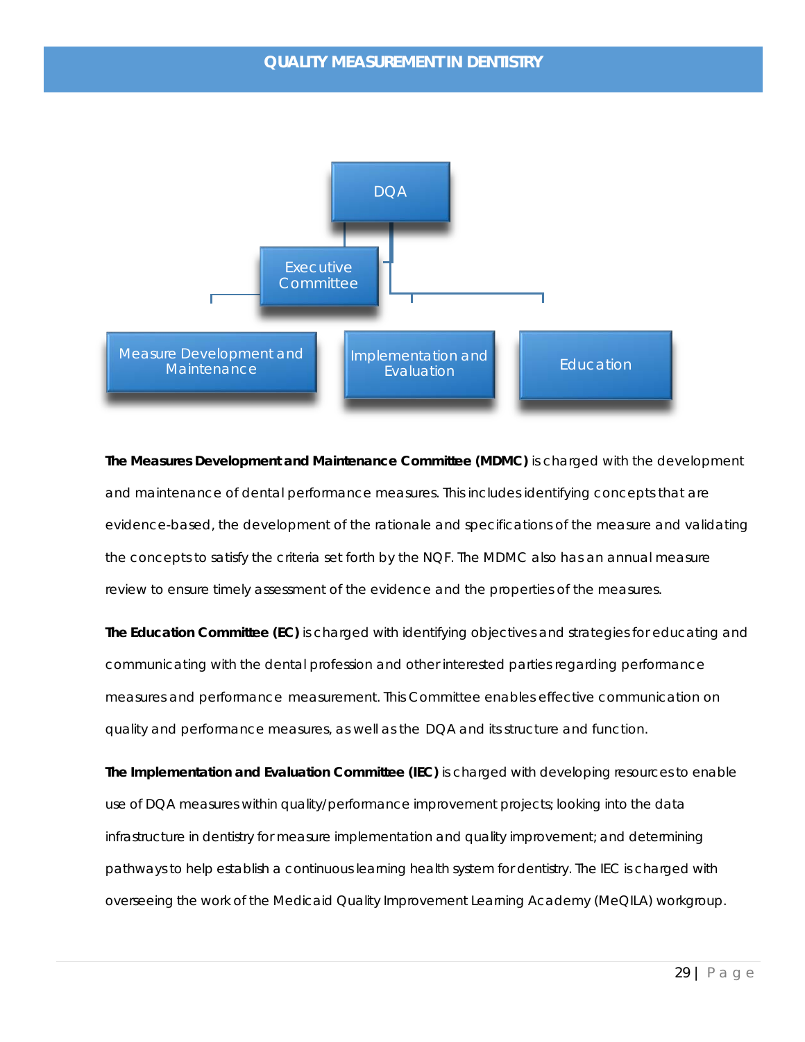DQA

Executive Committee

Measure Development and Maintenance

Implementation and Evaluation

Education

**The Measures Development and Maintenance Committee (MDMC)** is charged with the development and maintenance of dental performance measures. This includes identifying concepts that are evidence-based, the development of the rationale and specifications of the measure and validating the concepts to satisfy the criteria set forth by the NQF. The MDMC also has an annual measure review to ensure timely assessment of the evidence and the properties of the measures.

**The Education Committee (EC)** is charged with identifying objectives and strategies for educating and communicating with the dental profession and other interested parties regarding performance measures and performance measurement. This Committee enables effective communication on quality and performance measures, as well as the DQA and its structure and function.

**The Implementation and Evaluation Committee (IEC)** is charged with developing resources to enable use of DQA measures within quality/performance improvement projects; looking into the data infrastructure in dentistry for measure implementation and quality improvement; and determining pathways to help establish a continuous learning health system for dentistry. The IEC is charged with overseeing the work of the Medicaid Quality Improvement Learning Academy (MeQILA) workgroup.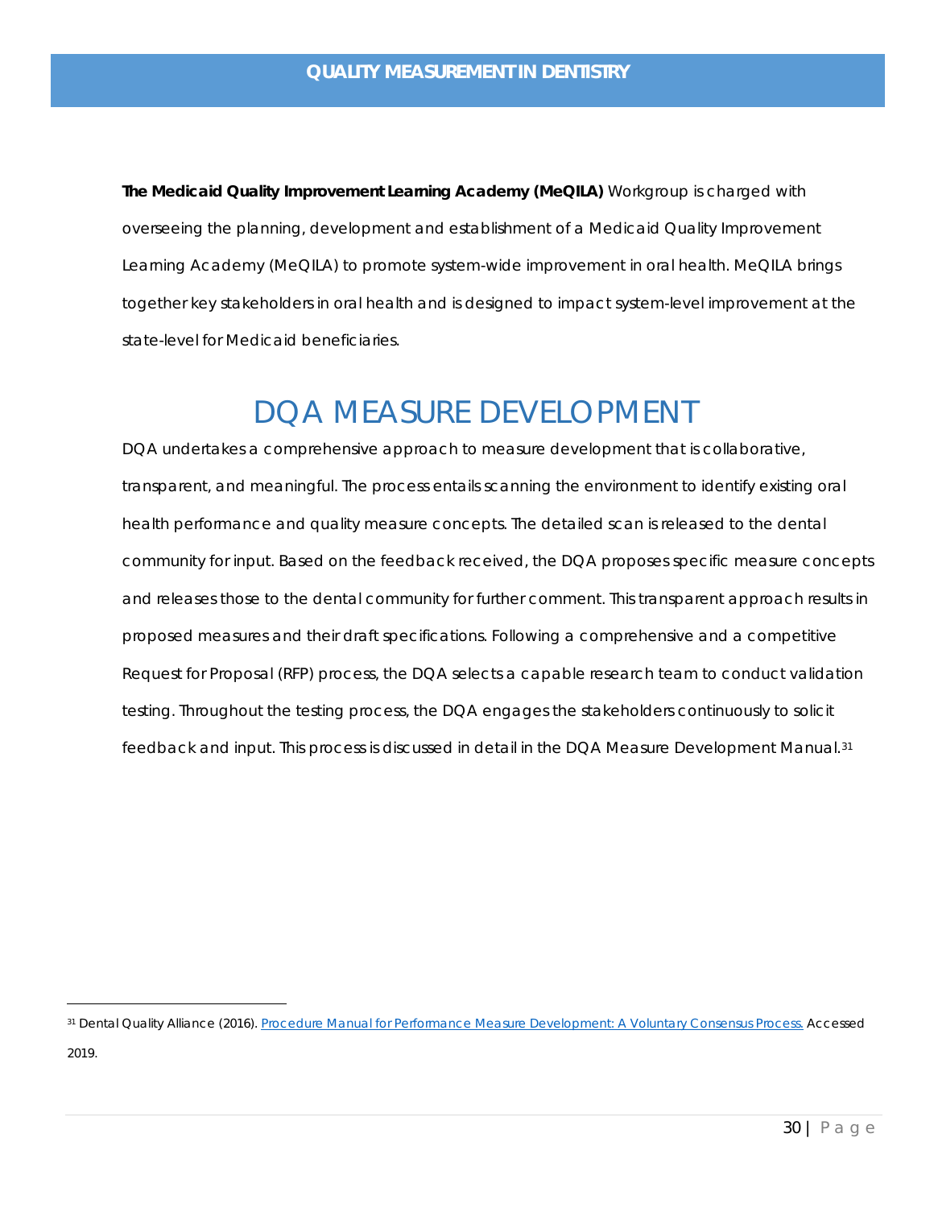**The Medicaid Quality Improvement Learning Academy (MeQILA)** Workgroup is charged with overseeing the planning, development and establishment of a Medicaid Quality Improvement Learning Academy (MeQILA) to promote system-wide improvement in oral health. MeQILA brings together key stakeholders in oral health and is designed to impact system-level improvement at the state-level for Medicaid beneficiaries.

# DQA MEASURE DEVELOPMENT

DQA undertakes a comprehensive approach to measure development that is collaborative, transparent, and meaningful. The process entails scanning the environment to identify existing oral health performance and quality measure concepts. The detailed scan is released to the dental community for input. Based on the feedback received, the DQA proposes specific measure concepts and releases those to the dental community for further comment. This transparent approach results in proposed measures and their draft specifications. Following a comprehensive and a competitive Request for Proposal (RFP) process, the DQA selects a capable research team to conduct validation testing. Throughout the testing process, the DQA engages the stakeholders continuously to solicit feedback and input. This process is discussed in detail in the DQA Measure Development Manual.[31]

---

[31] Dental Quality Alliance (2016). Procedure Manual for Performance Measure Development: A Voluntary Consensus Process. Accessed 2019.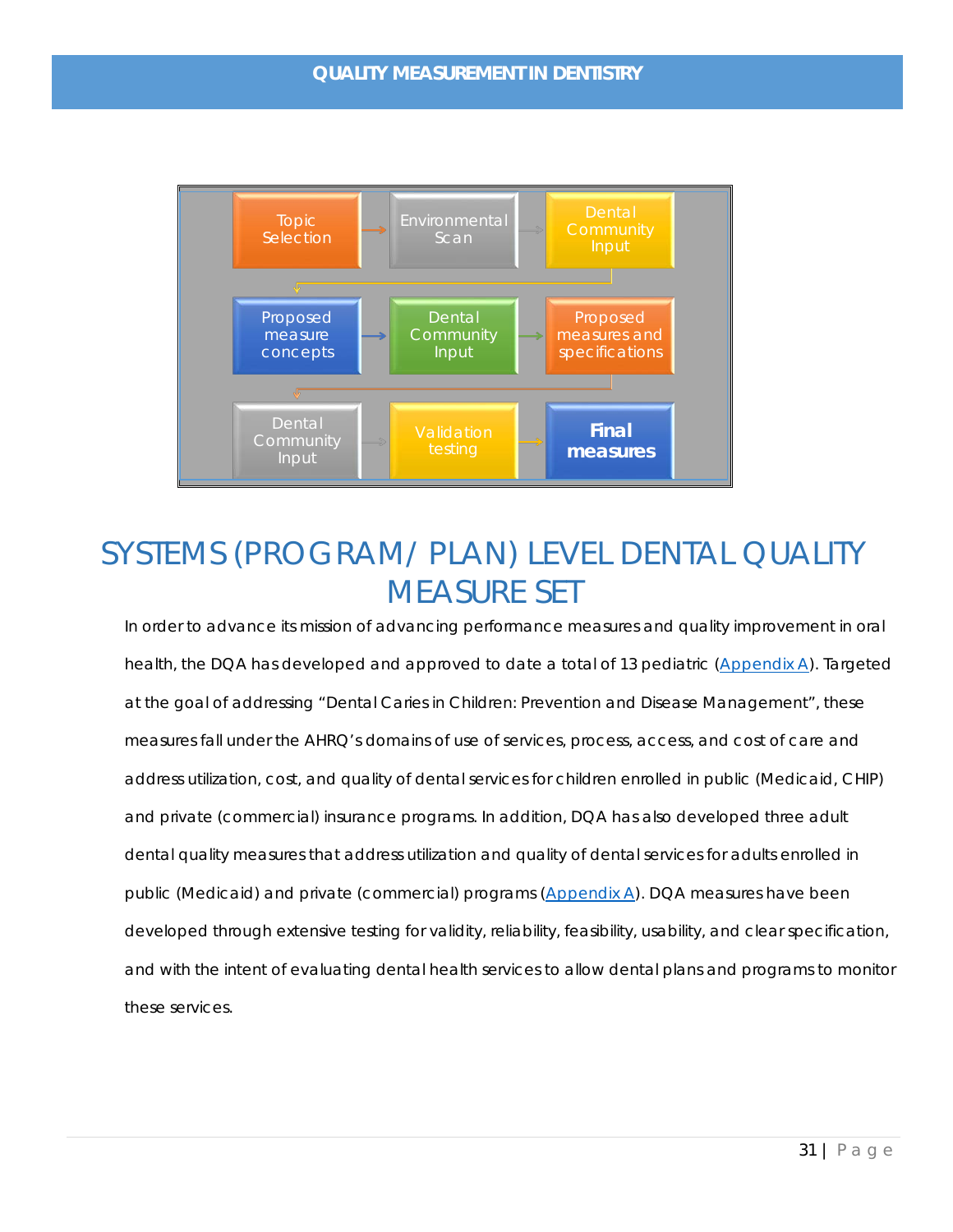Topic Selection → Environmental Scan → Dental Community Input → Proposed measure concepts → Dental Community Input → Proposed measures and specifications → Dental Community Input → Validation testing → **Final measures**

# SYSTEMS (PROGRAM/ PLAN) LEVEL DENTAL QUALITY MEASURE SET

In order to advance its mission of advancing performance measures and quality improvement in oral health, the DQA has developed and approved to date a total of 13 pediatric (Appendix A). Targeted at the goal of addressing "Dental Caries in Children: Prevention and Disease Management", these measures fall under the AHRQ's domains of use of services, process, access, and cost of care and address utilization, cost, and quality of dental services for children enrolled in public (Medicaid, CHIP) and private (commercial) insurance programs. In addition, DQA has also developed three adult dental quality measures that address utilization and quality of dental services for adults enrolled in public (Medicaid) and private (commercial) programs (Appendix A). DQA measures have been developed through extensive testing for validity, reliability, feasibility, usability, and clear specification, and with the intent of evaluating dental health services to allow dental plans and programs to monitor these services.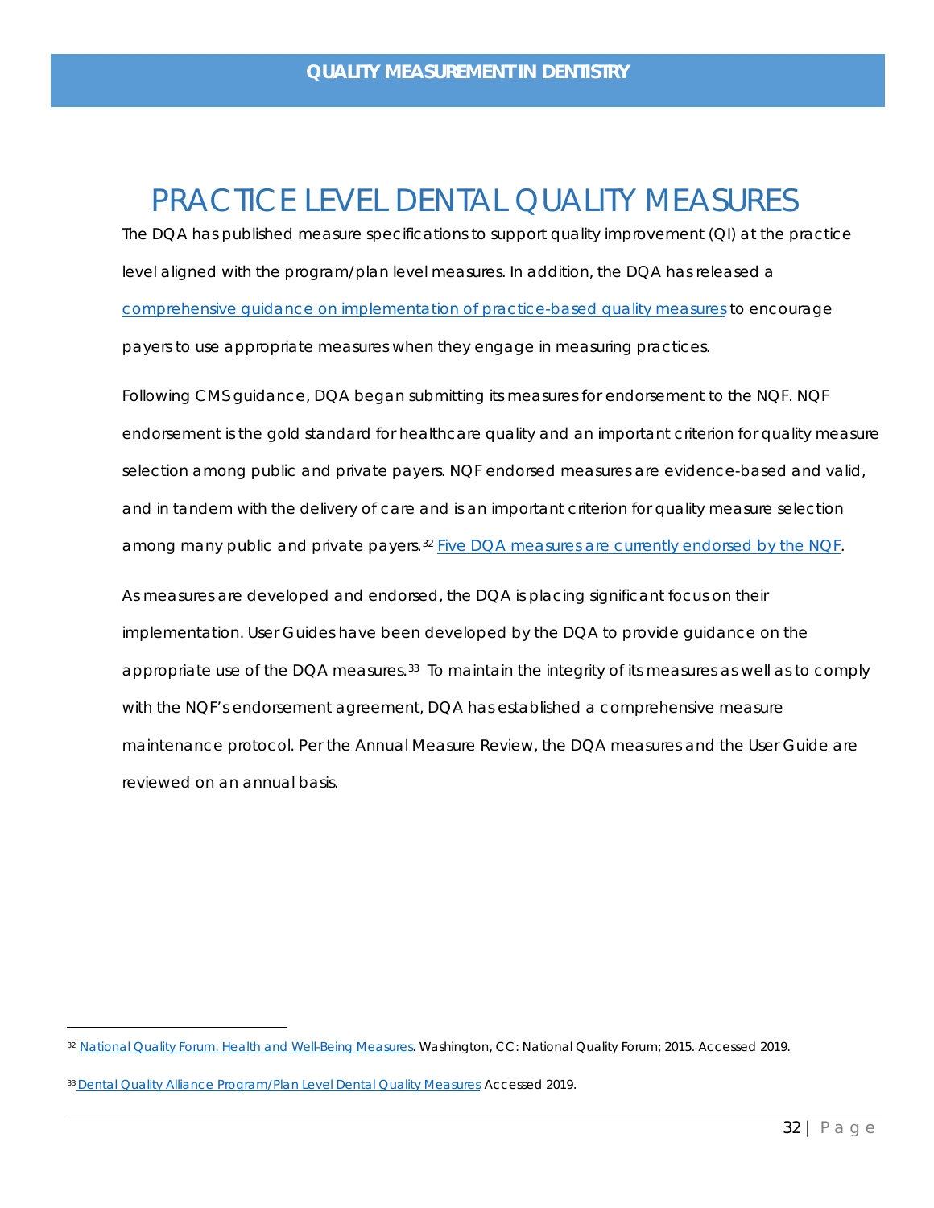# PRACTICE LEVEL DENTAL QUALITY MEASURES

The DQA has published measure specifications to support quality improvement (QI) at the practice level aligned with the program/plan level measures. In addition, the DQA has released a comprehensive guidance on implementation of practice-based quality measures to encourage payers to use appropriate measures when they engage in measuring practices.

Following CMS guidance, DQA began submitting its measures for endorsement to the NQF. NQF endorsement is the gold standard for healthcare quality and an important criterion for quality measure selection among public and private payers. NQF endorsed measures are evidence-based and valid, and in tandem with the delivery of care and is an important criterion for quality measure selection among many public and private payers.[32] Five DQA measures are currently endorsed by the NQF.

As measures are developed and endorsed, the DQA is placing significant focus on their implementation. User Guides have been developed by the DQA to provide guidance on the appropriate use of the DQA measures.[33] To maintain the integrity of its measures as well as to comply with the NQF's endorsement agreement, DQA has established a comprehensive measure maintenance protocol. Per the Annual Measure Review, the DQA measures and the User Guide are reviewed on an annual basis.

---

[32] National Quality Forum. Health and Well-Being Measures. Washington, CC: National Quality Forum; 2015. Accessed 2019.

[33] Dental Quality Alliance Program/Plan Level Dental Quality Measures Accessed 2019.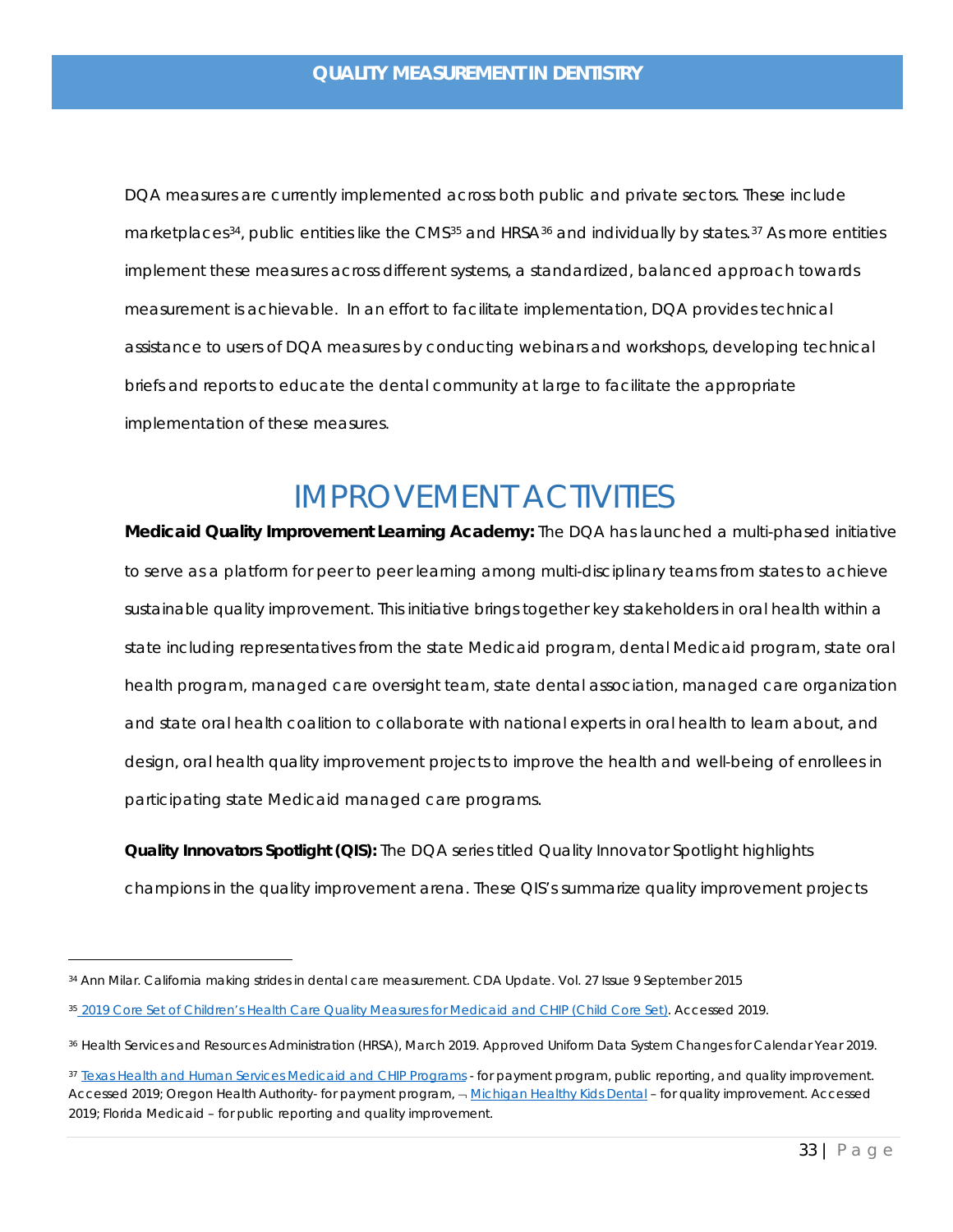DQA measures are currently implemented across both public and private sectors. These include marketplaces[34], public entities like the CMS[35] and HRSA[36] and individually by states.[37] As more entities implement these measures across different systems, a standardized, balanced approach towards measurement is achievable. In an effort to facilitate implementation, DQA provides technical assistance to users of DQA measures by conducting webinars and workshops, developing technical briefs and reports to educate the dental community at large to facilitate the appropriate implementation of these measures.

# IMPROVEMENT ACTIVITIES

**Medicaid Quality Improvement Learning Academy:** The DQA has launched a multi-phased initiative to serve as a platform for peer to peer learning among multi-disciplinary teams from states to achieve sustainable quality improvement. This initiative brings together key stakeholders in oral health within a state including representatives from the state Medicaid program, dental Medicaid program, state oral health program, managed care oversight team, state dental association, managed care organization and state oral health coalition to collaborate with national experts in oral health to learn about, and design, oral health quality improvement projects to improve the health and well-being of enrollees in participating state Medicaid managed care programs.

**Quality Innovators Spotlight (QIS):** The DQA series titled Quality Innovator Spotlight highlights champions in the quality improvement arena. These QIS's summarize quality improvement projects

---

[34] Ann Milar. California making strides in dental care measurement. CDA Update. Vol. 27 Issue 9 September 2015

[35] 2019 Core Set of Children's Health Care Quality Measures for Medicaid and CHIP (Child Core Set). Accessed 2019.

[36] Health Services and Resources Administration (HRSA), March 2019. Approved Uniform Data System Changes for Calendar Year 2019.

[37] Texas Health and Human Services Medicaid and CHIP Programs - for payment program, public reporting, and quality improvement. Accessed 2019; Oregon Health Authority- for payment program, ¬ Michigan Healthy Kids Dental – for quality improvement. Accessed 2019; Florida Medicaid – for public reporting and quality improvement.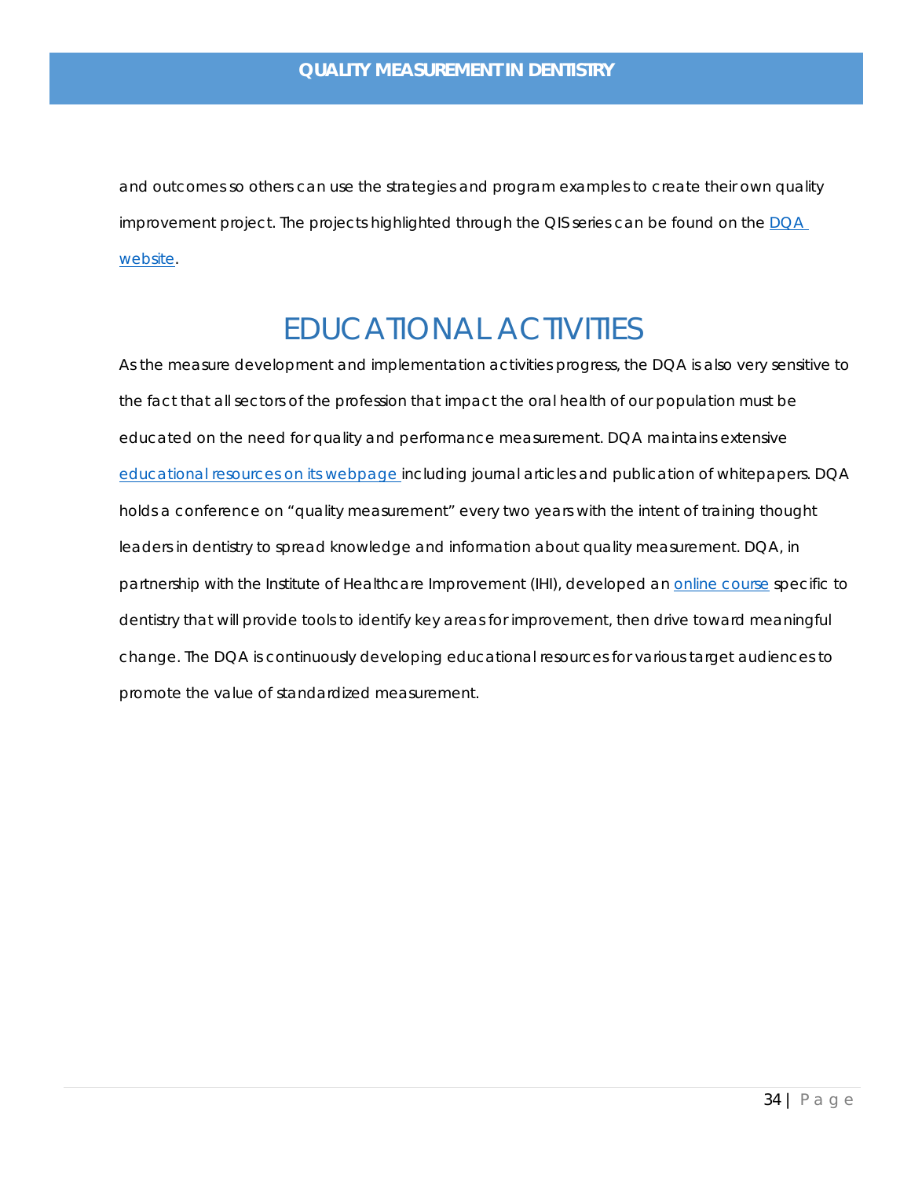and outcomes so others can use the strategies and program examples to create their own quality improvement project. The projects highlighted through the QIS series can be found on the DQA website.

# EDUCATIONAL ACTIVITIES

As the measure development and implementation activities progress, the DQA is also very sensitive to the fact that all sectors of the profession that impact the oral health of our population must be educated on the need for quality and performance measurement. DQA maintains extensive educational resources on its webpage including journal articles and publication of whitepapers. DQA holds a conference on "quality measurement" every two years with the intent of training thought leaders in dentistry to spread knowledge and information about quality measurement. DQA, in partnership with the Institute of Healthcare Improvement (IHI), developed an online course specific to dentistry that will provide tools to identify key areas for improvement, then drive toward meaningful change. The DQA is continuously developing educational resources for various target audiences to promote the value of standardized measurement.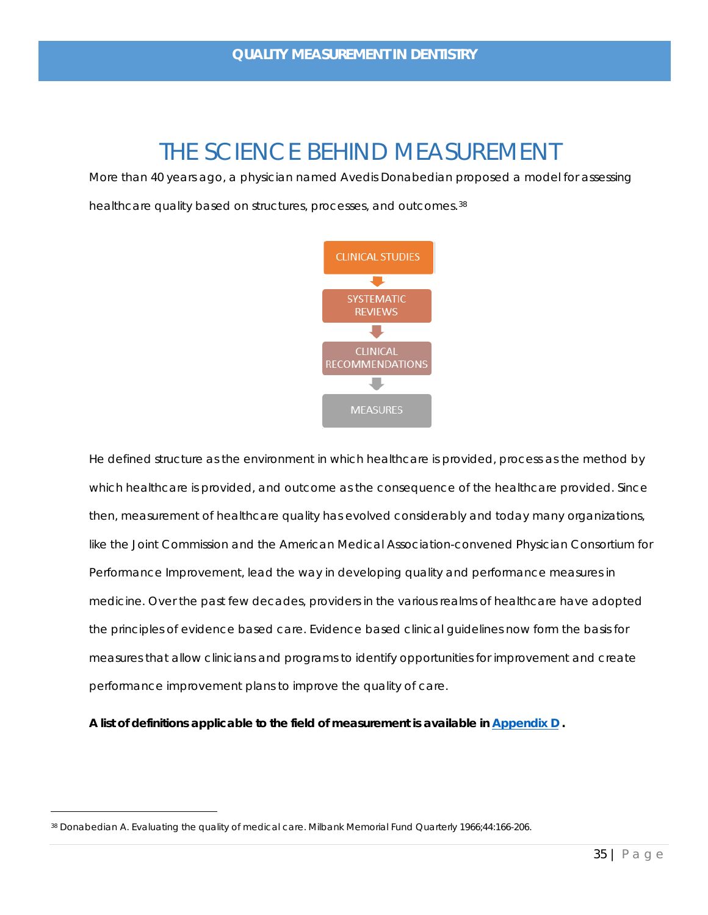# THE SCIENCE BEHIND MEASUREMENT

More than 40 years ago, a physician named Avedis Donabedian proposed a model for assessing healthcare quality based on structures, processes, and outcomes.[38]

CLINICAL STUDIES → SYSTEMATIC REVIEWS → CLINICAL RECOMMENDATIONS → MEASURES

He defined structure as the environment in which healthcare is provided, process as the method by which healthcare is provided, and outcome as the consequence of the healthcare provided. Since then, measurement of healthcare quality has evolved considerably and today many organizations, like the Joint Commission and the American Medical Association-convened Physician Consortium for Performance Improvement, lead the way in developing quality and performance measures in medicine. Over the past few decades, providers in the various realms of healthcare have adopted the principles of evidence based care. Evidence based clinical guidelines now form the basis for measures that allow clinicians and programs to identify opportunities for improvement and create performance improvement plans to improve the quality of care.

**A list of definitions applicable to the field of measurement is available in Appendix D.**

[38] Donabedian A. Evaluating the quality of medical care. Milbank Memorial Fund Quarterly 1966;44:166-206.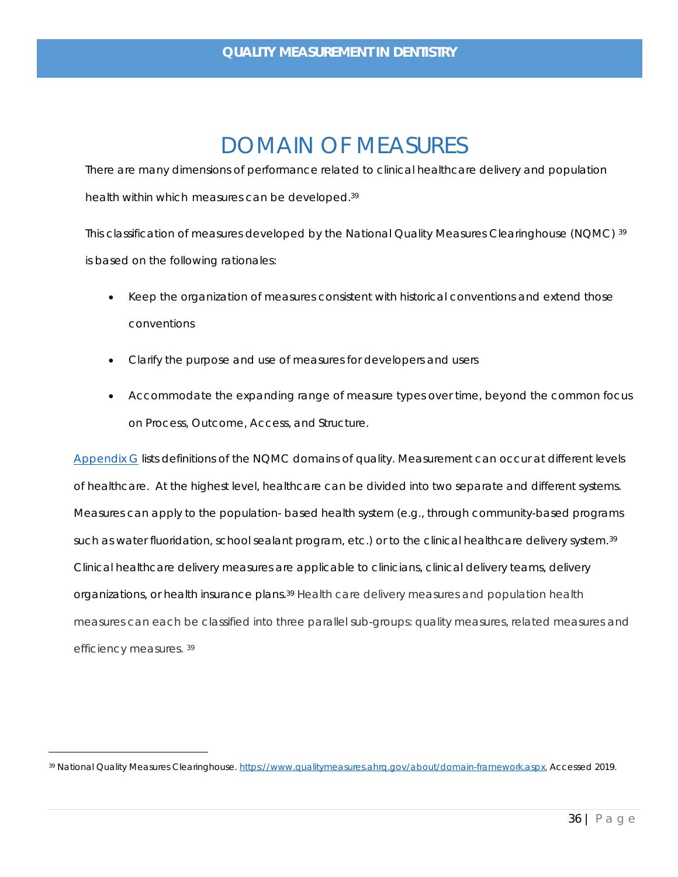# DOMAIN OF MEASURES

There are many dimensions of performance related to clinical healthcare delivery and population health within which measures can be developed.[39]

This classification of measures developed by the National Quality Measures Clearinghouse (NQMC) [39] is based on the following rationales:

- Keep the organization of measures consistent with historical conventions and extend those conventions
- Clarify the purpose and use of measures for developers and users
- Accommodate the expanding range of measure types over time, beyond the common focus on Process, Outcome, Access, and Structure.

Appendix G lists definitions of the NQMC domains of quality. Measurement can occur at different levels of healthcare. At the highest level, healthcare can be divided into two separate and different systems. Measures can apply to the population- based health system (e.g., through community-based programs such as water fluoridation, school sealant program, etc.) or to the clinical healthcare delivery system.[39] Clinical healthcare delivery measures are applicable to clinicians, clinical delivery teams, delivery organizations, or health insurance plans.[39] Health care delivery measures and population health measures can each be classified into three parallel sub-groups: quality measures, related measures and efficiency measures. [39]

---

[39] National Quality Measures Clearinghouse. https://www.qualitymeasures.ahrq.gov/about/domain-framework.aspx. Accessed 2019.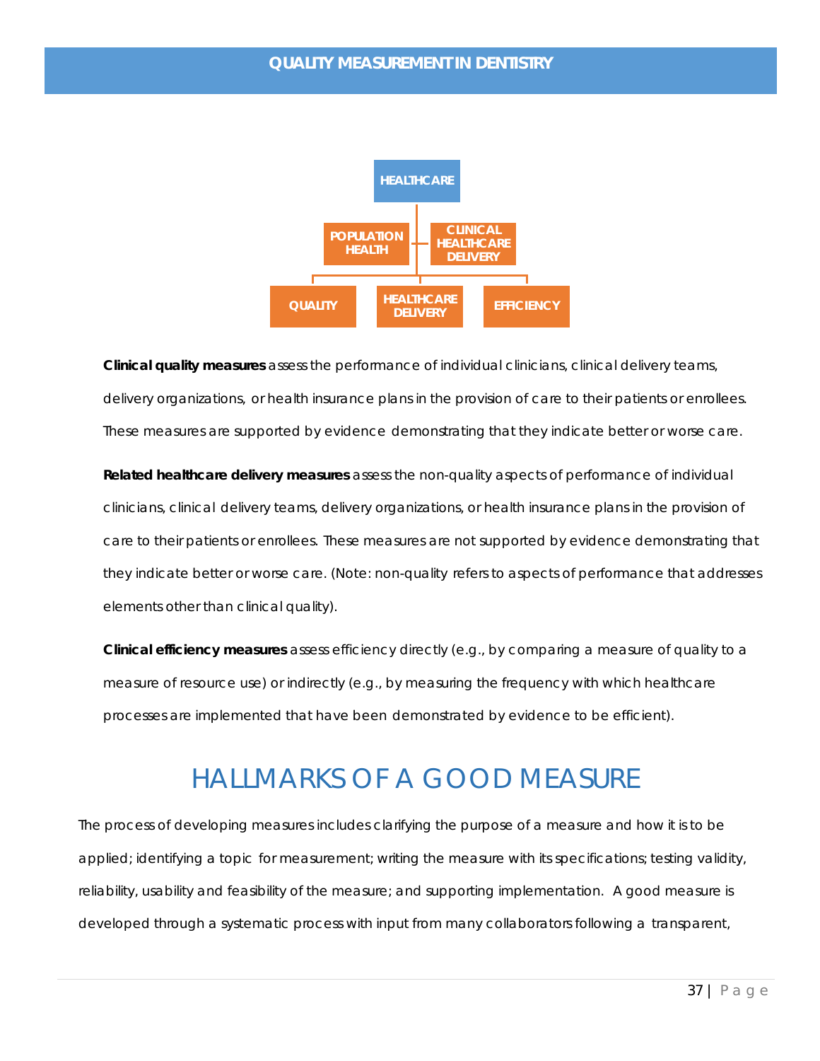HEALTHCARE

POPULATION HEALTH | CLINICAL HEALTHCARE DELIVERY

QUALITY | HEALTHCARE DELIVERY | EFFICIENCY

**Clinical quality measures** assess the performance of individual clinicians, clinical delivery teams, delivery organizations, or health insurance plans in the provision of care to their patients or enrollees. These measures are supported by evidence demonstrating that they indicate better or worse care.

**Related healthcare delivery measures** assess the non-quality aspects of performance of individual clinicians, clinical delivery teams, delivery organizations, or health insurance plans in the provision of care to their patients or enrollees. These measures are not supported by evidence demonstrating that they indicate better or worse care. (Note: non-quality refers to aspects of performance that addresses elements other than clinical quality).

**Clinical efficiency measures** assess efficiency directly (e.g., by comparing a measure of quality to a measure of resource use) or indirectly (e.g., by measuring the frequency with which healthcare processes are implemented that have been demonstrated by evidence to be efficient).

# HALLMARKS OF A GOOD MEASURE

The process of developing measures includes clarifying the purpose of a measure and how it is to be applied; identifying a topic for measurement; writing the measure with its specifications; testing validity, reliability, usability and feasibility of the measure; and supporting implementation. A good measure is developed through a systematic process with input from many collaborators following a transparent,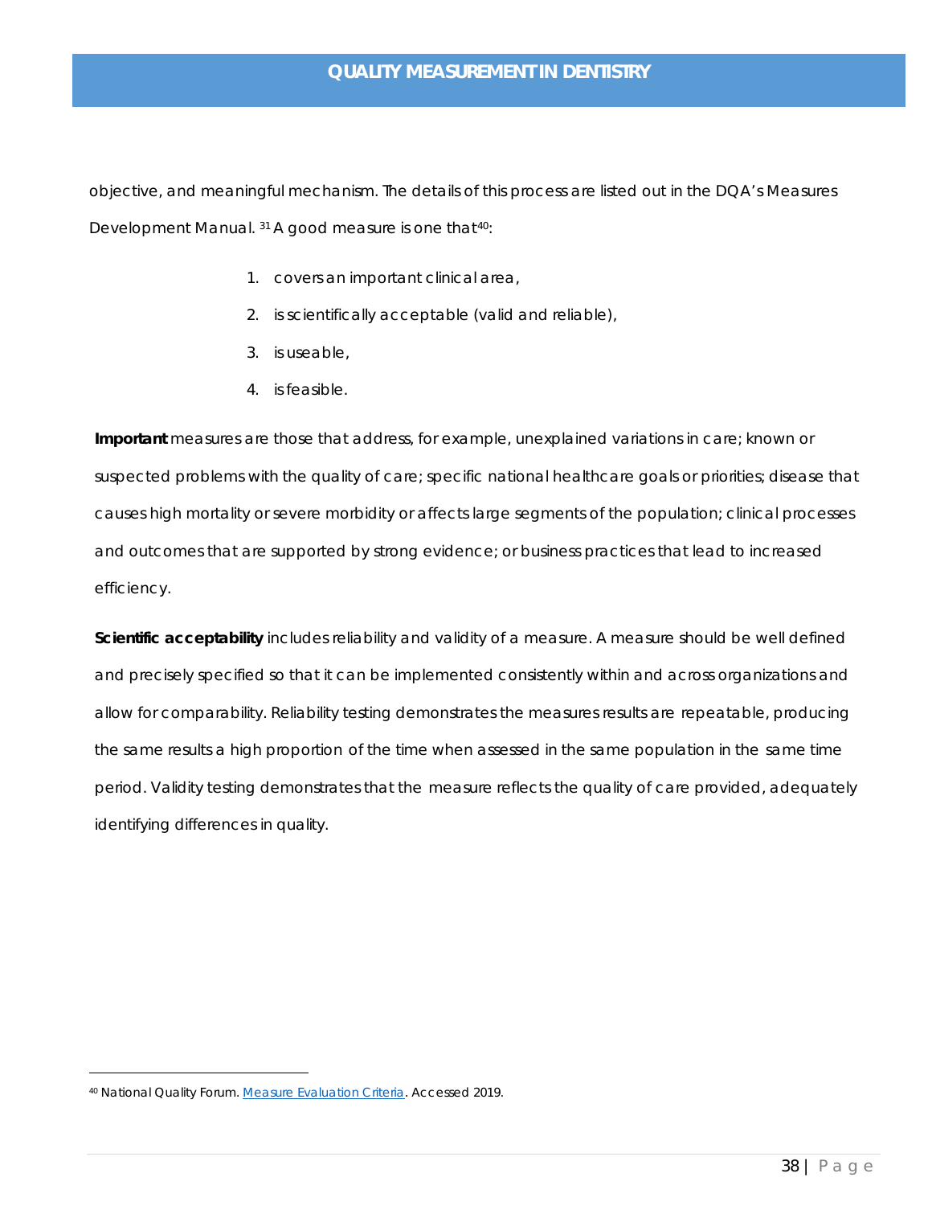objective, and meaningful mechanism. The details of this process are listed out in the DQA's Measures Development Manual. [31] A good measure is one that[40]:

1. covers an important clinical area,
2. is scientifically acceptable (valid and reliable),
3. is useable,
4. is feasible.

**Important** measures are those that address, for example, unexplained variations in care; known or suspected problems with the quality of care; specific national healthcare goals or priorities; disease that causes high mortality or severe morbidity or affects large segments of the population; clinical processes and outcomes that are supported by strong evidence; or business practices that lead to increased efficiency.

**Scientific acceptability** includes reliability and validity of a measure. A measure should be well defined and precisely specified so that it can be implemented consistently within and across organizations and allow for comparability. Reliability testing demonstrates the measures results are repeatable, producing the same results a high proportion of the time when assessed in the same population in the same time period. Validity testing demonstrates that the measure reflects the quality of care provided, adequately identifying differences in quality.

[40] National Quality Forum. Measure Evaluation Criteria. Accessed 2019.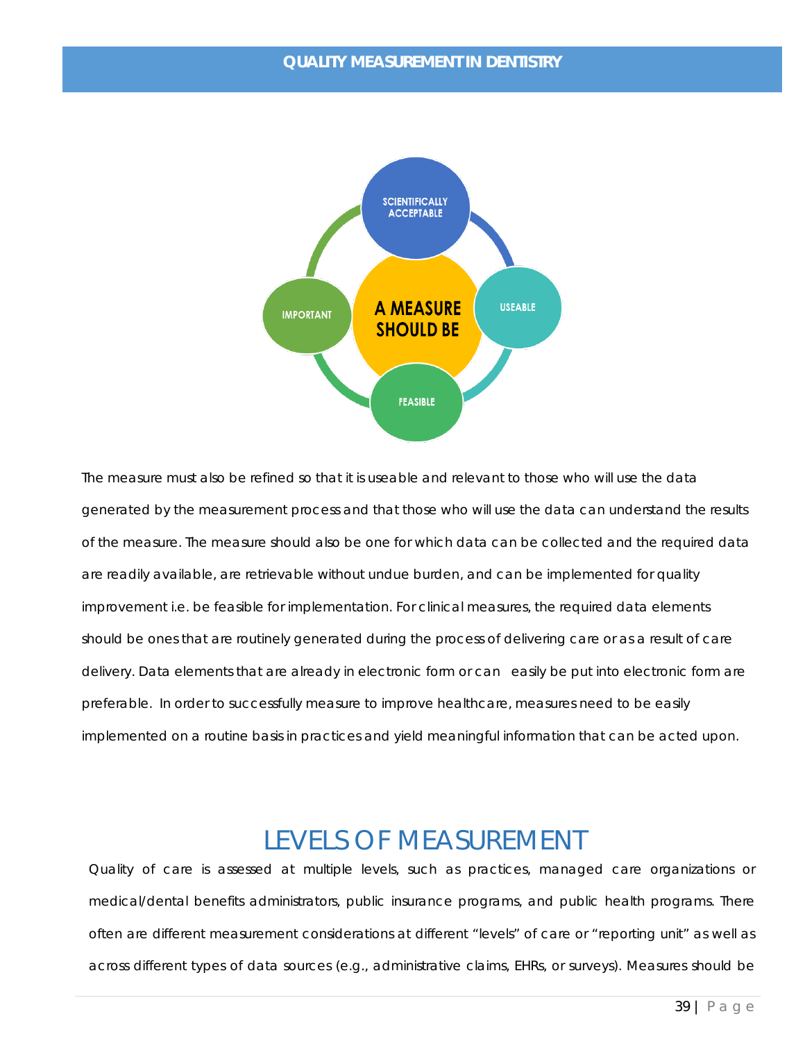A MEASURE SHOULD BE

- SCIENTIFICALLY ACCEPTABLE
- USEABLE
- FEASIBLE
- IMPORTANT

The measure must also be refined so that it is useable and relevant to those who will use the data generated by the measurement process and that those who will use the data can understand the results of the measure. The measure should also be one for which data can be collected and the required data are readily available, are retrievable without undue burden, and can be implemented for quality improvement i.e. be feasible for implementation. For clinical measures, the required data elements should be ones that are routinely generated during the process of delivering care or as a result of care delivery. Data elements that are already in electronic form or can easily be put into electronic form are preferable. In order to successfully measure to improve healthcare, measures need to be easily implemented on a routine basis in practices and yield meaningful information that can be acted upon.

# LEVELS OF MEASUREMENT

Quality of care is assessed at multiple levels, such as practices, managed care organizations or medical/dental benefits administrators, public insurance programs, and public health programs. There often are different measurement considerations at different "levels" of care or "reporting unit" as well as across different types of data sources (e.g., administrative claims, EHRs, or surveys). Measures should be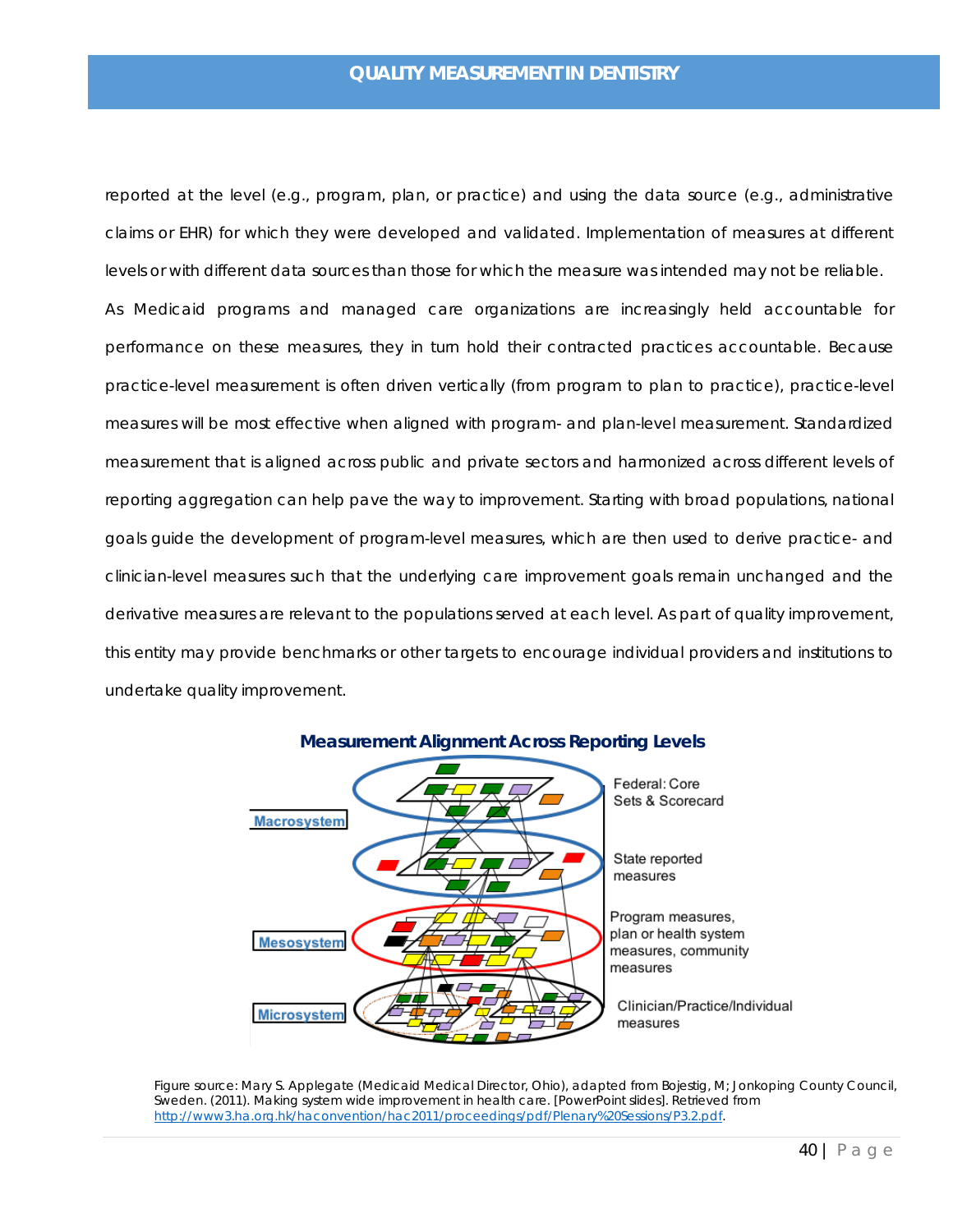reported at the level (e.g., program, plan, or practice) and using the data source (e.g., administrative claims or EHR) for which they were developed and validated. Implementation of measures at different levels or with different data sources than those for which the measure was intended may not be reliable.

As Medicaid programs and managed care organizations are increasingly held accountable for performance on these measures, they in turn hold their contracted practices accountable. Because practice-level measurement is often driven vertically (from program to plan to practice), practice-level measures will be most effective when aligned with program- and plan-level measurement. Standardized measurement that is aligned across public and private sectors and harmonized across different levels of reporting aggregation can help pave the way to improvement. Starting with broad populations, national goals guide the development of program-level measures, which are then used to derive practice- and clinician-level measures such that the underlying care improvement goals remain unchanged and the derivative measures are relevant to the populations served at each level. As part of quality improvement, this entity may provide benchmarks or other targets to encourage individual providers and institutions to undertake quality improvement.

**Measurement Alignment Across Reporting Levels**

Macrosystem — Federal: Core Sets & Scorecard; State reported measures

Mesosystem — Program measures, plan or health system measures, community measures

Microsystem — Clinician/Practice/Individual measures

Figure source: Mary S. Applegate (Medicaid Medical Director, Ohio), adapted from Bojestig, M; Jonkoping County Council, Sweden. (2011). Making system wide improvement in health care. [PowerPoint slides]. Retrieved from http://www3.ha.org.hk/haconvention/hac2011/proceedings/pdf/Plenary%20Sessions/P3.2.pdf.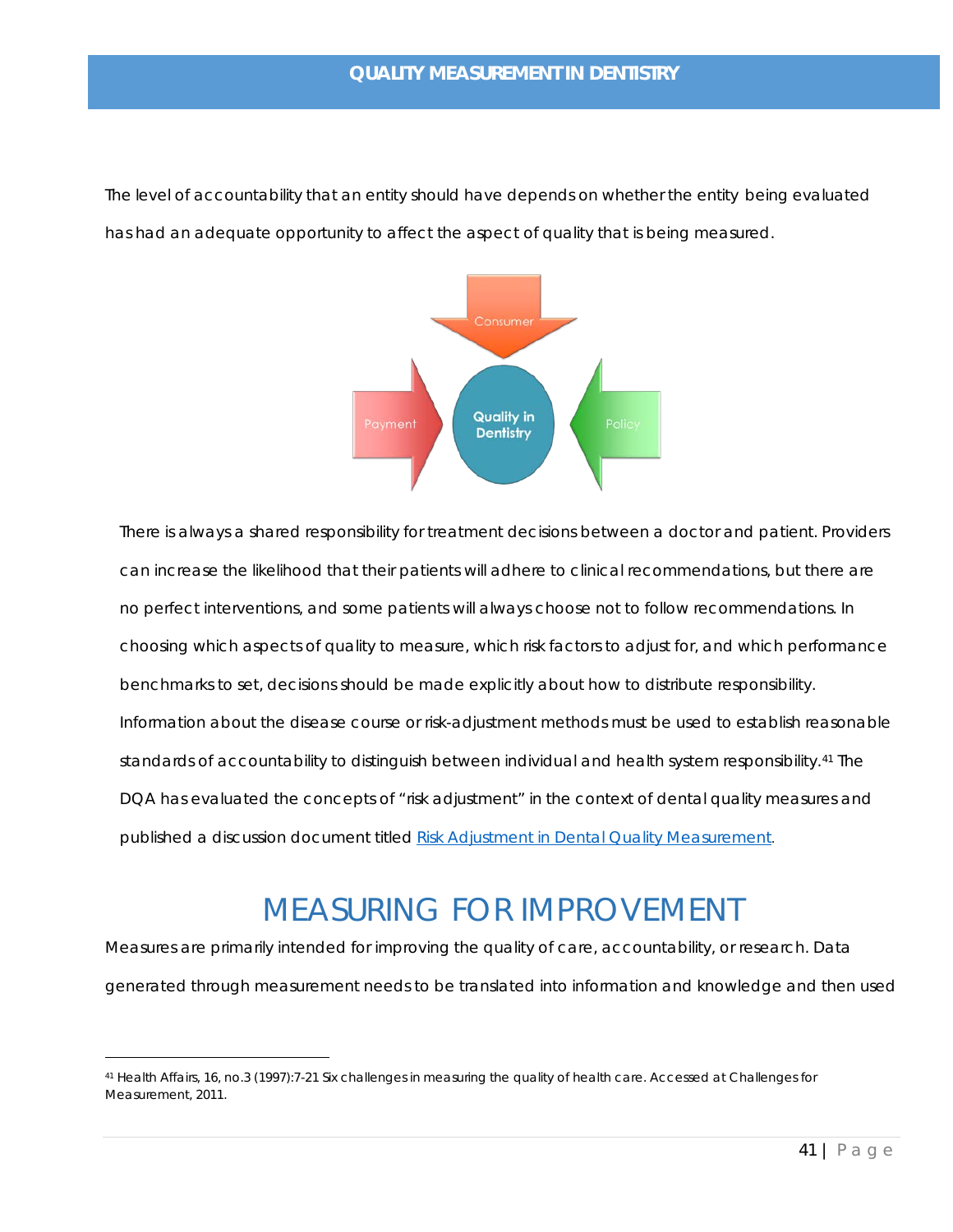The level of accountability that an entity should have depends on whether the entity being evaluated has had an adequate opportunity to affect the aspect of quality that is being measured.

Consumer

Payment

Quality in Dentistry

Policy

There is always a shared responsibility for treatment decisions between a doctor and patient. Providers can increase the likelihood that their patients will adhere to clinical recommendations, but there are no perfect interventions, and some patients will always choose not to follow recommendations. In choosing which aspects of quality to measure, which risk factors to adjust for, and which performance benchmarks to set, decisions should be made explicitly about how to distribute responsibility. Information about the disease course or risk-adjustment methods must be used to establish reasonable standards of accountability to distinguish between individual and health system responsibility.[41] The DQA has evaluated the concepts of "risk adjustment" in the context of dental quality measures and published a discussion document titled Risk Adjustment in Dental Quality Measurement.

# MEASURING FOR IMPROVEMENT

Measures are primarily intended for improving the quality of care, accountability, or research. Data generated through measurement needs to be translated into information and knowledge and then used

[41] Health Affairs, 16, no.3 (1997):7-21 Six challenges in measuring the quality of health care. Accessed at Challenges for Measurement, 2011.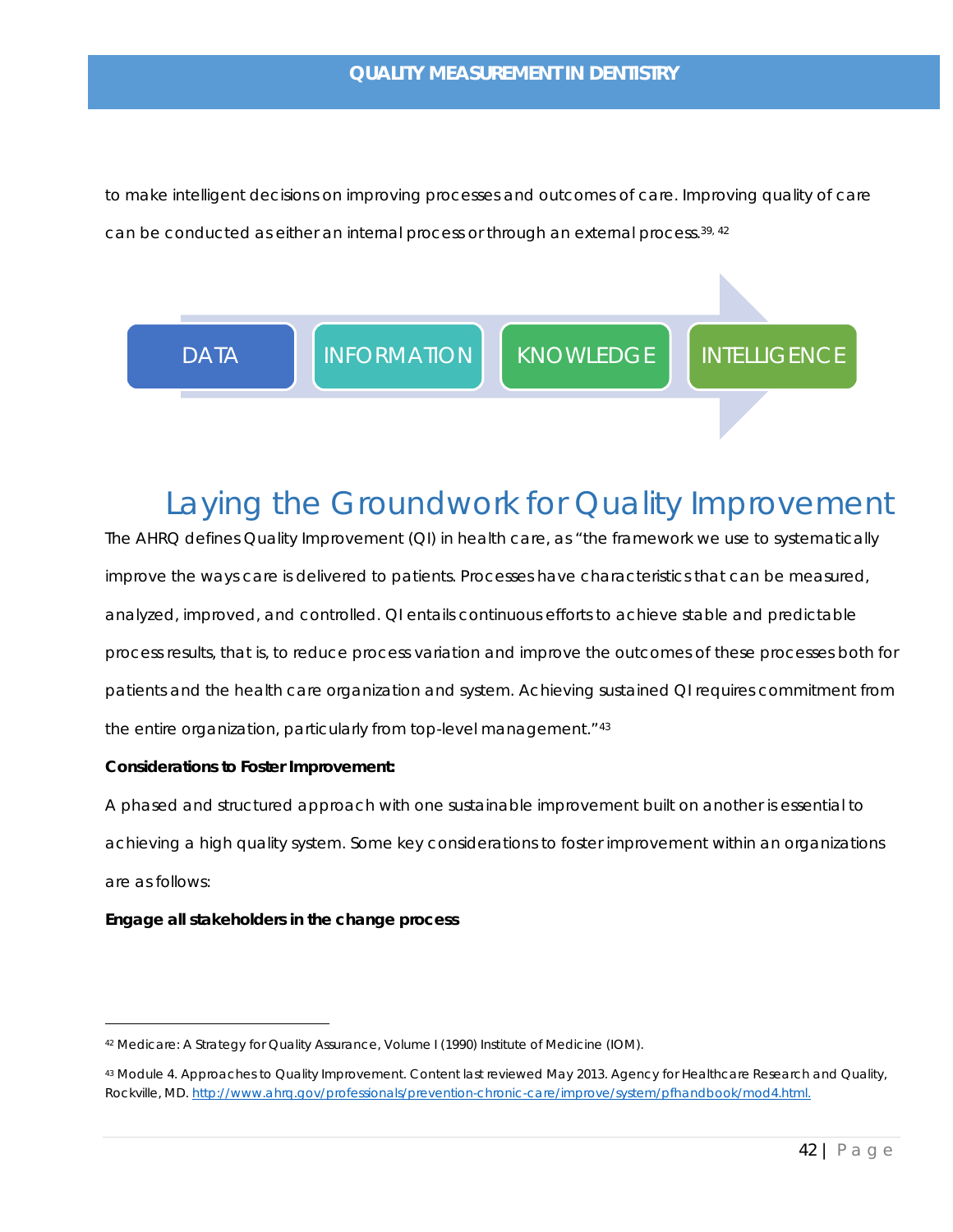to make intelligent decisions on improving processes and outcomes of care. Improving quality of care can be conducted as either an internal process or through an external process.[39, 42]

DATA → INFORMATION → KNOWLEDGE → INTELLIGENCE

# Laying the Groundwork for Quality Improvement

The AHRQ defines Quality Improvement (QI) in health care, as "the framework we use to systematically improve the ways care is delivered to patients. Processes have characteristics that can be measured, analyzed, improved, and controlled. QI entails continuous efforts to achieve stable and predictable process results, that is, to reduce process variation and improve the outcomes of these processes both for patients and the health care organization and system. Achieving sustained QI requires commitment from the entire organization, particularly from top-level management."[43]

**Considerations to Foster Improvement:**

A phased and structured approach with one sustainable improvement built on another is essential to achieving a high quality system. Some key considerations to foster improvement within an organizations are as follows:

**Engage all stakeholders in the change process**

---

[42] Medicare: A Strategy for Quality Assurance, Volume I (1990) Institute of Medicine (IOM).

[43] Module 4. Approaches to Quality Improvement. Content last reviewed May 2013. Agency for Healthcare Research and Quality, Rockville, MD. http://www.ahrq.gov/professionals/prevention-chronic-care/improve/system/pfhandbook/mod4.html.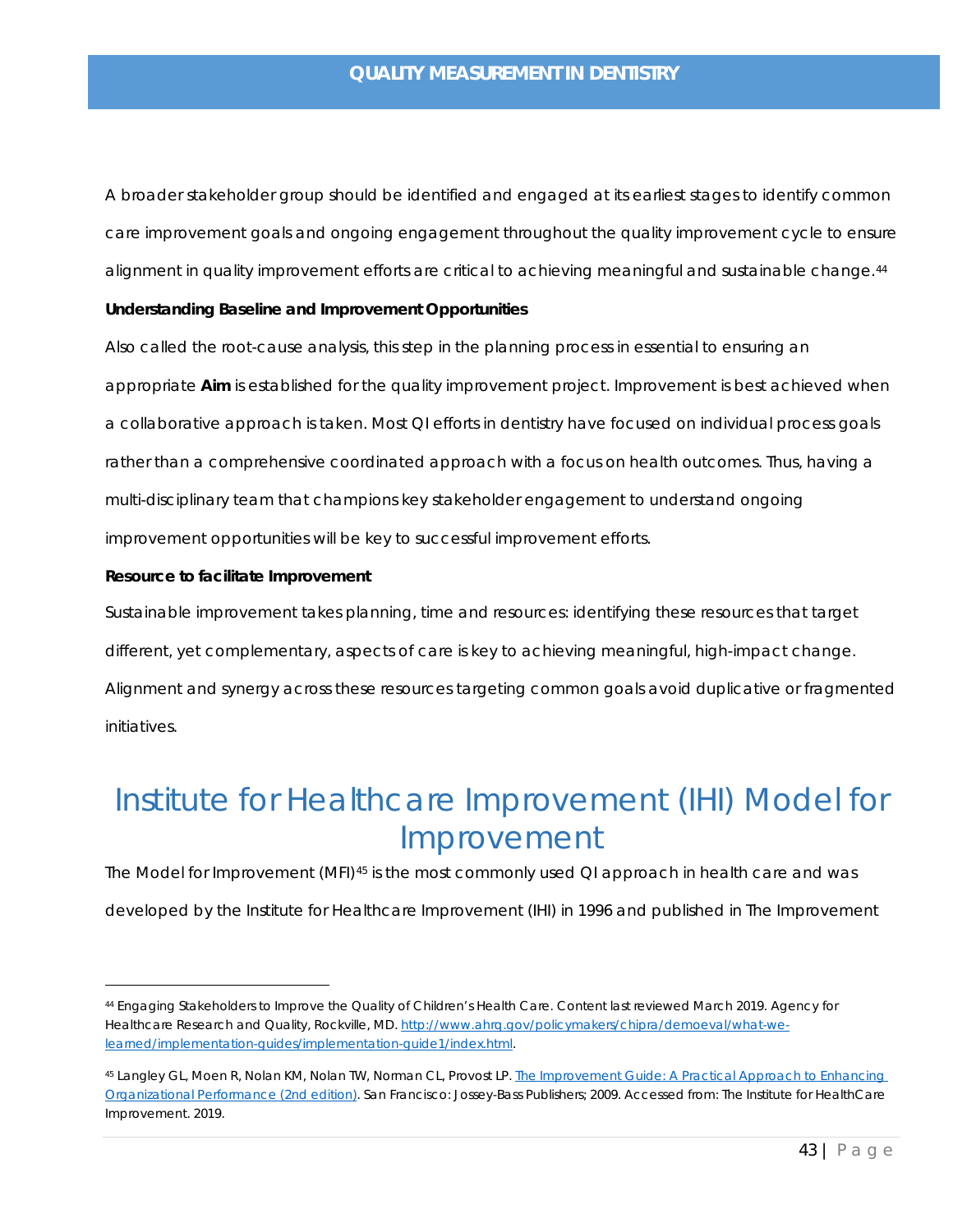A broader stakeholder group should be identified and engaged at its earliest stages to identify common care improvement goals and ongoing engagement throughout the quality improvement cycle to ensure alignment in quality improvement efforts are critical to achieving meaningful and sustainable change.[44]

**Understanding Baseline and Improvement Opportunities**

Also called the root-cause analysis, this step in the planning process in essential to ensuring an appropriate **Aim** is established for the quality improvement project. Improvement is best achieved when a collaborative approach is taken. Most QI efforts in dentistry have focused on individual process goals rather than a comprehensive coordinated approach with a focus on health outcomes. Thus, having a multi-disciplinary team that champions key stakeholder engagement to understand ongoing improvement opportunities will be key to successful improvement efforts.

**Resource to facilitate Improvement**

Sustainable improvement takes planning, time and resources: identifying these resources that target different, yet complementary, aspects of care is key to achieving meaningful, high-impact change. Alignment and synergy across these resources targeting common goals avoid duplicative or fragmented initiatives.

# Institute for Healthcare Improvement (IHI) Model for Improvement

The Model for Improvement (MFI)[45] is the most commonly used QI approach in health care and was developed by the Institute for Healthcare Improvement (IHI) in 1996 and published in The Improvement

---

[44] Engaging Stakeholders to Improve the Quality of Children's Health Care. Content last reviewed March 2019. Agency for Healthcare Research and Quality, Rockville, MD. [http://www.ahrq.gov/policymakers/chipra/demoeval/what-we-learned/implementation-guides/implementation-guide1/index.html](http://www.ahrq.gov/policymakers/chipra/demoeval/what-we-learned/implementation-guides/implementation-guide1/index.html).

[45] Langley GL, Moen R, Nolan KM, Nolan TW, Norman CL, Provost LP. [The Improvement Guide: A Practical Approach to Enhancing Organizational Performance (2nd edition)](). San Francisco: Jossey-Bass Publishers; 2009. Accessed from: The Institute for HealthCare Improvement. 2019.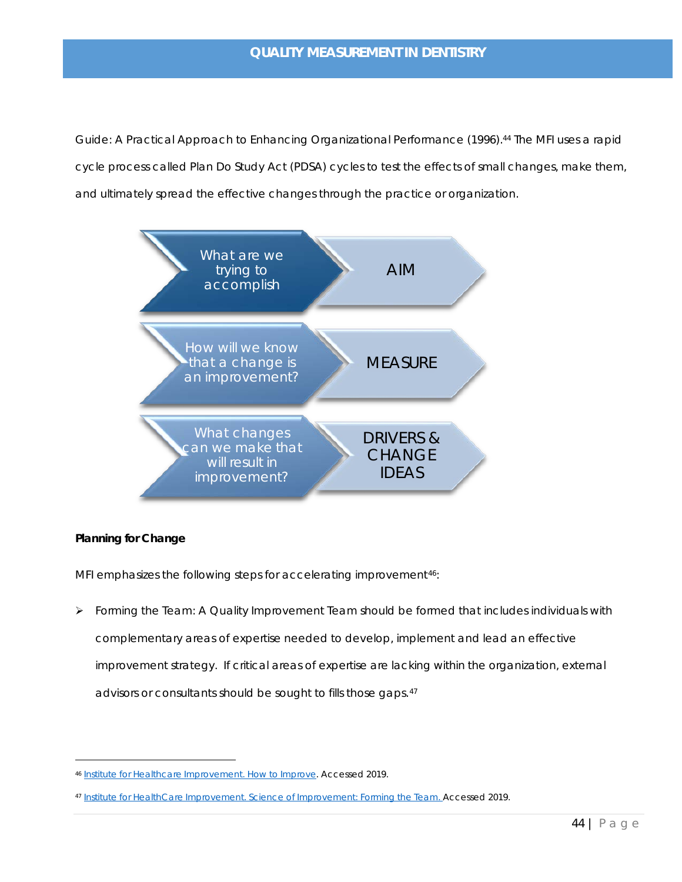Guide: A Practical Approach to Enhancing Organizational Performance (1996).[44] The MFI uses a rapid cycle process called Plan Do Study Act (PDSA) cycles to test the effects of small changes, make them, and ultimately spread the effective changes through the practice or organization.

| | |
|---|---|
| What are we trying to accomplish | AIM |
| How will we know that a change is an improvement? | MEASURE |
| What changes can we make that will result in improvement? | DRIVERS & CHANGE IDEAS |

**Planning for Change**

MFI emphasizes the following steps for accelerating improvement[46]:

- Forming the Team: A Quality Improvement Team should be formed that includes individuals with complementary areas of expertise needed to develop, implement and lead an effective improvement strategy. If critical areas of expertise are lacking within the organization, external advisors or consultants should be sought to fills those gaps.[47]

---

[46] Institute for Healthcare Improvement. How to Improve. Accessed 2019.

[47] Institute for HealthCare Improvement. Science of Improvement: Forming the Team. Accessed 2019.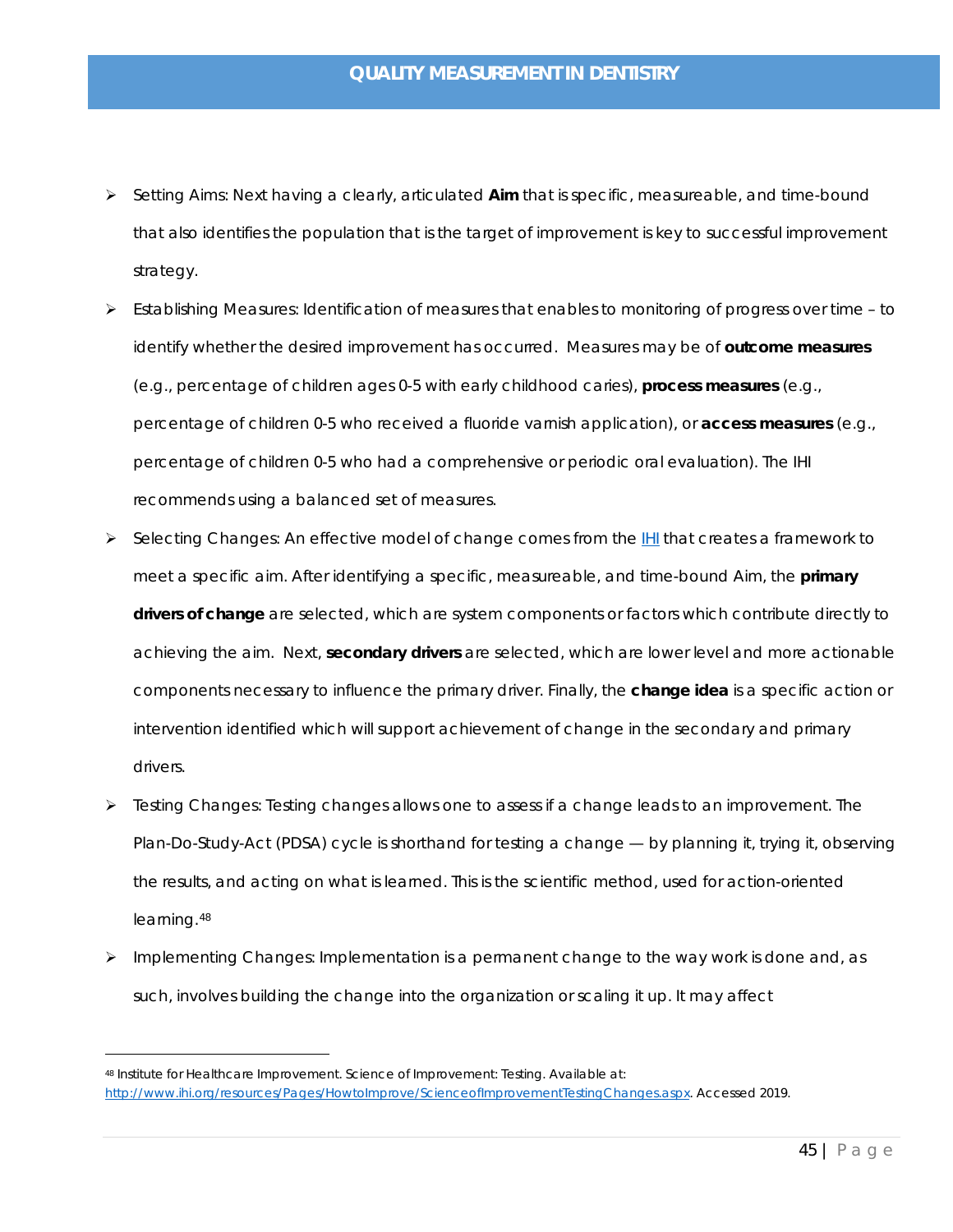- Setting Aims: Next having a clearly, articulated **Aim** that is specific, measureable, and time-bound that also identifies the population that is the target of improvement is key to successful improvement strategy.
- Establishing Measures: Identification of measures that enables to monitoring of progress over time – to identify whether the desired improvement has occurred. Measures may be of **outcome measures** (e.g., percentage of children ages 0-5 with early childhood caries), **process measures** (e.g., percentage of children 0-5 who received a fluoride varnish application), or **access measures** (e.g., percentage of children 0-5 who had a comprehensive or periodic oral evaluation). The IHI recommends using a balanced set of measures.
- Selecting Changes: An effective model of change comes from the [IHI](http://www.ihi.org) that creates a framework to meet a specific aim. After identifying a specific, measureable, and time-bound Aim, the **primary drivers of change** are selected, which are system components or factors which contribute directly to achieving the aim. Next, **secondary drivers** are selected, which are lower level and more actionable components necessary to influence the primary driver. Finally, the **change idea** is a specific action or intervention identified which will support achievement of change in the secondary and primary drivers.
- Testing Changes: Testing changes allows one to assess if a change leads to an improvement. The Plan-Do-Study-Act (PDSA) cycle is shorthand for testing a change — by planning it, trying it, observing the results, and acting on what is learned. This is the scientific method, used for action-oriented learning.[48]
- Implementing Changes: Implementation is a permanent change to the way work is done and, as such, involves building the change into the organization or scaling it up. It may affect

[48] Institute for Healthcare Improvement. Science of Improvement: Testing. Available at: http://www.ihi.org/resources/Pages/HowtoImprove/ScienceofImprovementTestingChanges.aspx. Accessed 2019.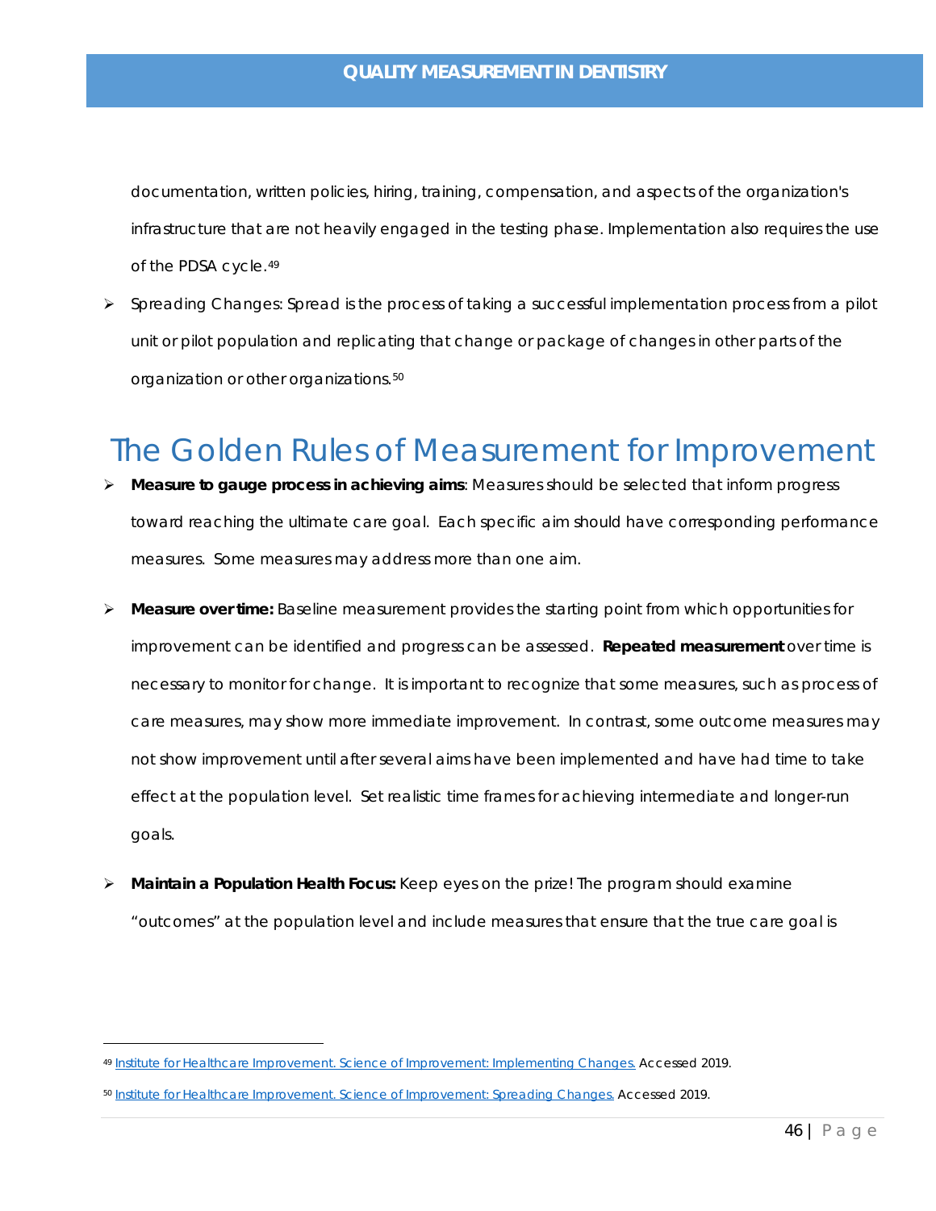documentation, written policies, hiring, training, compensation, and aspects of the organization's infrastructure that are not heavily engaged in the testing phase. Implementation also requires the use of the PDSA cycle.[49]

- Spreading Changes: Spread is the process of taking a successful implementation process from a pilot unit or pilot population and replicating that change or package of changes in other parts of the organization or other organizations.[50]

# The Golden Rules of Measurement for Improvement

- **Measure to gauge process in achieving aims**: Measures should be selected that inform progress toward reaching the ultimate care goal. Each specific aim should have corresponding performance measures. Some measures may address more than one aim.

- **Measure over time:** Baseline measurement provides the starting point from which opportunities for improvement can be identified and progress can be assessed. **Repeated measurement** over time is necessary to monitor for change. It is important to recognize that some measures, such as process of care measures, may show more immediate improvement. In contrast, some outcome measures may not show improvement until after several aims have been implemented and have had time to take effect at the population level. Set realistic time frames for achieving intermediate and longer-run goals.

- **Maintain a Population Health Focus:** Keep eyes on the prize! The program should examine "outcomes" at the population level and include measures that ensure that the true care goal is

---

[49] Institute for Healthcare Improvement. Science of Improvement: Implementing Changes. Accessed 2019.

[50] Institute for Healthcare Improvement. Science of Improvement: Spreading Changes. Accessed 2019.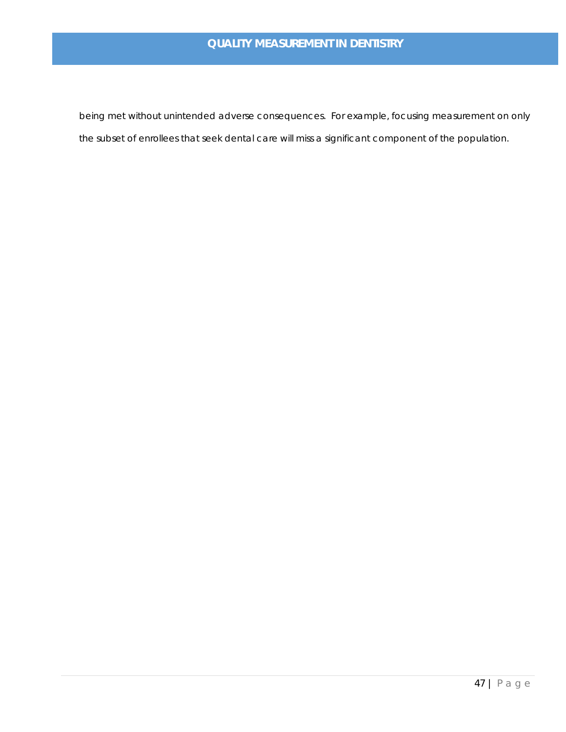being met without unintended adverse consequences. For example, focusing measurement on only the subset of enrollees that seek dental care will miss a significant component of the population.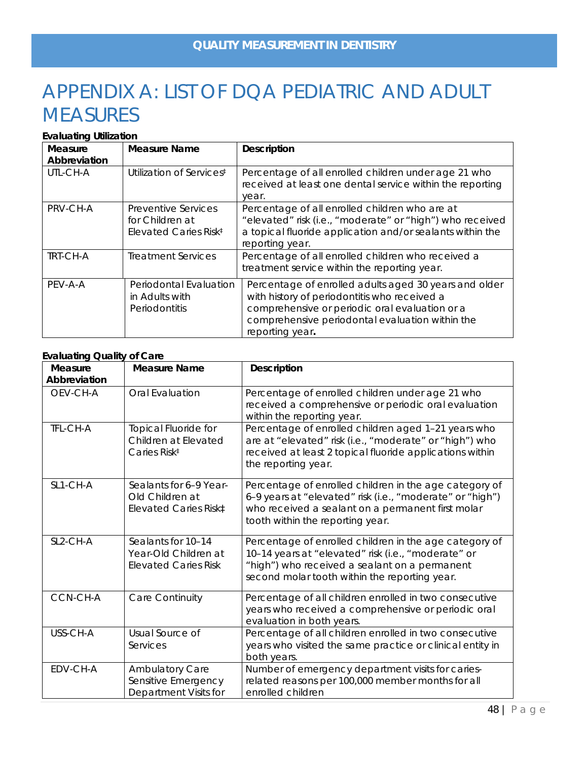# APPENDIX A: LIST OF DQA PEDIATRIC AND ADULT MEASURES

**Evaluating Utilization**

| Measure Abbreviation | Measure Name | Description |
|---|---|---|
| UTL-CH-A | Utilization of Services‡ | Percentage of all enrolled children under age 21 who received at least one dental service within the reporting year. |
| PRV-CH-A | Preventive Services for Children at Elevated Caries Risk‡ | Percentage of all enrolled children who are at "elevated" risk (i.e., "moderate" or "high") who received a topical fluoride application and/or sealants within the reporting year. |
| TRT-CH-A | Treatment Services | Percentage of all enrolled children who received a treatment service within the reporting year. |
| PEV-A-A | Periodontal Evaluation in Adults with Periodontitis | Percentage of enrolled adults aged 30 years and older with history of periodontitis who received a comprehensive or periodic oral evaluation or a comprehensive periodontal evaluation within the reporting year**.** |

**Evaluating Quality of Care**

| Measure Abbreviation | Measure Name | Description |
|---|---|---|
| OEV-CH-A | Oral Evaluation | Percentage of enrolled children under age 21 who received a comprehensive or periodic oral evaluation within the reporting year. |
| TFL-CH-A | Topical Fluoride for Children at Elevated Caries Risk‡ | Percentage of enrolled children aged 1–21 years who are at "elevated" risk (i.e., "moderate" or "high") who received at least 2 topical fluoride applications within the reporting year. |
| SL1-CH-A | Sealants for 6–9 Year-Old Children at Elevated Caries Risk‡ | Percentage of enrolled children in the age category of 6–9 years at "elevated" risk (i.e., "moderate" or "high") who received a sealant on a permanent first molar tooth within the reporting year. |
| SL2-CH-A | Sealants for 10–14 Year-Old Children at Elevated Caries Risk | Percentage of enrolled children in the age category of 10–14 years at "elevated" risk (i.e., "moderate" or "high") who received a sealant on a permanent second molar tooth within the reporting year. |
| CCN-CH-A | Care Continuity | Percentage of all children enrolled in two consecutive years who received a comprehensive or periodic oral evaluation in both years. |
| USS-CH-A | Usual Source of Services | Percentage of all children enrolled in two consecutive years who visited the same practice or clinical entity in both years. |
| EDV-CH-A | Ambulatory Care Sensitive Emergency Department Visits for | Number of emergency department visits for caries-related reasons per 100,000 member months for all enrolled children |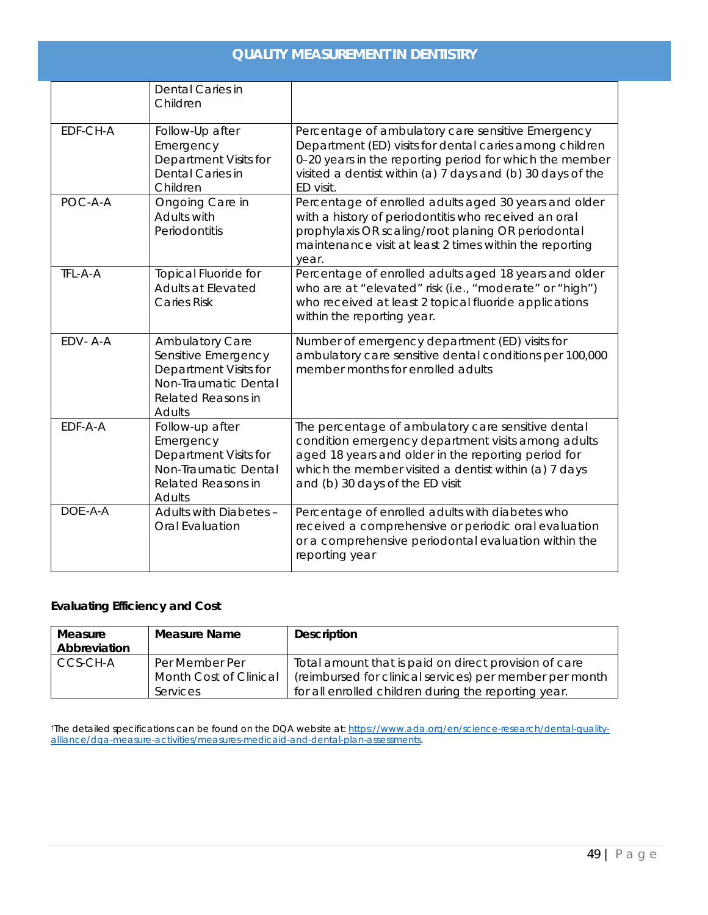| | | |
|---|---|---|
| | Dental Caries in Children | |
| EDF-CH-A | Follow-Up after Emergency Department Visits for Dental Caries in Children | Percentage of ambulatory care sensitive Emergency Department (ED) visits for dental caries among children 0–20 years in the reporting period for which the member visited a dentist within (a) 7 days and (b) 30 days of the ED visit. |
| POC-A-A | Ongoing Care in Adults with Periodontitis | Percentage of enrolled adults aged 30 years and older with a history of periodontitis who received an oral prophylaxis OR scaling/root planing OR periodontal maintenance visit at least 2 times within the reporting year. |
| TFL-A-A | Topical Fluoride for Adults at Elevated Caries Risk | Percentage of enrolled adults aged 18 years and older who are at "elevated" risk (i.e., "moderate" or "high") who received at least 2 topical fluoride applications within the reporting year. |
| EDV- A-A | Ambulatory Care Sensitive Emergency Department Visits for Non-Traumatic Dental Related Reasons in Adults | Number of emergency department (ED) visits for ambulatory care sensitive dental conditions per 100,000 member months for enrolled adults |
| EDF-A-A | Follow-up after Emergency Department Visits for Non-Traumatic Dental Related Reasons in Adults | The percentage of ambulatory care sensitive dental condition emergency department visits among adults aged 18 years and older in the reporting period for which the member visited a dentist within (a) 7 days and (b) 30 days of the ED visit |
| DOE-A-A | Adults with Diabetes – Oral Evaluation | Percentage of enrolled adults with diabetes who received a comprehensive or periodic oral evaluation or a comprehensive periodontal evaluation within the reporting year |

**Evaluating Efficiency and Cost**

| Measure Abbreviation | Measure Name | Description |
|---|---|---|
| CCS-CH-A | Per Member Per Month Cost of Clinical Services | Total amount that is paid on direct provision of care (reimbursed for clinical services) per member per month for all enrolled children during the reporting year. |

†The detailed specifications can be found on the DQA website at: https://www.ada.org/en/science-research/dental-quality-alliance/dqa-measure-activities/measures-medicaid-and-dental-plan-assessments.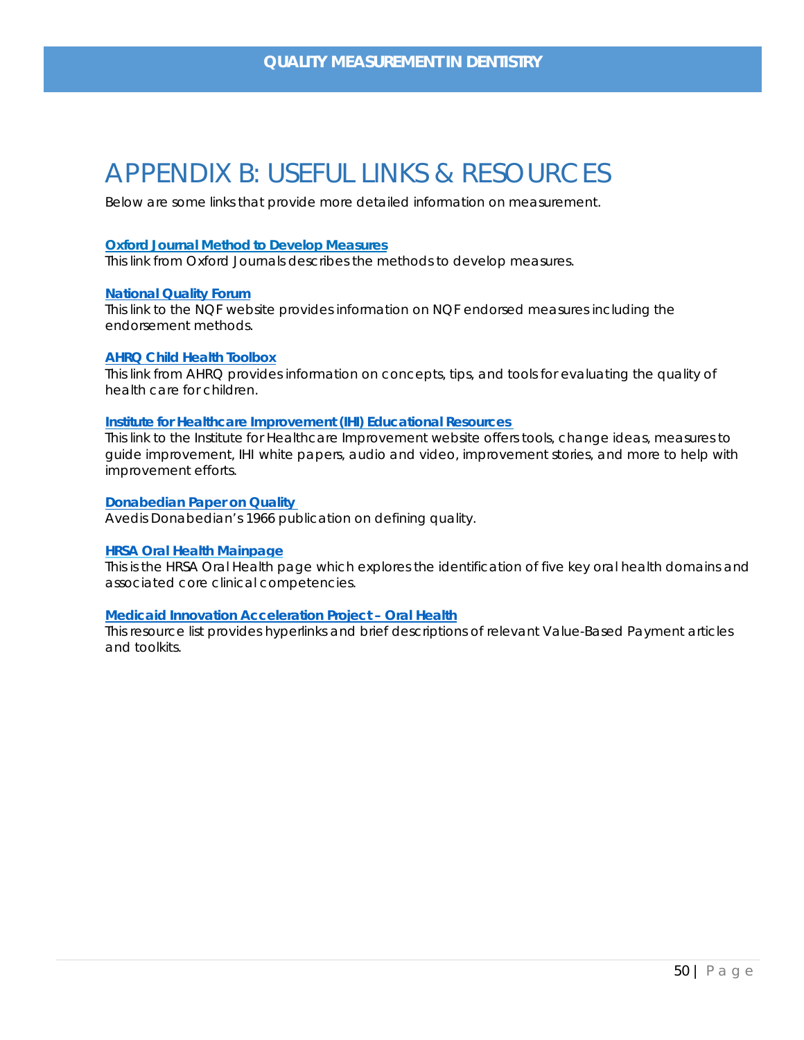# APPENDIX B: USEFUL LINKS & RESOURCES

Below are some links that provide more detailed information on measurement.

**Oxford Journal Method to Develop Measures**
This link from Oxford Journals describes the methods to develop measures.

**National Quality Forum**
This link to the NQF website provides information on NQF endorsed measures including the endorsement methods.

**AHRQ Child Health Toolbox**
This link from AHRQ provides information on concepts, tips, and tools for evaluating the quality of health care for children.

**Institute for Healthcare Improvement (IHI) Educational Resources**
This link to the Institute for Healthcare Improvement website offers tools, change ideas, measures to guide improvement, IHI white papers, audio and video, improvement stories, and more to help with improvement efforts.

**Donabedian Paper on Quality**
Avedis Donabedian's 1966 publication on defining quality.

**HRSA Oral Health Mainpage**
This is the HRSA Oral Health page which explores the identification of five key oral health domains and associated core clinical competencies.

**Medicaid Innovation Acceleration Project – Oral Health**
This resource list provides hyperlinks and brief descriptions of relevant Value-Based Payment articles and toolkits.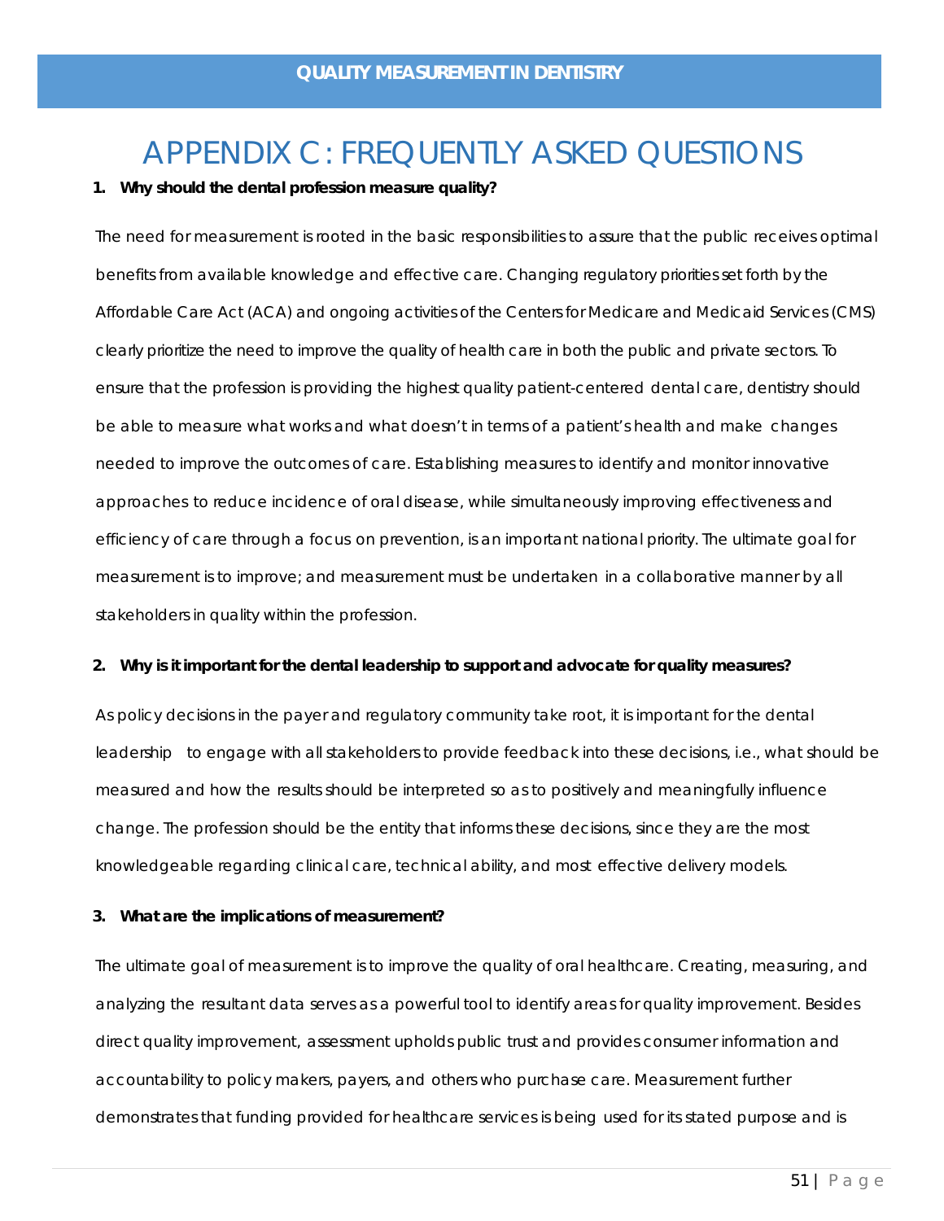# APPENDIX C: FREQUENTLY ASKED QUESTIONS

**1. Why should the dental profession measure quality?**

The need for measurement is rooted in the basic responsibilities to assure that the public receives optimal benefits from available knowledge and effective care. Changing regulatory priorities set forth by the Affordable Care Act (ACA) and ongoing activities of the Centers for Medicare and Medicaid Services (CMS) clearly prioritize the need to improve the quality of health care in both the public and private sectors. To ensure that the profession is providing the highest quality patient-centered dental care, dentistry should be able to measure what works and what doesn't in terms of a patient's health and make changes needed to improve the outcomes of care. Establishing measures to identify and monitor innovative approaches to reduce incidence of oral disease, while simultaneously improving effectiveness and efficiency of care through a focus on prevention, is an important national priority. The ultimate goal for measurement is to improve; and measurement must be undertaken in a collaborative manner by all stakeholders in quality within the profession.

**2. Why is it important for the dental leadership to support and advocate for quality measures?**

As policy decisions in the payer and regulatory community take root, it is important for the dental leadership to engage with all stakeholders to provide feedback into these decisions, i.e., what should be measured and how the results should be interpreted so as to positively and meaningfully influence change. The profession should be the entity that informs these decisions, since they are the most knowledgeable regarding clinical care, technical ability, and most effective delivery models.

**3. What are the implications of measurement?**

The ultimate goal of measurement is to improve the quality of oral healthcare. Creating, measuring, and analyzing the resultant data serves as a powerful tool to identify areas for quality improvement. Besides direct quality improvement, assessment upholds public trust and provides consumer information and accountability to policy makers, payers, and others who purchase care. Measurement further demonstrates that funding provided for healthcare services is being used for its stated purpose and is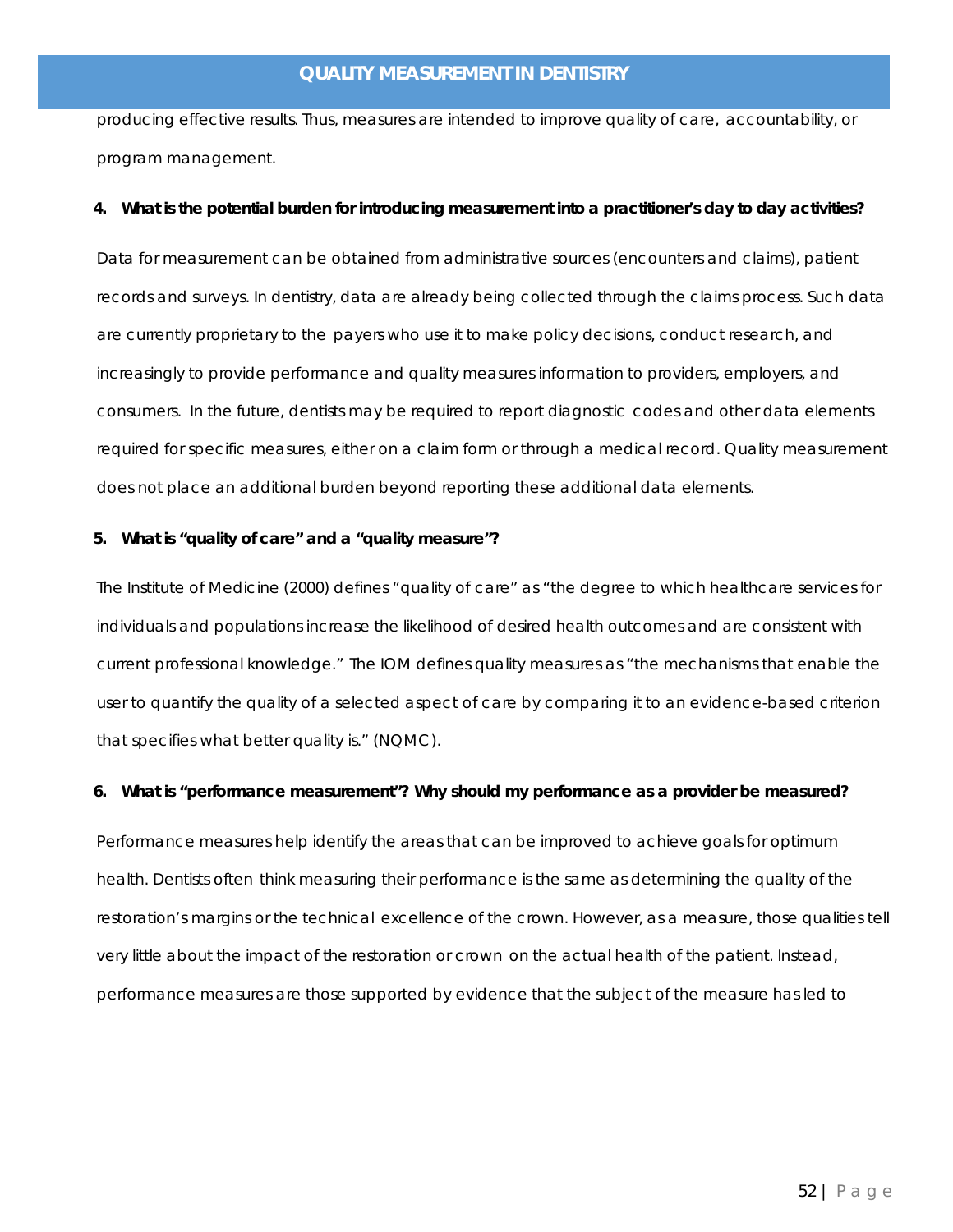producing effective results. Thus, measures are intended to improve quality of care, accountability, or program management.

**4. What is the potential burden for introducing measurement into a practitioner's day to day activities?**

Data for measurement can be obtained from administrative sources (encounters and claims), patient records and surveys. In dentistry, data are already being collected through the claims process. Such data are currently proprietary to the payers who use it to make policy decisions, conduct research, and increasingly to provide performance and quality measures information to providers, employers, and consumers. In the future, dentists may be required to report diagnostic codes and other data elements required for specific measures, either on a claim form or through a medical record. Quality measurement does not place an additional burden beyond reporting these additional data elements.

**5. What is "quality of care" and a "quality measure"?**

The Institute of Medicine (2000) defines "quality of care" as "the degree to which healthcare services for individuals and populations increase the likelihood of desired health outcomes and are consistent with current professional knowledge." The IOM defines quality measures as "the mechanisms that enable the user to quantify the quality of a selected aspect of care by comparing it to an evidence-based criterion that specifies what better quality is." (NQMC).

**6. What is "performance measurement"? Why should my performance as a provider be measured?**

Performance measures help identify the areas that can be improved to achieve goals for optimum health. Dentists often think measuring their performance is the same as determining the quality of the restoration's margins or the technical excellence of the crown. However, as a measure, those qualities tell very little about the impact of the restoration or crown on the actual health of the patient. Instead, performance measures are those supported by evidence that the subject of the measure has led to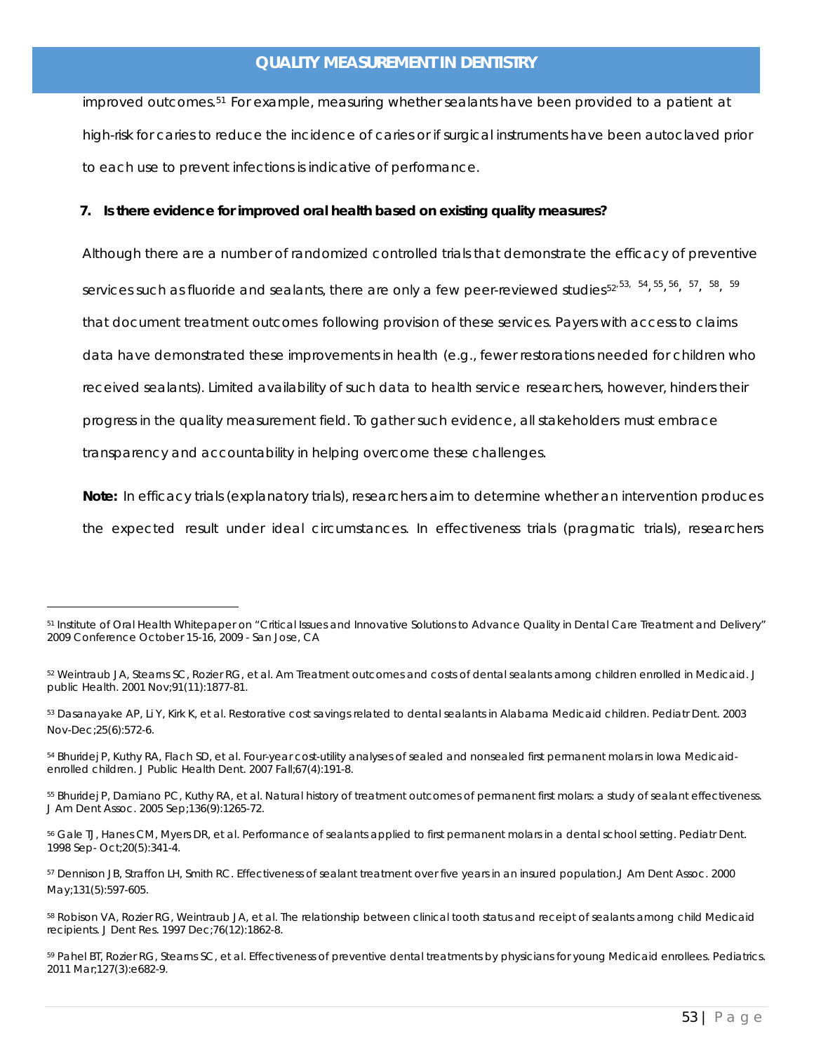improved outcomes.[51] For example, measuring whether sealants have been provided to a patient at high-risk for caries to reduce the incidence of caries or if surgical instruments have been autoclaved prior to each use to prevent infections is indicative of performance.

**7. Is there evidence for improved oral health based on existing quality measures?**

Although there are a number of randomized controlled trials that demonstrate the efficacy of preventive services such as fluoride and sealants, there are only a few peer-reviewed studies[52,53,54,55,56,57,58,59] that document treatment outcomes following provision of these services. Payers with access to claims data have demonstrated these improvements in health (e.g., fewer restorations needed for children who received sealants). Limited availability of such data to health service researchers, however, hinders their progress in the quality measurement field. To gather such evidence, all stakeholders must embrace transparency and accountability in helping overcome these challenges.

**Note:** In efficacy trials (explanatory trials), researchers aim to determine whether an intervention produces the expected result under ideal circumstances. In effectiveness trials (pragmatic trials), researchers

---

[51] Institute of Oral Health Whitepaper on "Critical Issues and Innovative Solutions to Advance Quality in Dental Care Treatment and Delivery" 2009 Conference October 15-16, 2009 - San Jose, CA

[52] Weintraub JA, Stearns SC, Rozier RG, et al. Am Treatment outcomes and costs of dental sealants among children enrolled in Medicaid. J public Health. 2001 Nov;91(11):1877-81.

[53] Dasanayake AP, Li Y, Kirk K, et al. Restorative cost savings related to dental sealants in Alabama Medicaid children. Pediatr Dent. 2003 Nov-Dec;25(6):572-6.

[54] Bhuridej P, Kuthy RA, Flach SD, et al. Four-year cost-utility analyses of sealed and nonsealed first permanent molars in Iowa Medicaid-enrolled children. J Public Health Dent. 2007 Fall;67(4):191-8.

[55] Bhuridej P, Damiano PC, Kuthy RA, et al. Natural history of treatment outcomes of permanent first molars: a study of sealant effectiveness. J Am Dent Assoc. 2005 Sep;136(9):1265-72.

[56] Gale TJ, Hanes CM, Myers DR, et al. Performance of sealants applied to first permanent molars in a dental school setting. Pediatr Dent. 1998 Sep- Oct;20(5):341-4.

[57] Dennison JB, Straffon LH, Smith RC. Effectiveness of sealant treatment over five years in an insured population.J Am Dent Assoc. 2000 May;131(5):597-605.

[58] Robison VA, Rozier RG, Weintraub JA, et al. The relationship between clinical tooth status and receipt of sealants among child Medicaid recipients. J Dent Res. 1997 Dec;76(12):1862-8.

[59] Pahel BT, Rozier RG, Stearns SC, et al. Effectiveness of preventive dental treatments by physicians for young Medicaid enrollees. Pediatrics. 2011 Mar;127(3):e682-9.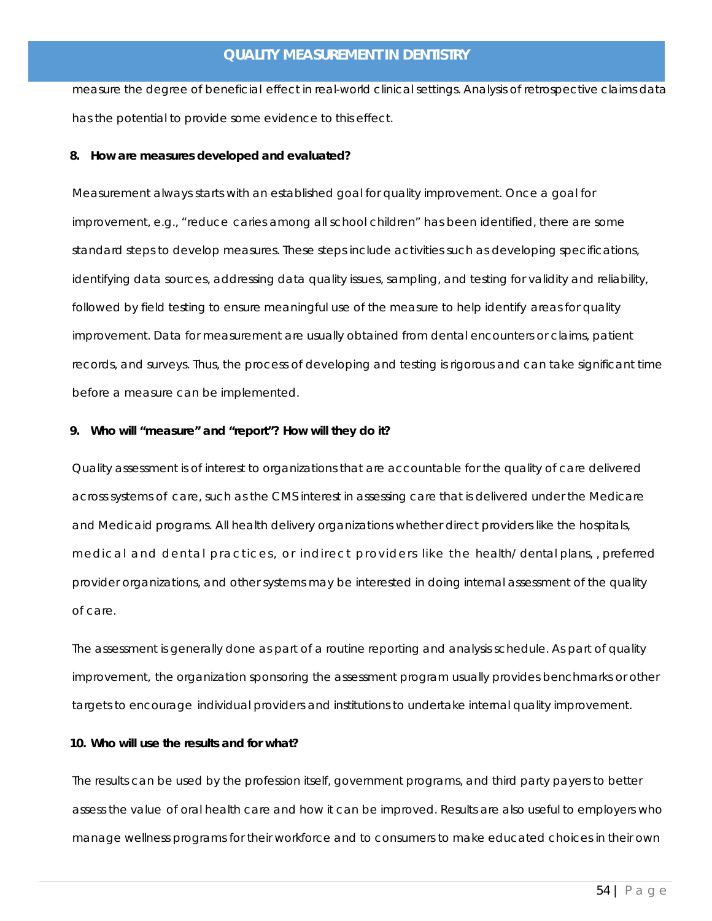measure the degree of beneficial effect in real-world clinical settings. Analysis of retrospective claims data has the potential to provide some evidence to this effect.

**8. How are measures developed and evaluated?**

Measurement always starts with an established goal for quality improvement. Once a goal for improvement, e.g., "reduce caries among all school children" has been identified, there are some standard steps to develop measures. These steps include activities such as developing specifications, identifying data sources, addressing data quality issues, sampling, and testing for validity and reliability, followed by field testing to ensure meaningful use of the measure to help identify areas for quality improvement. Data for measurement are usually obtained from dental encounters or claims, patient records, and surveys. Thus, the process of developing and testing is rigorous and can take significant time before a measure can be implemented.

**9. Who will "measure" and "report"? How will they do it?**

Quality assessment is of interest to organizations that are accountable for the quality of care delivered across systems of care, such as the CMS interest in assessing care that is delivered under the Medicare and Medicaid programs. All health delivery organizations whether direct providers like the hospitals, medical and dental practices, or indirect providers like the health/ dental plans, , preferred provider organizations, and other systems may be interested in doing internal assessment of the quality of care.

The assessment is generally done as part of a routine reporting and analysis schedule. As part of quality improvement, the organization sponsoring the assessment program usually provides benchmarks or other targets to encourage individual providers and institutions to undertake internal quality improvement.

**10. Who will use the results and for what?**

The results can be used by the profession itself, government programs, and third party payers to better assess the value of oral health care and how it can be improved. Results are also useful to employers who manage wellness programs for their workforce and to consumers to make educated choices in their own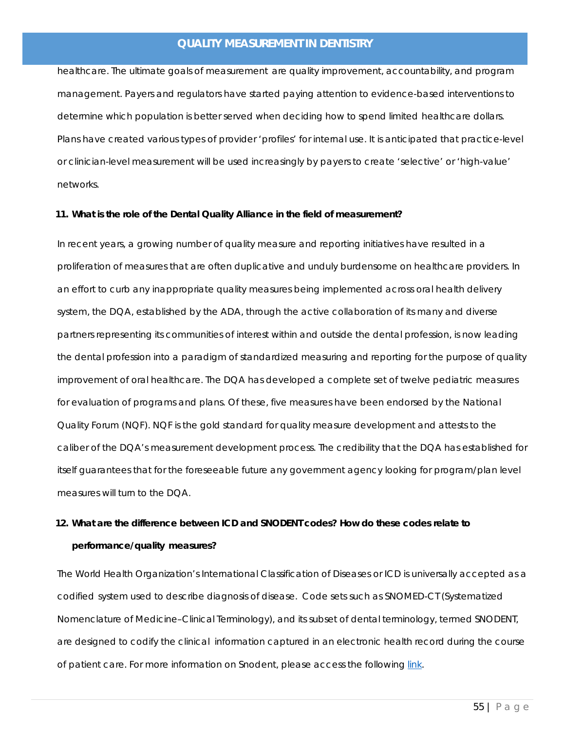healthcare. The ultimate goals of measurement are quality improvement, accountability, and program management. Payers and regulators have started paying attention to evidence-based interventions to determine which population is better served when deciding how to spend limited healthcare dollars. Plans have created various types of provider 'profiles' for internal use. It is anticipated that practice-level or clinician-level measurement will be used increasingly by payers to create 'selective' or 'high-value' networks.

**11. What is the role of the Dental Quality Alliance in the field of measurement?**

In recent years, a growing number of quality measure and reporting initiatives have resulted in a proliferation of measures that are often duplicative and unduly burdensome on healthcare providers. In an effort to curb any inappropriate quality measures being implemented across oral health delivery system, the DQA, established by the ADA, through the active collaboration of its many and diverse partners representing its communities of interest within and outside the dental profession, is now leading the dental profession into a paradigm of standardized measuring and reporting for the purpose of quality improvement of oral healthcare. The DQA has developed a complete set of twelve pediatric measures for evaluation of programs and plans. Of these, five measures have been endorsed by the National Quality Forum (NQF). NQF is the gold standard for quality measure development and attests to the caliber of the DQA's measurement development process. The credibility that the DQA has established for itself guarantees that for the foreseeable future any government agency looking for program/plan level measures will turn to the DQA.

**12. What are the difference between ICD and SNODENT codes? How do these codes relate to performance/quality measures?**

The World Health Organization's International Classification of Diseases or ICD is universally accepted as a codified system used to describe diagnosis of disease. Code sets such as SNOMED-CT (Systematized Nomenclature of Medicine–Clinical Terminology), and its subset of dental terminology, termed SNODENT, are designed to codify the clinical information captured in an electronic health record during the course of patient care. For more information on Snodent, please access the following link.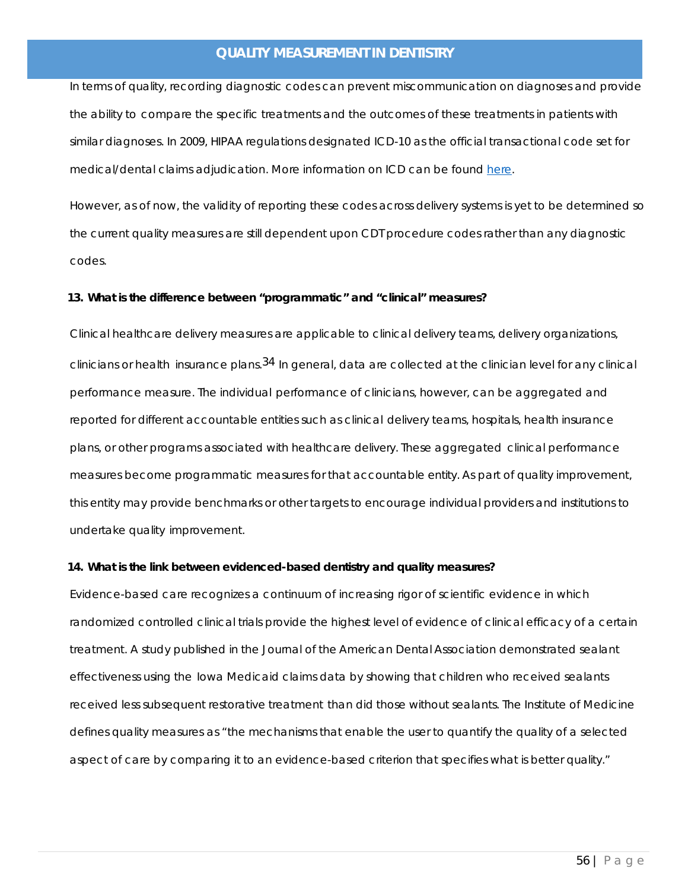In terms of quality, recording diagnostic codes can prevent miscommunication on diagnoses and provide the ability to compare the specific treatments and the outcomes of these treatments in patients with similar diagnoses. In 2009, HIPAA regulations designated ICD-10 as the official transactional code set for medical/dental claims adjudication. More information on ICD can be found here.

However, as of now, the validity of reporting these codes across delivery systems is yet to be determined so the current quality measures are still dependent upon CDT procedure codes rather than any diagnostic codes.

**13. What is the difference between "programmatic" and "clinical" measures?**

Clinical healthcare delivery measures are applicable to clinical delivery teams, delivery organizations, clinicians or health insurance plans.[34] In general, data are collected at the clinician level for any clinical performance measure. The individual performance of clinicians, however, can be aggregated and reported for different accountable entities such as clinical delivery teams, hospitals, health insurance plans, or other programs associated with healthcare delivery. These aggregated clinical performance measures become programmatic measures for that accountable entity. As part of quality improvement, this entity may provide benchmarks or other targets to encourage individual providers and institutions to undertake quality improvement.

**14. What is the link between evidenced-based dentistry and quality measures?**

Evidence-based care recognizes a continuum of increasing rigor of scientific evidence in which randomized controlled clinical trials provide the highest level of evidence of clinical efficacy of a certain treatment. A study published in the Journal of the American Dental Association demonstrated sealant effectiveness using the Iowa Medicaid claims data by showing that children who received sealants received less subsequent restorative treatment than did those without sealants. The Institute of Medicine defines quality measures as "the mechanisms that enable the user to quantify the quality of a selected aspect of care by comparing it to an evidence-based criterion that specifies what is better quality."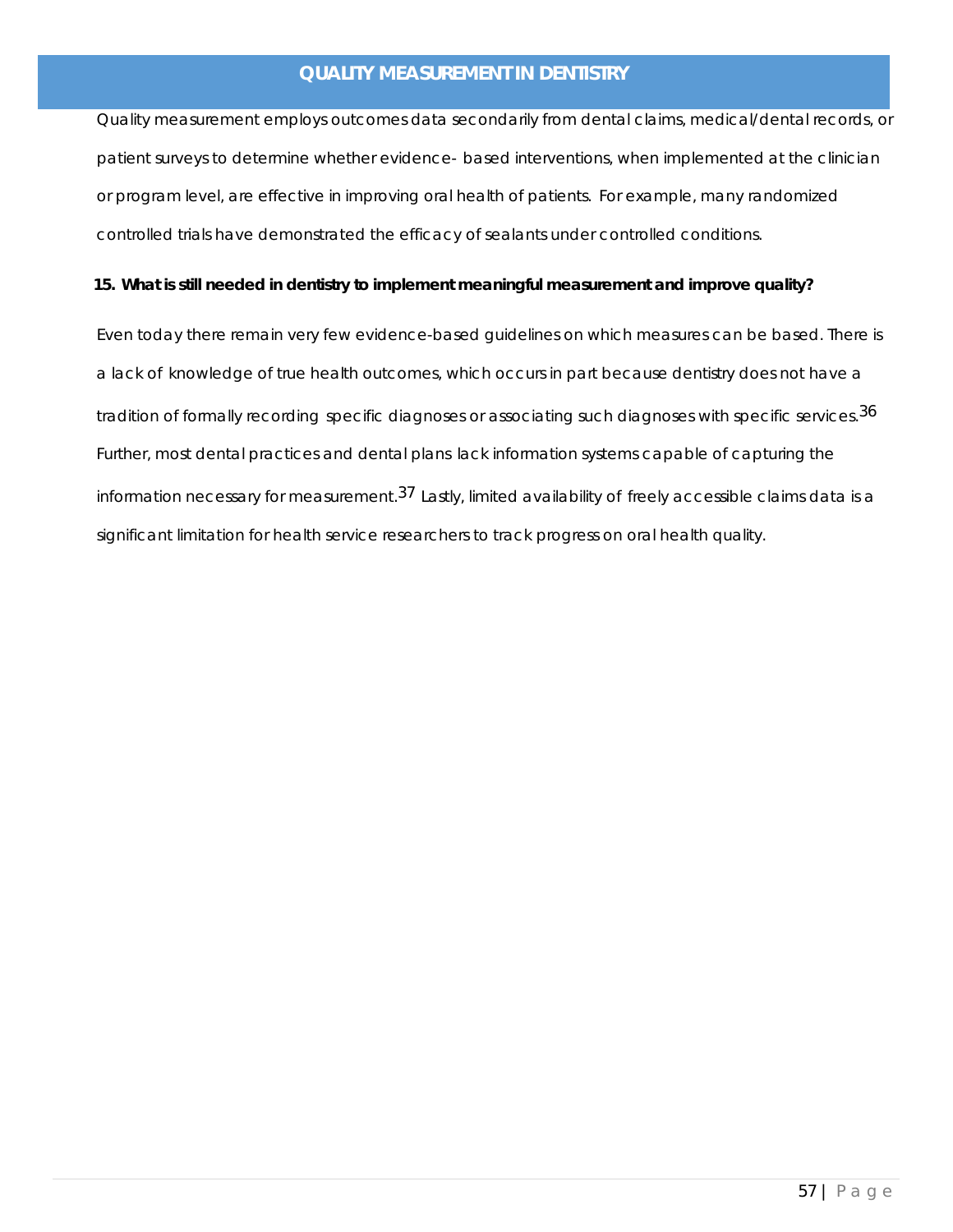## QUALITY MEASUREMENT IN DENTISTRY

Quality measurement employs outcomes data secondarily from dental claims, medical/dental records, or patient surveys to determine whether evidence- based interventions, when implemented at the clinician or program level, are effective in improving oral health of patients. For example, many randomized controlled trials have demonstrated the efficacy of sealants under controlled conditions.

**15. What is still needed in dentistry to implement meaningful measurement and improve quality?**

Even today there remain very few evidence-based guidelines on which measures can be based. There is a lack of knowledge of true health outcomes, which occurs in part because dentistry does not have a tradition of formally recording specific diagnoses or associating such diagnoses with specific services.[36] Further, most dental practices and dental plans lack information systems capable of capturing the information necessary for measurement.[37] Lastly, limited availability of freely accessible claims data is a significant limitation for health service researchers to track progress on oral health quality.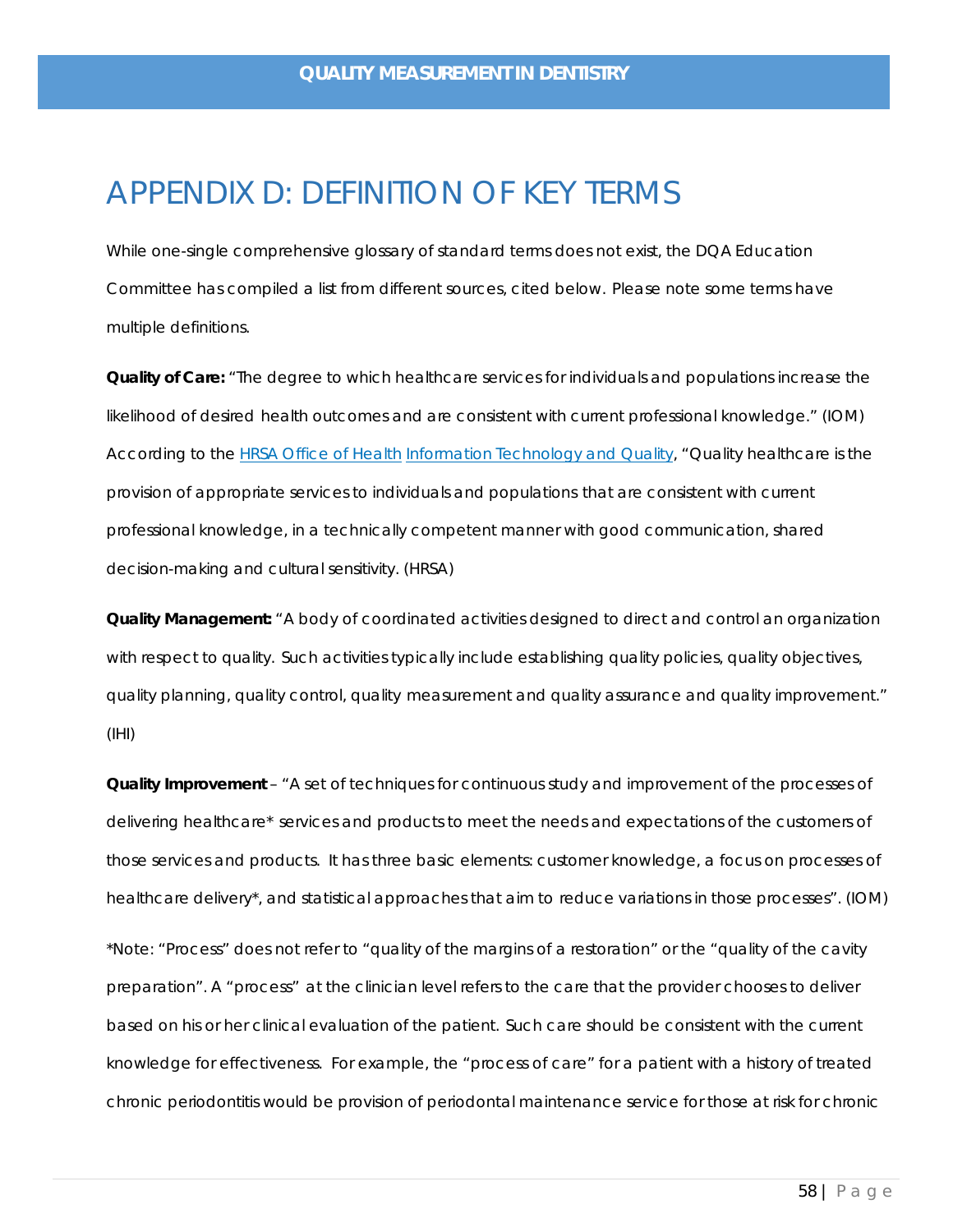# APPENDIX D: DEFINITION OF KEY TERMS

While one-single comprehensive glossary of standard terms does not exist, the DQA Education Committee has compiled a list from different sources, cited below. Please note some terms have multiple definitions.

**Quality of Care:** "The degree to which healthcare services for individuals and populations increase the likelihood of desired health outcomes and are consistent with current professional knowledge." (IOM) According to the HRSA Office of Health Information Technology and Quality, "Quality healthcare is the provision of appropriate services to individuals and populations that are consistent with current professional knowledge, in a technically competent manner with good communication, shared decision-making and cultural sensitivity. (HRSA)

**Quality Management:** "A body of coordinated activities designed to direct and control an organization with respect to quality. Such activities typically include establishing quality policies, quality objectives, quality planning, quality control, quality measurement and quality assurance and quality improvement." (IHI)

**Quality Improvement** – "A set of techniques for continuous study and improvement of the processes of delivering healthcare* services and products to meet the needs and expectations of the customers of those services and products. It has three basic elements: customer knowledge, a focus on processes of healthcare delivery*, and statistical approaches that aim to reduce variations in those processes". (IOM)

*Note: "Process" does not refer to "quality of the margins of a restoration" or the "quality of the cavity preparation". A "process" at the clinician level refers to the care that the provider chooses to deliver based on his or her clinical evaluation of the patient. Such care should be consistent with the current knowledge for effectiveness. For example, the "process of care" for a patient with a history of treated chronic periodontitis would be provision of periodontal maintenance service for those at risk for chronic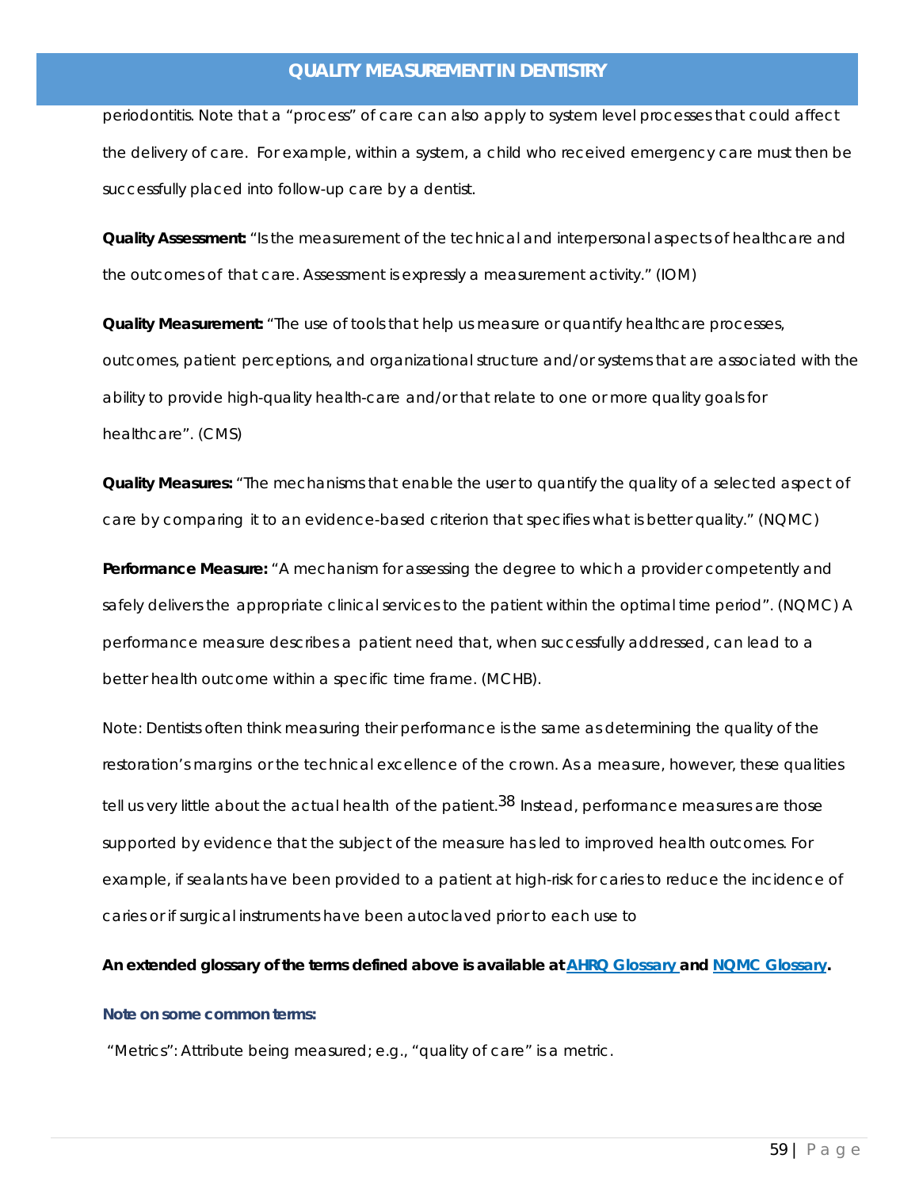periodontitis. Note that a "process" of care can also apply to system level processes that could affect the delivery of care. For example, within a system, a child who received emergency care must then be successfully placed into follow-up care by a dentist.

**Quality Assessment:** "Is the measurement of the technical and interpersonal aspects of healthcare and the outcomes of that care. Assessment is expressly a measurement activity." (IOM)

**Quality Measurement:** "The use of tools that help us measure or quantify healthcare processes, outcomes, patient perceptions, and organizational structure and/or systems that are associated with the ability to provide high-quality health-care and/or that relate to one or more quality goals for healthcare". (CMS)

**Quality Measures:** "The mechanisms that enable the user to quantify the quality of a selected aspect of care by comparing it to an evidence-based criterion that specifies what is better quality." (NQMC)

**Performance Measure:** "A mechanism for assessing the degree to which a provider competently and safely delivers the appropriate clinical services to the patient within the optimal time period". (NQMC) A performance measure describes a patient need that, when successfully addressed, can lead to a better health outcome within a specific time frame. (MCHB).

Note: Dentists often think measuring their performance is the same as determining the quality of the restoration's margins or the technical excellence of the crown. As a measure, however, these qualities tell us very little about the actual health of the patient.[38] Instead, performance measures are those supported by evidence that the subject of the measure has led to improved health outcomes. For example, if sealants have been provided to a patient at high-risk for caries to reduce the incidence of caries or if surgical instruments have been autoclaved prior to each use to

**An extended glossary of the terms defined above is available at [AHRQ Glossary](#) and [NQMC Glossary](#).**

**Note on some common terms:**

"Metrics": Attribute being measured; e.g., "quality of care" is a metric.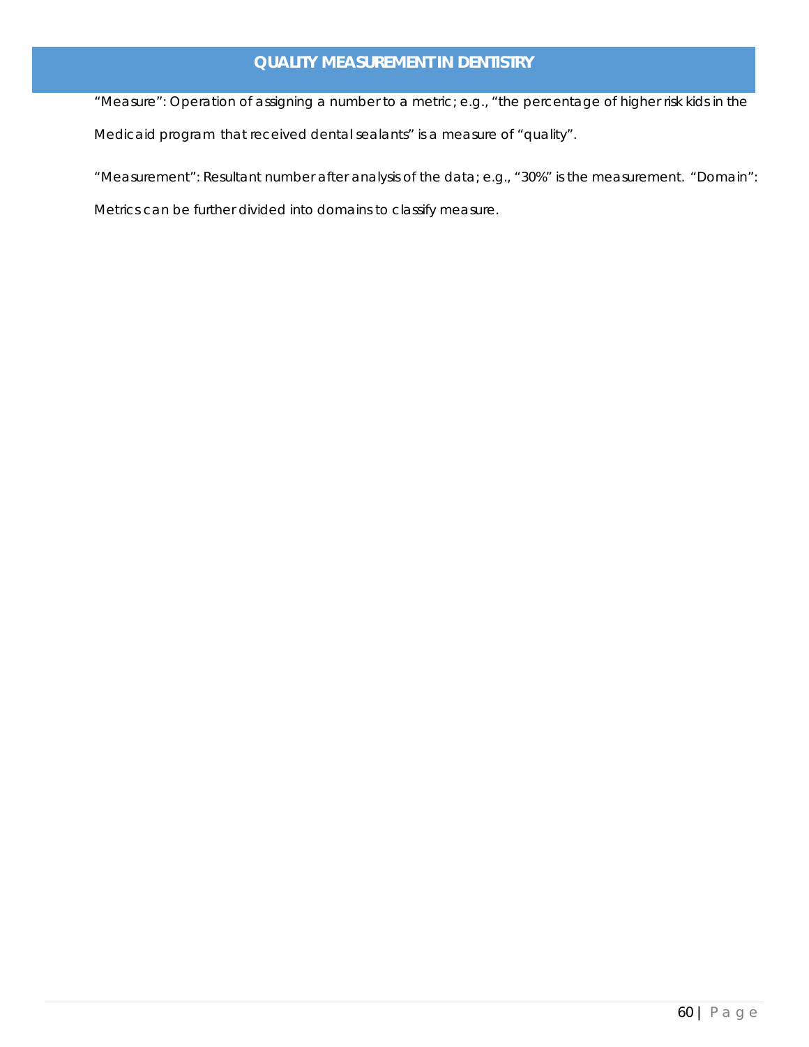## QUALITY MEASUREMENT IN DENTISTRY

"Measure": Operation of assigning a number to a metric; e.g., "the percentage of higher risk kids in the Medicaid program that received dental sealants" is a measure of "quality".

"Measurement": Resultant number after analysis of the data; e.g., "30%" is the measurement. "Domain": Metrics can be further divided into domains to classify measure.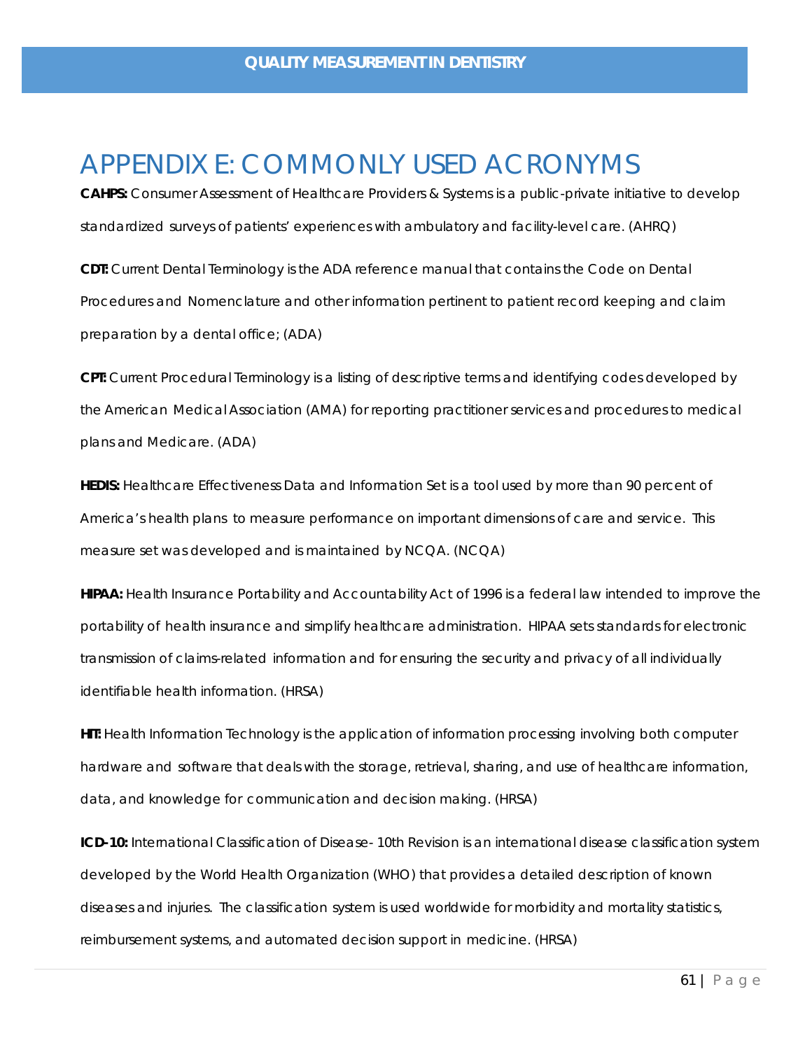# APPENDIX E: COMMONLY USED ACRONYMS

**CAHPS:** Consumer Assessment of Healthcare Providers & Systems is a public-private initiative to develop standardized surveys of patients' experiences with ambulatory and facility-level care. (AHRQ)

**CDT:** Current Dental Terminology is the ADA reference manual that contains the Code on Dental Procedures and Nomenclature and other information pertinent to patient record keeping and claim preparation by a dental office; (ADA)

**CPT:** Current Procedural Terminology is a listing of descriptive terms and identifying codes developed by the American Medical Association (AMA) for reporting practitioner services and procedures to medical plans and Medicare. (ADA)

**HEDIS:** Healthcare Effectiveness Data and Information Set is a tool used by more than 90 percent of America's health plans to measure performance on important dimensions of care and service. This measure set was developed and is maintained by NCQA. (NCQA)

**HIPAA:** Health Insurance Portability and Accountability Act of 1996 is a federal law intended to improve the portability of health insurance and simplify healthcare administration. HIPAA sets standards for electronic transmission of claims-related information and for ensuring the security and privacy of all individually identifiable health information. (HRSA)

**HIT:** Health Information Technology is the application of information processing involving both computer hardware and software that deals with the storage, retrieval, sharing, and use of healthcare information, data, and knowledge for communication and decision making. (HRSA)

**ICD-10:** International Classification of Disease- 10th Revision is an international disease classification system developed by the World Health Organization (WHO) that provides a detailed description of known diseases and injuries. The classification system is used worldwide for morbidity and mortality statistics, reimbursement systems, and automated decision support in medicine. (HRSA)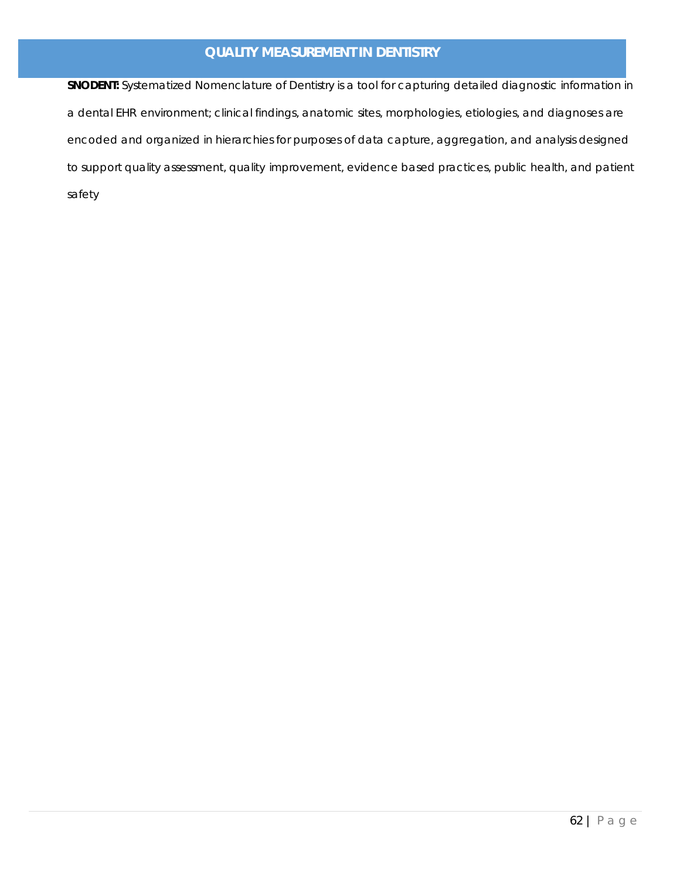## QUALITY MEASUREMENT IN DENTISTRY

**SNODENT:** Systematized Nomenclature of Dentistry is a tool for capturing detailed diagnostic information in a dental EHR environment; clinical findings, anatomic sites, morphologies, etiologies, and diagnoses are encoded and organized in hierarchies for purposes of data capture, aggregation, and analysis designed to support quality assessment, quality improvement, evidence based practices, public health, and patient safety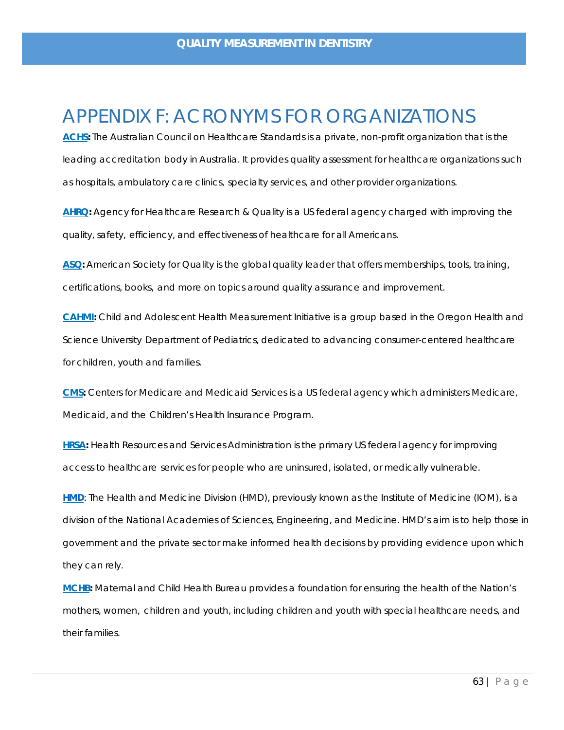# APPENDIX F: ACRONYMS FOR ORGANIZATIONS

**ACHS:** The Australian Council on Healthcare Standards is a private, non-profit organization that is the leading accreditation body in Australia. It provides quality assessment for healthcare organizations such as hospitals, ambulatory care clinics, specialty services, and other provider organizations.

**AHRQ:** Agency for Healthcare Research & Quality is a US federal agency charged with improving the quality, safety, efficiency, and effectiveness of healthcare for all Americans.

**ASQ:** American Society for Quality is the global quality leader that offers memberships, tools, training, certifications, books, and more on topics around quality assurance and improvement.

**CAHMI:** Child and Adolescent Health Measurement Initiative is a group based in the Oregon Health and Science University Department of Pediatrics, dedicated to advancing consumer-centered healthcare for children, youth and families.

**CMS:** Centers for Medicare and Medicaid Services is a US federal agency which administers Medicare, Medicaid, and the Children's Health Insurance Program.

**HRSA:** Health Resources and Services Administration is the primary US federal agency for improving access to healthcare services for people who are uninsured, isolated, or medically vulnerable.

**HMD**: The Health and Medicine Division (HMD), previously known as the Institute of Medicine (IOM), is a division of the National Academies of Sciences, Engineering, and Medicine. HMD's aim is to help those in government and the private sector make informed health decisions by providing evidence upon which they can rely.

**MCHB:** Maternal and Child Health Bureau provides a foundation for ensuring the health of the Nation's mothers, women, children and youth, including children and youth with special healthcare needs, and their families.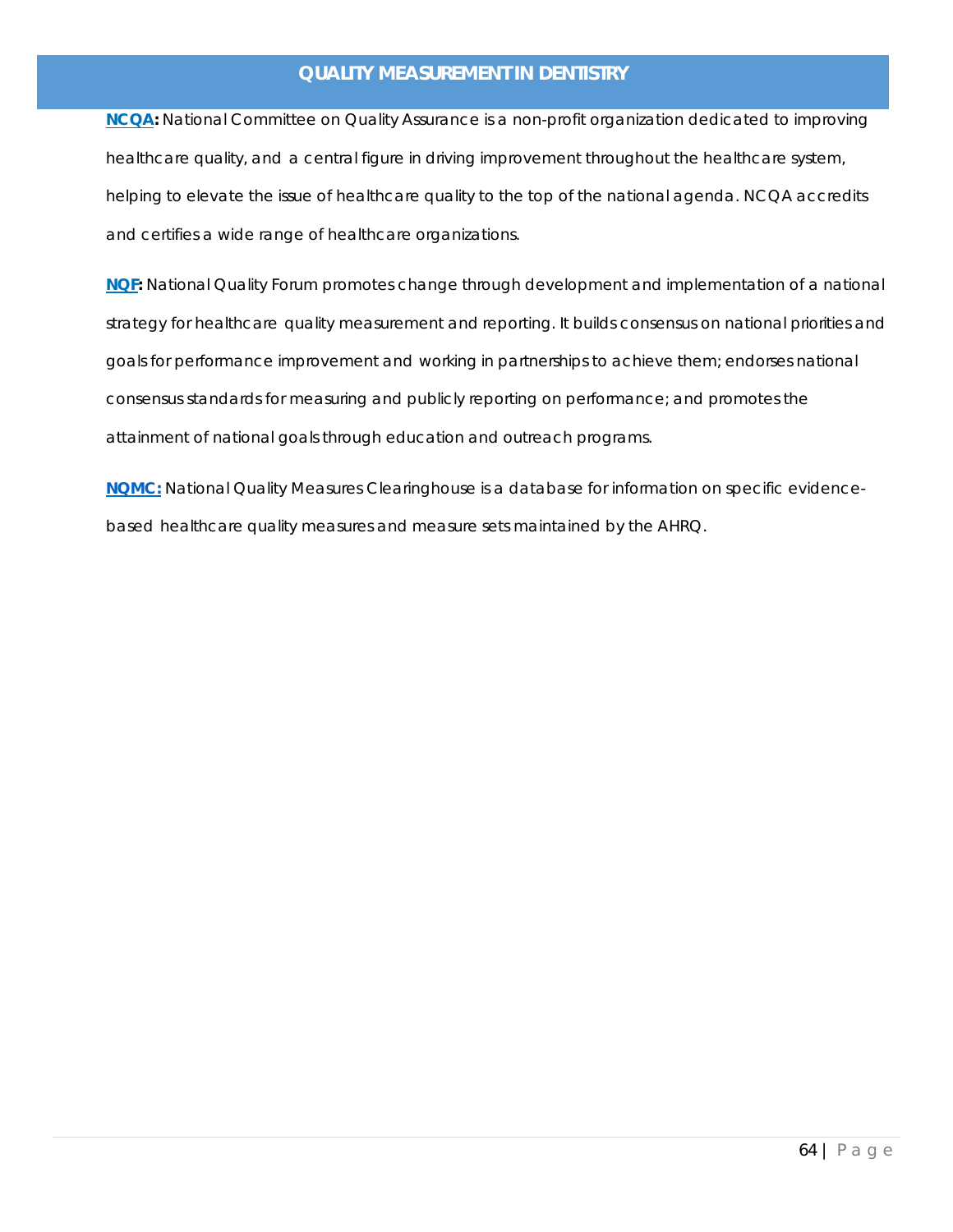## QUALITY MEASUREMENT IN DENTISTRY

**NCQA:** National Committee on Quality Assurance is a non-profit organization dedicated to improving healthcare quality, and a central figure in driving improvement throughout the healthcare system, helping to elevate the issue of healthcare quality to the top of the national agenda. NCQA accredits and certifies a wide range of healthcare organizations.

**NQF:** National Quality Forum promotes change through development and implementation of a national strategy for healthcare quality measurement and reporting. It builds consensus on national priorities and goals for performance improvement and working in partnerships to achieve them; endorses national consensus standards for measuring and publicly reporting on performance; and promotes the attainment of national goals through education and outreach programs.

**NQMC:** National Quality Measures Clearinghouse is a database for information on specific evidence-based healthcare quality measures and measure sets maintained by the AHRQ.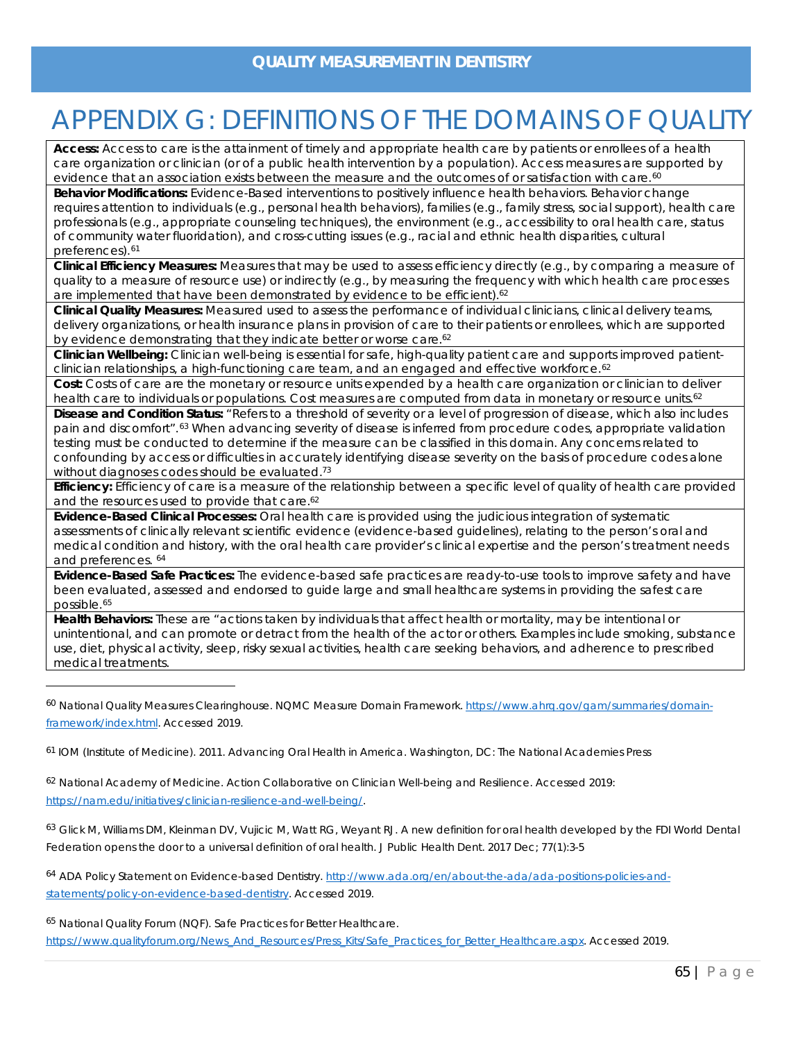# APPENDIX G: DEFINITIONS OF THE DOMAINS OF QUALITY

**Access:** Access to care is the attainment of timely and appropriate health care by patients or enrollees of a health care organization or clinician (or of a public health intervention by a population). Access measures are supported by evidence that an association exists between the measure and the outcomes of or satisfaction with care.[60]

**Behavior Modifications:** Evidence-Based interventions to positively influence health behaviors. Behavior change requires attention to individuals (e.g., personal health behaviors), families (e.g., family stress, social support), health care professionals (e.g., appropriate counseling techniques), the environment (e.g., accessibility to oral health care, status of community water fluoridation), and cross-cutting issues (e.g., racial and ethnic health disparities, cultural preferences).[61]

**Clinical Efficiency Measures:** Measures that may be used to assess efficiency directly (e.g., by comparing a measure of quality to a measure of resource use) or indirectly (e.g., by measuring the frequency with which health care processes are implemented that have been demonstrated by evidence to be efficient).[62]

**Clinical Quality Measures:** Measured used to assess the performance of individual clinicians, clinical delivery teams, delivery organizations, or health insurance plans in provision of care to their patients or enrollees, which are supported by evidence demonstrating that they indicate better or worse care.[62]

**Clinician Wellbeing:** Clinician well-being is essential for safe, high-quality patient care and supports improved patient-clinician relationships, a high-functioning care team, and an engaged and effective workforce.[62]

**Cost:** Costs of care are the monetary or resource units expended by a health care organization or clinician to deliver health care to individuals or populations. Cost measures are computed from data in monetary or resource units.[62]

**Disease and Condition Status:** "Refers to a threshold of severity or a level of progression of disease, which also includes pain and discomfort".[63] When advancing severity of disease is inferred from procedure codes, appropriate validation testing must be conducted to determine if the measure can be classified in this domain. Any concerns related to confounding by access or difficulties in accurately identifying disease severity on the basis of procedure codes alone without diagnoses codes should be evaluated.[73]

**Efficiency:** Efficiency of care is a measure of the relationship between a specific level of quality of health care provided and the resources used to provide that care.[62]

**Evidence-Based Clinical Processes:** Oral health care is provided using the judicious integration of systematic assessments of clinically relevant scientific evidence (evidence-based guidelines), relating to the person's oral and medical condition and history, with the oral health care provider's clinical expertise and the person's treatment needs and preferences.[64]

**Evidence-Based Safe Practices:** The evidence-based safe practices are ready-to-use tools to improve safety and have been evaluated, assessed and endorsed to guide large and small healthcare systems in providing the safest care possible.[65]

**Health Behaviors:** These are "actions taken by individuals that affect health or mortality, may be intentional or unintentional, and can promote or detract from the health of the actor or others. Examples include smoking, substance use, diet, physical activity, sleep, risky sexual activities, health care seeking behaviors, and adherence to prescribed medical treatments.

---

[60] National Quality Measures Clearinghouse. NQMC Measure Domain Framework. https://www.ahrq.gov/gam/summaries/domain-framework/index.html. Accessed 2019.

[61] IOM (Institute of Medicine). 2011. Advancing Oral Health in America. Washington, DC: The National Academies Press

[62] National Academy of Medicine. Action Collaborative on Clinician Well-being and Resilience. Accessed 2019: https://nam.edu/initiatives/clinician-resilience-and-well-being/.

[63] Glick M, Williams DM, Kleinman DV, Vujicic M, Watt RG, Weyant RJ. A new definition for oral health developed by the FDI World Dental Federation opens the door to a universal definition of oral health. J Public Health Dent. 2017 Dec; 77(1):3-5

[64] ADA Policy Statement on Evidence-based Dentistry. http://www.ada.org/en/about-the-ada/ada-positions-policies-and-statements/policy-on-evidence-based-dentistry. Accessed 2019.

[65] National Quality Forum (NQF). Safe Practices for Better Healthcare. https://www.qualityforum.org/News_And_Resources/Press_Kits/Safe_Practices_for_Better_Healthcare.aspx. Accessed 2019.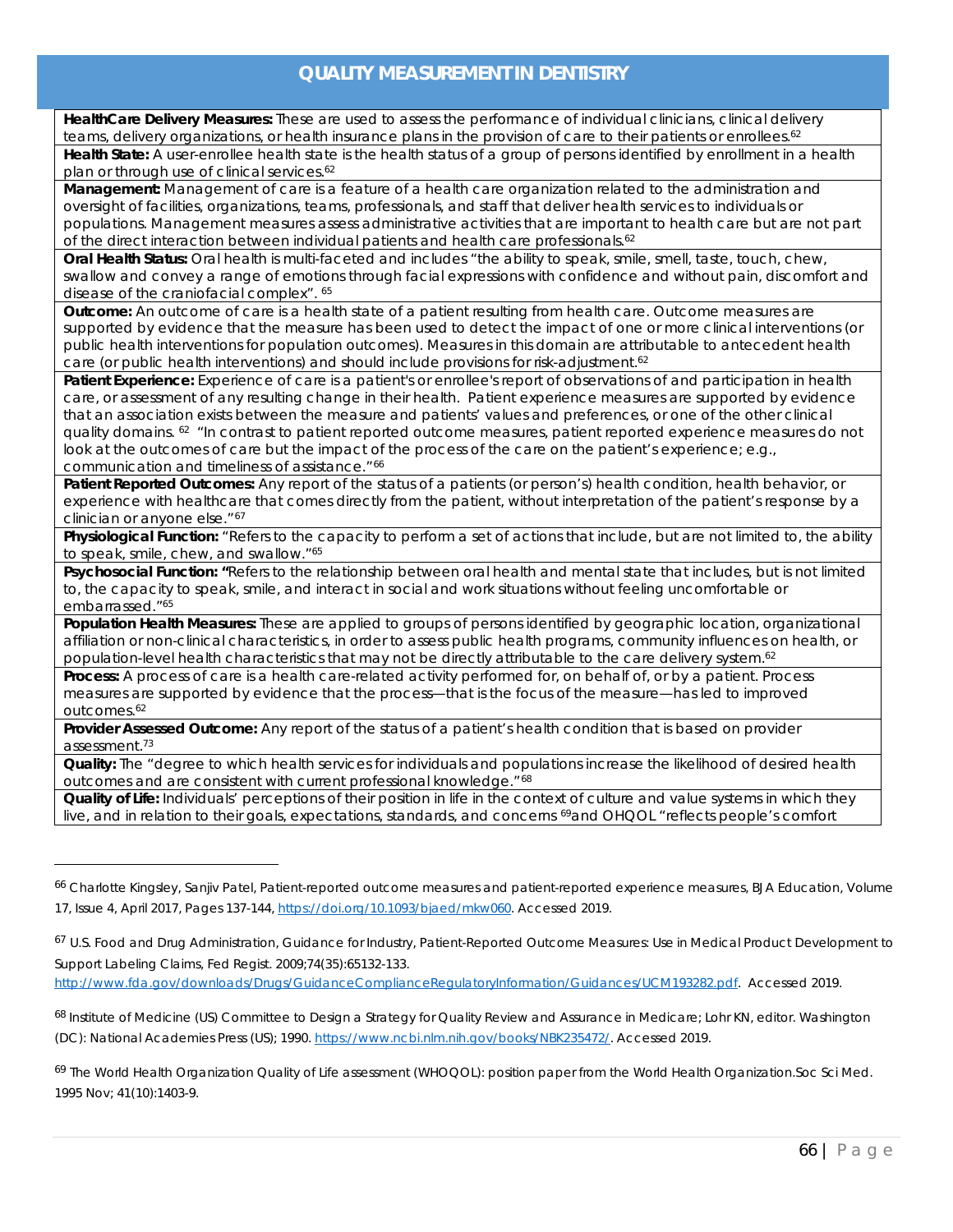## QUALITY MEASUREMENT IN DENTISTRY

**HealthCare Delivery Measures:** These are used to assess the performance of individual clinicians, clinical delivery teams, delivery organizations, or health insurance plans in the provision of care to their patients or enrollees.[62]

**Health State:** A user-enrollee health state is the health status of a group of persons identified by enrollment in a health plan or through use of clinical services.[62]

**Management:** Management of care is a feature of a health care organization related to the administration and oversight of facilities, organizations, teams, professionals, and staff that deliver health services to individuals or populations. Management measures assess administrative activities that are important to health care but are not part of the direct interaction between individual patients and health care professionals.[62]

**Oral Health Status:** Oral health is multi-faceted and includes "the ability to speak, smile, smell, taste, touch, chew, swallow and convey a range of emotions through facial expressions with confidence and without pain, discomfort and disease of the craniofacial complex". [65]

**Outcome:** An outcome of care is a health state of a patient resulting from health care. Outcome measures are supported by evidence that the measure has been used to detect the impact of one or more clinical interventions (or public health interventions for population outcomes). Measures in this domain are attributable to antecedent health care (or public health interventions) and should include provisions for risk-adjustment.[62]

**Patient Experience:** Experience of care is a patient's or enrollee's report of observations of and participation in health care, or assessment of any resulting change in their health. Patient experience measures are supported by evidence that an association exists between the measure and patients' values and preferences, or one of the other clinical quality domains. [62] "In contrast to patient reported outcome measures, patient reported experience measures do not look at the outcomes of care but the impact of the process of the care on the patient's experience; e.g., communication and timeliness of assistance."[66]

**Patient Reported Outcomes:** Any report of the status of a patients (or person's) health condition, health behavior, or experience with healthcare that comes directly from the patient, without interpretation of the patient's response by a clinician or anyone else."[67]

**Physiological Function:** "Refers to the capacity to perform a set of actions that include, but are not limited to, the ability to speak, smile, chew, and swallow."[65]

**Psychosocial Function:** "Refers to the relationship between oral health and mental state that includes, but is not limited to, the capacity to speak, smile, and interact in social and work situations without feeling uncomfortable or embarrassed."[65]

**Population Health Measures:** These are applied to groups of persons identified by geographic location, organizational affiliation or non-clinical characteristics, in order to assess public health programs, community influences on health, or population-level health characteristics that may not be directly attributable to the care delivery system.[62]

**Process:** A process of care is a health care-related activity performed for, on behalf of, or by a patient. Process measures are supported by evidence that the process—that is the focus of the measure—has led to improved outcomes.[62]

**Provider Assessed Outcome:** Any report of the status of a patient's health condition that is based on provider assessment.[73]

**Quality:** The "degree to which health services for individuals and populations increase the likelihood of desired health outcomes and are consistent with current professional knowledge."[68]

**Quality of Life:** Individuals' perceptions of their position in life in the context of culture and value systems in which they live, and in relation to their goals, expectations, standards, and concerns [69]and OHQOL "reflects people's comfort

---

[66] Charlotte Kingsley, Sanjiv Patel, Patient-reported outcome measures and patient-reported experience measures, BJA Education, Volume 17, Issue 4, April 2017, Pages 137-144, https://doi.org/10.1093/bjaed/mkw060. Accessed 2019.

[67] U.S. Food and Drug Administration, Guidance for Industry, Patient-Reported Outcome Measures: Use in Medical Product Development to Support Labeling Claims, Fed Regist. 2009;74(35):65132-133. http://www.fda.gov/downloads/Drugs/GuidanceComplianceRegulatoryInformation/Guidances/UCM193282.pdf. Accessed 2019.

[68] Institute of Medicine (US) Committee to Design a Strategy for Quality Review and Assurance in Medicare; Lohr KN, editor. Washington (DC): National Academies Press (US); 1990. https://www.ncbi.nlm.nih.gov/books/NBK235472/. Accessed 2019.

[69] The World Health Organization Quality of Life assessment (WHOQOL): position paper from the World Health Organization.Soc Sci Med. 1995 Nov; 41(10):1403-9.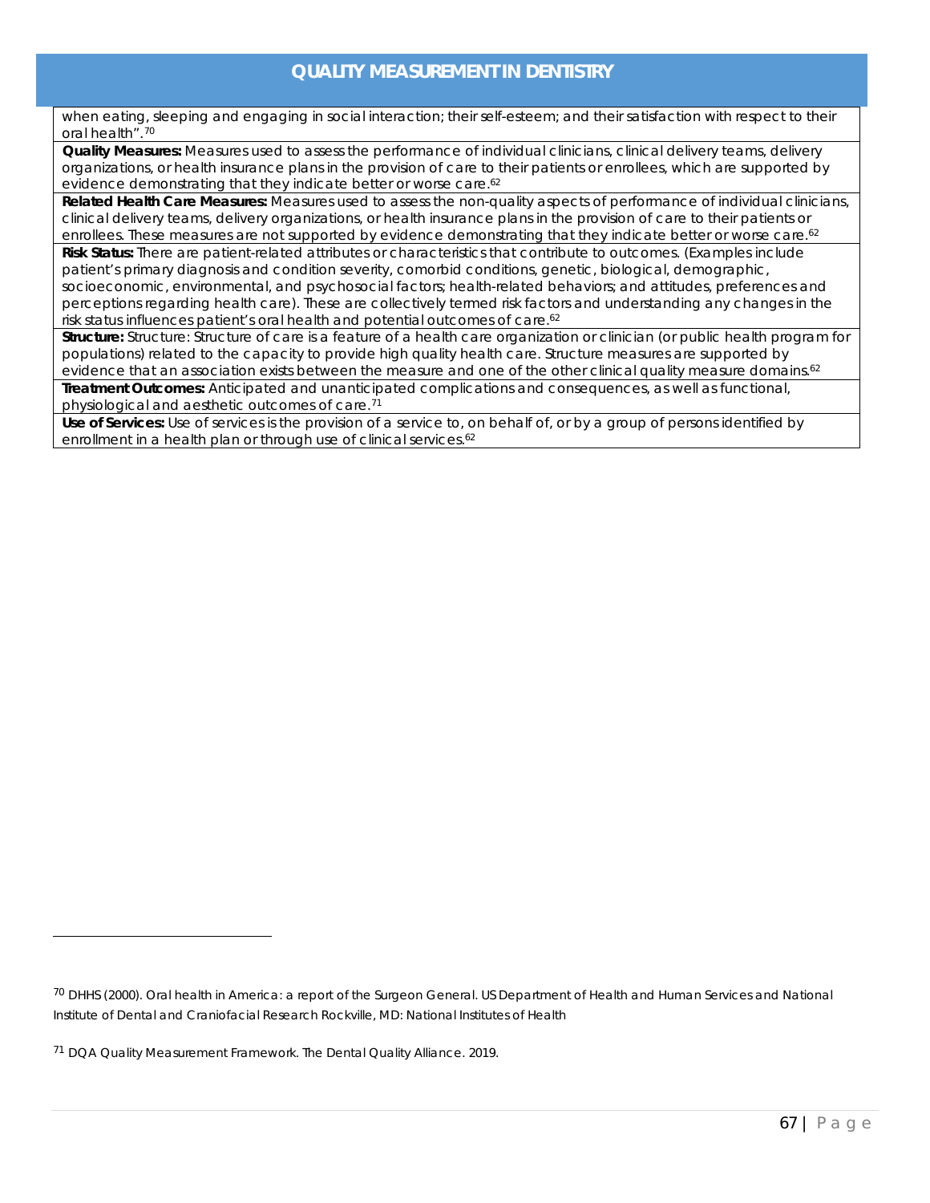when eating, sleeping and engaging in social interaction; their self-esteem; and their satisfaction with respect to their oral health".[70]

**Quality Measures:** Measures used to assess the performance of individual clinicians, clinical delivery teams, delivery organizations, or health insurance plans in the provision of care to their patients or enrollees, which are supported by evidence demonstrating that they indicate better or worse care.[62]

**Related Health Care Measures:** Measures used to assess the non-quality aspects of performance of individual clinicians, clinical delivery teams, delivery organizations, or health insurance plans in the provision of care to their patients or enrollees. These measures are not supported by evidence demonstrating that they indicate better or worse care.[62]

**Risk Status:** There are patient-related attributes or characteristics that contribute to outcomes. (Examples include patient's primary diagnosis and condition severity, comorbid conditions, genetic, biological, demographic, socioeconomic, environmental, and psychosocial factors; health-related behaviors; and attitudes, preferences and perceptions regarding health care). These are collectively termed risk factors and understanding any changes in the risk status influences patient's oral health and potential outcomes of care.[62]

**Structure:** Structure: Structure of care is a feature of a health care organization or clinician (or public health program for populations) related to the capacity to provide high quality health care. Structure measures are supported by evidence that an association exists between the measure and one of the other clinical quality measure domains.[62]

**Treatment Outcomes:** Anticipated and unanticipated complications and consequences, as well as functional, physiological and aesthetic outcomes of care.[71]

**Use of Services:** Use of services is the provision of a service to, on behalf of, or by a group of persons identified by enrollment in a health plan or through use of clinical services.[62]

---

[70] DHHS (2000). Oral health in America: a report of the Surgeon General. US Department of Health and Human Services and National Institute of Dental and Craniofacial Research Rockville, MD: National Institutes of Health

[71] DQA Quality Measurement Framework. The Dental Quality Alliance. 2019.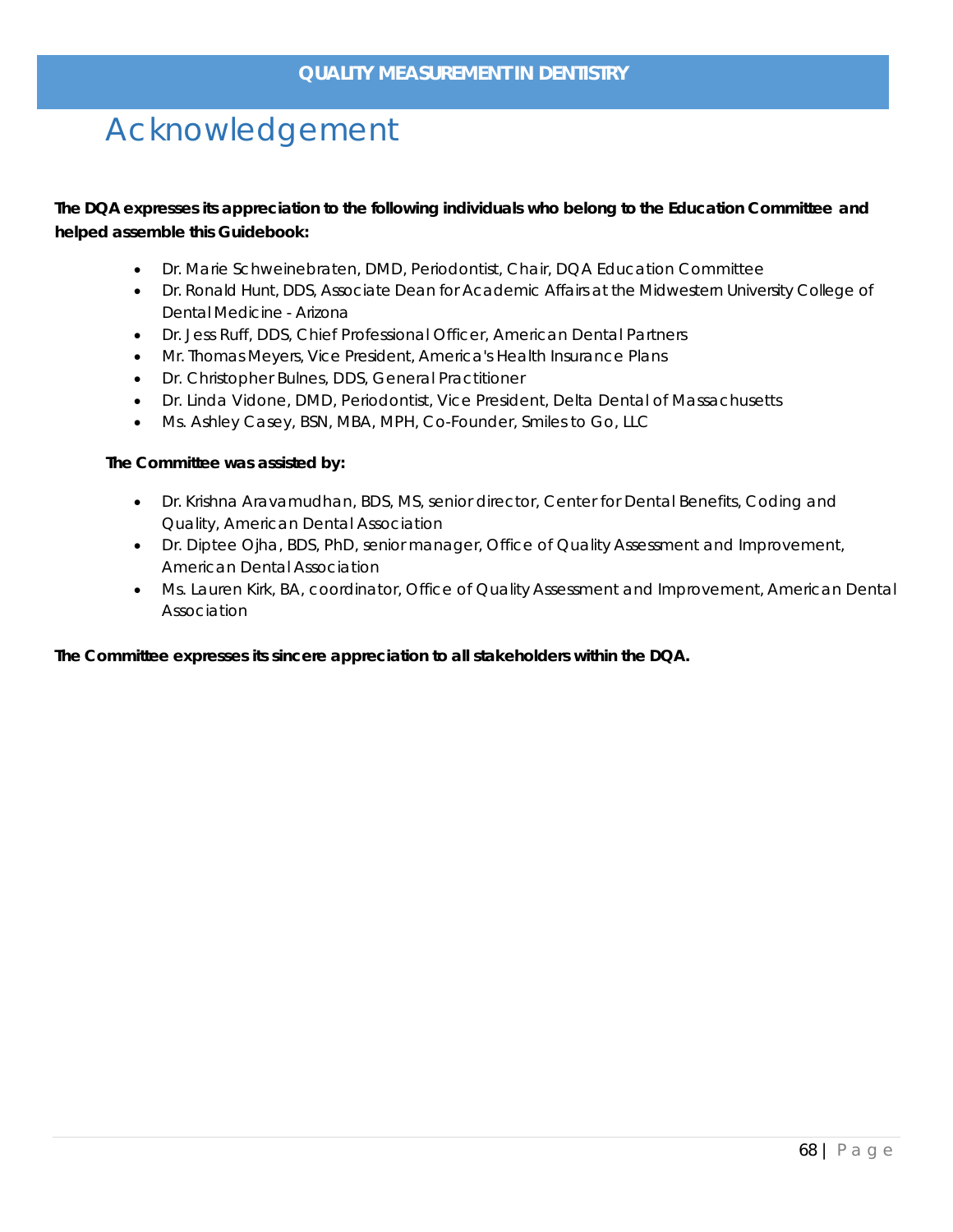# Acknowledgement

**The DQA expresses its appreciation to the following individuals who belong to the Education Committee and helped assemble this Guidebook:**

- Dr. Marie Schweinebraten, DMD, Periodontist, Chair, DQA Education Committee
- Dr. Ronald Hunt, DDS, Associate Dean for Academic Affairs at the Midwestern University College of Dental Medicine - Arizona
- Dr. Jess Ruff, DDS, Chief Professional Officer, American Dental Partners
- Mr. Thomas Meyers, Vice President, America's Health Insurance Plans
- Dr. Christopher Bulnes, DDS, General Practitioner
- Dr. Linda Vidone, DMD, Periodontist, Vice President, Delta Dental of Massachusetts
- Ms. Ashley Casey, BSN, MBA, MPH, Co-Founder, Smiles to Go, LLC

**The Committee was assisted by:**

- Dr. Krishna Aravamudhan, BDS, MS, senior director, Center for Dental Benefits, Coding and Quality, American Dental Association
- Dr. Diptee Ojha, BDS, PhD, senior manager, Office of Quality Assessment and Improvement, American Dental Association
- Ms. Lauren Kirk, BA, coordinator, Office of Quality Assessment and Improvement, American Dental Association

**The Committee expresses its sincere appreciation to all stakeholders within the DQA.**